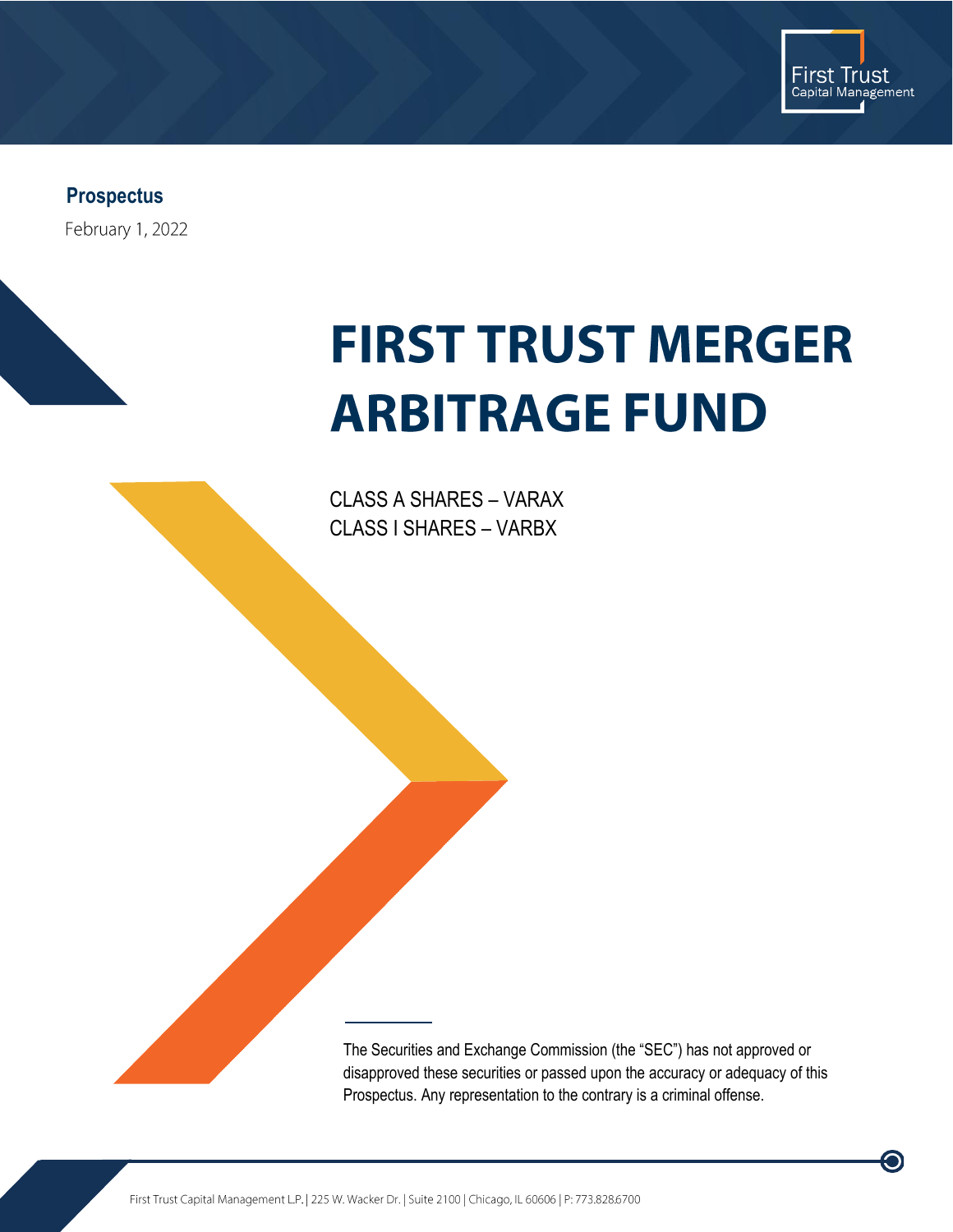First Trust
Capital Management

**Prospectus**

February 1, 2022

# FIRST TRUST MERGER ARBITRAGE FUND

CLASS A SHARES – VARAX
CLASS I SHARES – VARBX

The Securities and Exchange Commission (the "SEC") has not approved or disapproved these securities or passed upon the accuracy or adequacy of this Prospectus. Any representation to the contrary is a criminal offense.

First Trust Capital Management L.P. | 225 W. Wacker Dr. | Suite 2100 | Chicago, IL 60606 | P: 773.828.6700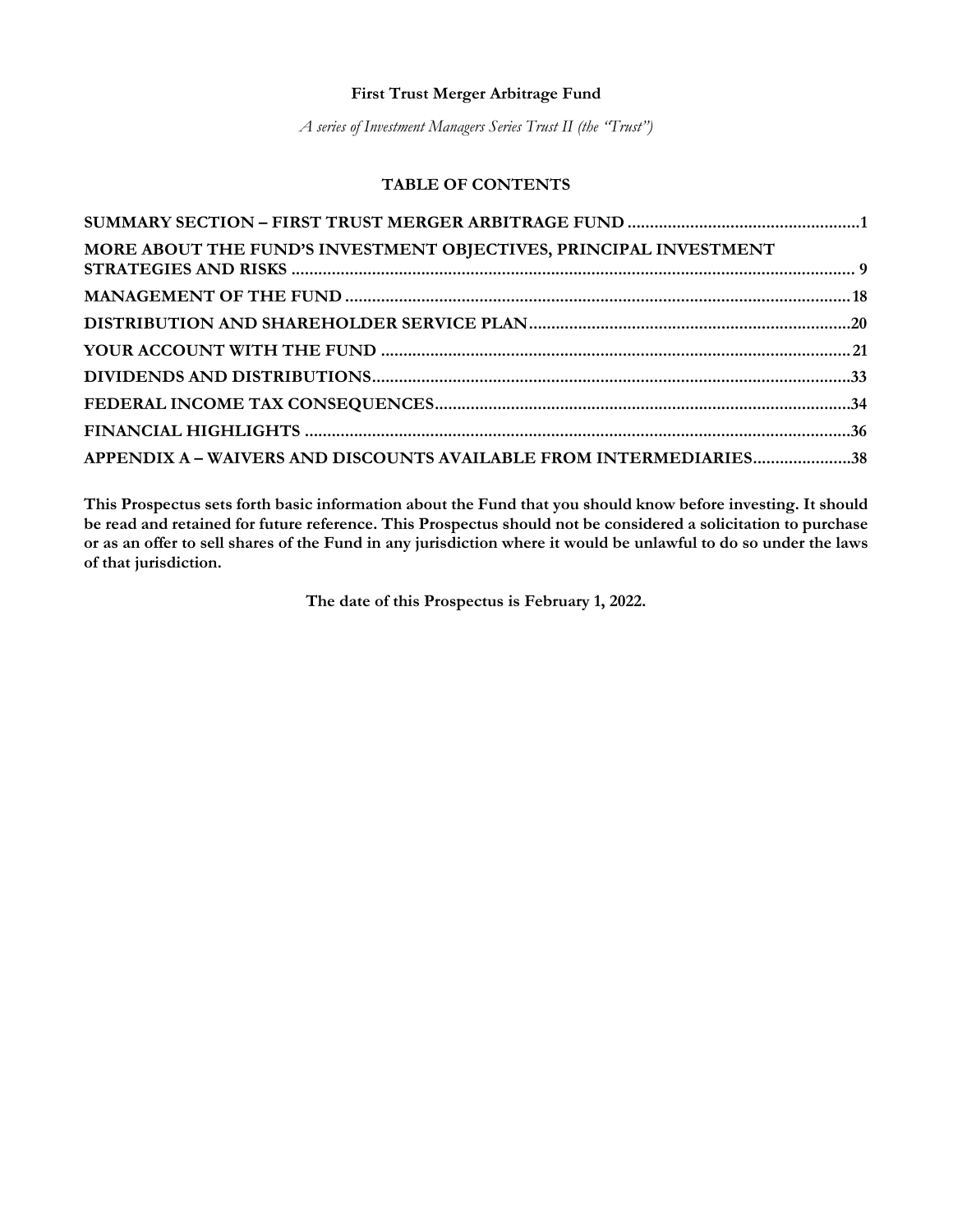**First Trust Merger Arbitrage Fund**

*A series of Investment Managers Series Trust II (the "Trust")*

## TABLE OF CONTENTS

| | |
|---|---|
| **SUMMARY SECTION – FIRST TRUST MERGER ARBITRAGE FUND** | **1** |
| **MORE ABOUT THE FUND'S INVESTMENT OBJECTIVES, PRINCIPAL INVESTMENT STRATEGIES AND RISKS** | **9** |
| **MANAGEMENT OF THE FUND** | **18** |
| **DISTRIBUTION AND SHAREHOLDER SERVICE PLAN** | **20** |
| **YOUR ACCOUNT WITH THE FUND** | **21** |
| **DIVIDENDS AND DISTRIBUTIONS** | **33** |
| **FEDERAL INCOME TAX CONSEQUENCES** | **34** |
| **FINANCIAL HIGHLIGHTS** | **36** |
| **APPENDIX A – WAIVERS AND DISCOUNTS AVAILABLE FROM INTERMEDIARIES** | **38** |

**This Prospectus sets forth basic information about the Fund that you should know before investing. It should be read and retained for future reference. This Prospectus should not be considered a solicitation to purchase or as an offer to sell shares of the Fund in any jurisdiction where it would be unlawful to do so under the laws of that jurisdiction.**

**The date of this Prospectus is February 1, 2022.**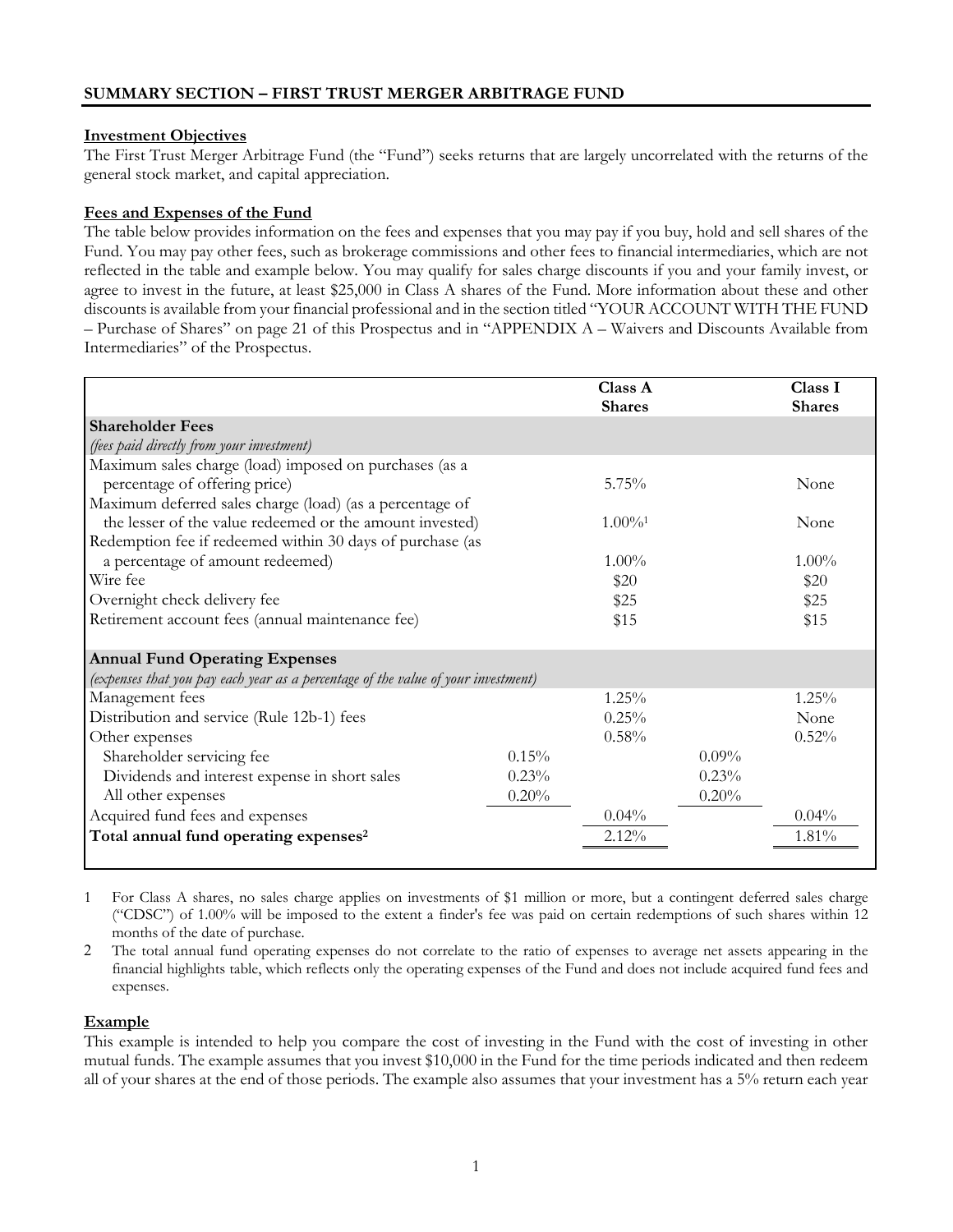## SUMMARY SECTION – FIRST TRUST MERGER ARBITRAGE FUND

### Investment Objectives

The First Trust Merger Arbitrage Fund (the "Fund") seeks returns that are largely uncorrelated with the returns of the general stock market, and capital appreciation.

### Fees and Expenses of the Fund

The table below provides information on the fees and expenses that you may pay if you buy, hold and sell shares of the Fund. You may pay other fees, such as brokerage commissions and other fees to financial intermediaries, which are not reflected in the table and example below. You may qualify for sales charge discounts if you and your family invest, or agree to invest in the future, at least $25,000 in Class A shares of the Fund. More information about these and other discounts is available from your financial professional and in the section titled "YOUR ACCOUNT WITH THE FUND – Purchase of Shares" on page 21 of this Prospectus and in "APPENDIX A – Waivers and Discounts Available from Intermediaries" of the Prospectus.

| | | Class A Shares | | Class I Shares |
|---|---|---|---|---|
| **Shareholder Fees** *(fees paid directly from your investment)* | | | | |
| Maximum sales charge (load) imposed on purchases (as a percentage of offering price) | | 5.75% | | None |
| Maximum deferred sales charge (load) (as a percentage of the lesser of the value redeemed or the amount invested) | | 1.00%[1] | | None |
| Redemption fee if redeemed within 30 days of purchase (as a percentage of amount redeemed) | | 1.00% | | 1.00% |
| Wire fee | | $20 | | $20 |
| Overnight check delivery fee | | $25 | | $25 |
| Retirement account fees (annual maintenance fee) | | $15 | | $15 |
| **Annual Fund Operating Expenses** *(expenses that you pay each year as a percentage of the value of your investment)* | | | | |
| Management fees | | 1.25% | | 1.25% |
| Distribution and service (Rule 12b-1) fees | | 0.25% | | None |
| Other expenses | | 0.58% | | 0.52% |
| Shareholder servicing fee | 0.15% | | 0.09% | |
| Dividends and interest expense in short sales | 0.23% | | 0.23% | |
| All other expenses | 0.20% | | 0.20% | |
| Acquired fund fees and expenses | | 0.04% | | 0.04% |
| **Total annual fund operating expenses[2]** | | 2.12% | | 1.81% |

1 For Class A shares, no sales charge applies on investments of $1 million or more, but a contingent deferred sales charge ("CDSC") of 1.00% will be imposed to the extent a finder's fee was paid on certain redemptions of such shares within 12 months of the date of purchase.

2 The total annual fund operating expenses do not correlate to the ratio of expenses to average net assets appearing in the financial highlights table, which reflects only the operating expenses of the Fund and does not include acquired fund fees and expenses.

### Example

This example is intended to help you compare the cost of investing in the Fund with the cost of investing in other mutual funds. The example assumes that you invest $10,000 in the Fund for the time periods indicated and then redeem all of your shares at the end of those periods. The example also assumes that your investment has a 5% return each year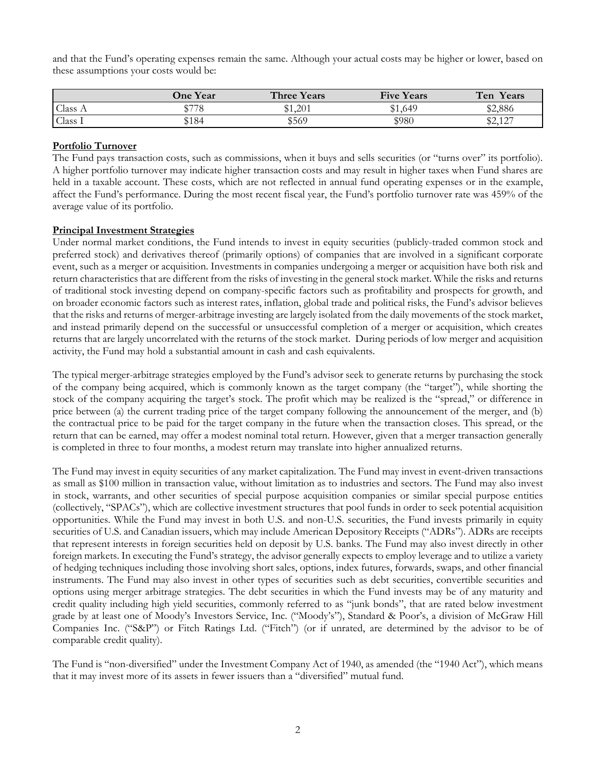and that the Fund's operating expenses remain the same. Although your actual costs may be higher or lower, based on these assumptions your costs would be:

| | One Year | Three Years | Five Years | Ten Years |
|---|---|---|---|---|
| Class A | $778 | $1,201 | $1,649 | $2,886 |
| Class I | $184 | $569 | $980 | $2,127 |

**Portfolio Turnover**

The Fund pays transaction costs, such as commissions, when it buys and sells securities (or "turns over" its portfolio). A higher portfolio turnover may indicate higher transaction costs and may result in higher taxes when Fund shares are held in a taxable account. These costs, which are not reflected in annual fund operating expenses or in the example, affect the Fund's performance. During the most recent fiscal year, the Fund's portfolio turnover rate was 459% of the average value of its portfolio.

**Principal Investment Strategies**

Under normal market conditions, the Fund intends to invest in equity securities (publicly-traded common stock and preferred stock) and derivatives thereof (primarily options) of companies that are involved in a significant corporate event, such as a merger or acquisition. Investments in companies undergoing a merger or acquisition have both risk and return characteristics that are different from the risks of investing in the general stock market. While the risks and returns of traditional stock investing depend on company-specific factors such as profitability and prospects for growth, and on broader economic factors such as interest rates, inflation, global trade and political risks, the Fund's advisor believes that the risks and returns of merger-arbitrage investing are largely isolated from the daily movements of the stock market, and instead primarily depend on the successful or unsuccessful completion of a merger or acquisition, which creates returns that are largely uncorrelated with the returns of the stock market. During periods of low merger and acquisition activity, the Fund may hold a substantial amount in cash and cash equivalents.

The typical merger-arbitrage strategies employed by the Fund's advisor seek to generate returns by purchasing the stock of the company being acquired, which is commonly known as the target company (the "target"), while shorting the stock of the company acquiring the target's stock. The profit which may be realized is the "spread," or difference in price between (a) the current trading price of the target company following the announcement of the merger, and (b) the contractual price to be paid for the target company in the future when the transaction closes. This spread, or the return that can be earned, may offer a modest nominal total return. However, given that a merger transaction generally is completed in three to four months, a modest return may translate into higher annualized returns.

The Fund may invest in equity securities of any market capitalization. The Fund may invest in event-driven transactions as small as $100 million in transaction value, without limitation as to industries and sectors. The Fund may also invest in stock, warrants, and other securities of special purpose acquisition companies or similar special purpose entities (collectively, "SPACs"), which are collective investment structures that pool funds in order to seek potential acquisition opportunities. While the Fund may invest in both U.S. and non-U.S. securities, the Fund invests primarily in equity securities of U.S. and Canadian issuers, which may include American Depository Receipts ("ADRs"). ADRs are receipts that represent interests in foreign securities held on deposit by U.S. banks. The Fund may also invest directly in other foreign markets. In executing the Fund's strategy, the advisor generally expects to employ leverage and to utilize a variety of hedging techniques including those involving short sales, options, index futures, forwards, swaps, and other financial instruments. The Fund may also invest in other types of securities such as debt securities, convertible securities and options using merger arbitrage strategies. The debt securities in which the Fund invests may be of any maturity and credit quality including high yield securities, commonly referred to as "junk bonds", that are rated below investment grade by at least one of Moody's Investors Service, Inc. ("Moody's"), Standard & Poor's, a division of McGraw Hill Companies Inc. ("S&P") or Fitch Ratings Ltd. ("Fitch") (or if unrated, are determined by the advisor to be of comparable credit quality).

The Fund is "non-diversified" under the Investment Company Act of 1940, as amended (the "1940 Act"), which means that it may invest more of its assets in fewer issuers than a "diversified" mutual fund.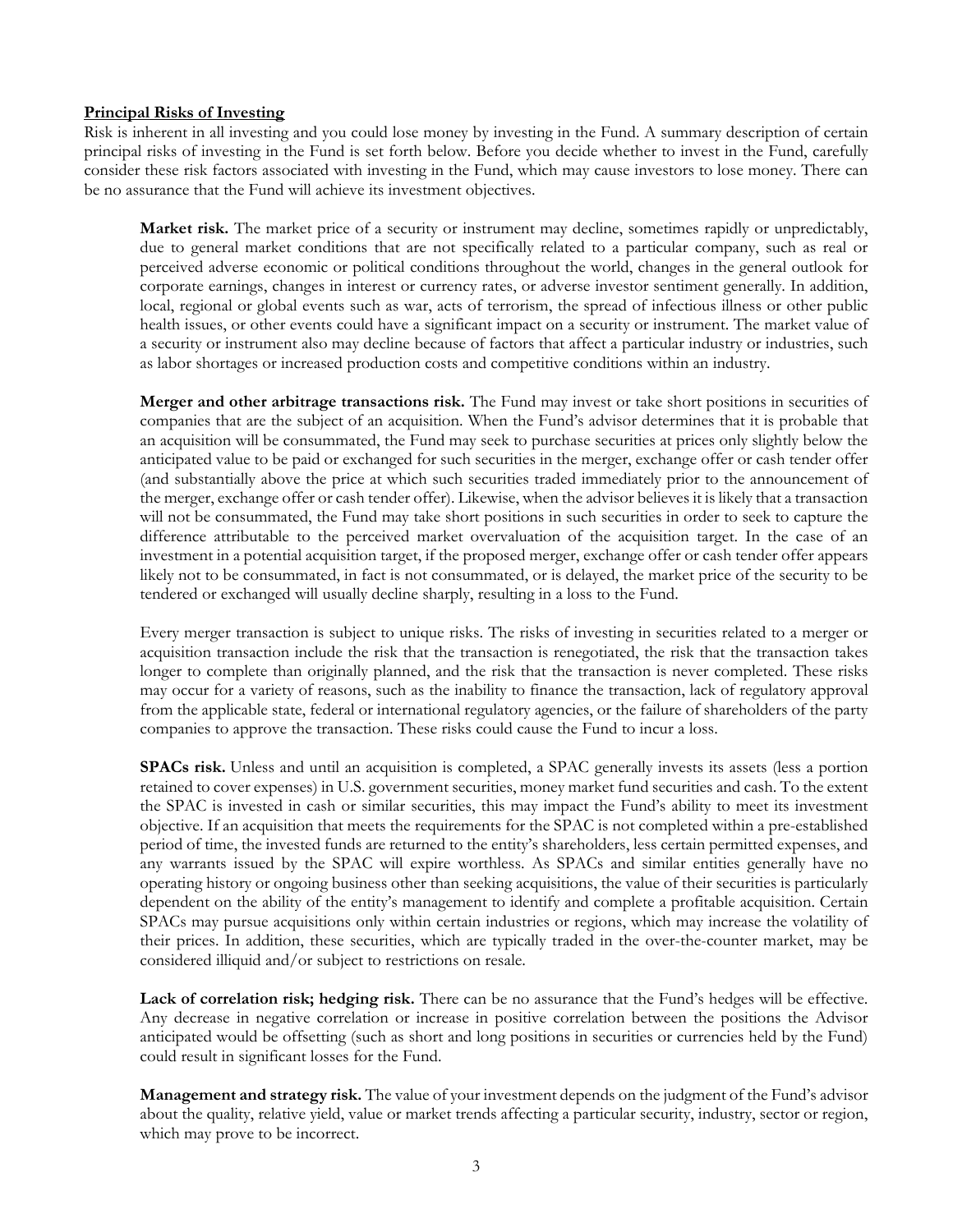**Principal Risks of Investing**

Risk is inherent in all investing and you could lose money by investing in the Fund. A summary description of certain principal risks of investing in the Fund is set forth below. Before you decide whether to invest in the Fund, carefully consider these risk factors associated with investing in the Fund, which may cause investors to lose money. There can be no assurance that the Fund will achieve its investment objectives.

**Market risk.** The market price of a security or instrument may decline, sometimes rapidly or unpredictably, due to general market conditions that are not specifically related to a particular company, such as real or perceived adverse economic or political conditions throughout the world, changes in the general outlook for corporate earnings, changes in interest or currency rates, or adverse investor sentiment generally. In addition, local, regional or global events such as war, acts of terrorism, the spread of infectious illness or other public health issues, or other events could have a significant impact on a security or instrument. The market value of a security or instrument also may decline because of factors that affect a particular industry or industries, such as labor shortages or increased production costs and competitive conditions within an industry.

**Merger and other arbitrage transactions risk.** The Fund may invest or take short positions in securities of companies that are the subject of an acquisition. When the Fund's advisor determines that it is probable that an acquisition will be consummated, the Fund may seek to purchase securities at prices only slightly below the anticipated value to be paid or exchanged for such securities in the merger, exchange offer or cash tender offer (and substantially above the price at which such securities traded immediately prior to the announcement of the merger, exchange offer or cash tender offer). Likewise, when the advisor believes it is likely that a transaction will not be consummated, the Fund may take short positions in such securities in order to seek to capture the difference attributable to the perceived market overvaluation of the acquisition target. In the case of an investment in a potential acquisition target, if the proposed merger, exchange offer or cash tender offer appears likely not to be consummated, in fact is not consummated, or is delayed, the market price of the security to be tendered or exchanged will usually decline sharply, resulting in a loss to the Fund.

Every merger transaction is subject to unique risks. The risks of investing in securities related to a merger or acquisition transaction include the risk that the transaction is renegotiated, the risk that the transaction takes longer to complete than originally planned, and the risk that the transaction is never completed. These risks may occur for a variety of reasons, such as the inability to finance the transaction, lack of regulatory approval from the applicable state, federal or international regulatory agencies, or the failure of shareholders of the party companies to approve the transaction. These risks could cause the Fund to incur a loss.

**SPACs risk.** Unless and until an acquisition is completed, a SPAC generally invests its assets (less a portion retained to cover expenses) in U.S. government securities, money market fund securities and cash. To the extent the SPAC is invested in cash or similar securities, this may impact the Fund's ability to meet its investment objective. If an acquisition that meets the requirements for the SPAC is not completed within a pre-established period of time, the invested funds are returned to the entity's shareholders, less certain permitted expenses, and any warrants issued by the SPAC will expire worthless. As SPACs and similar entities generally have no operating history or ongoing business other than seeking acquisitions, the value of their securities is particularly dependent on the ability of the entity's management to identify and complete a profitable acquisition. Certain SPACs may pursue acquisitions only within certain industries or regions, which may increase the volatility of their prices. In addition, these securities, which are typically traded in the over-the-counter market, may be considered illiquid and/or subject to restrictions on resale.

**Lack of correlation risk; hedging risk.** There can be no assurance that the Fund's hedges will be effective. Any decrease in negative correlation or increase in positive correlation between the positions the Advisor anticipated would be offsetting (such as short and long positions in securities or currencies held by the Fund) could result in significant losses for the Fund.

**Management and strategy risk.** The value of your investment depends on the judgment of the Fund's advisor about the quality, relative yield, value or market trends affecting a particular security, industry, sector or region, which may prove to be incorrect.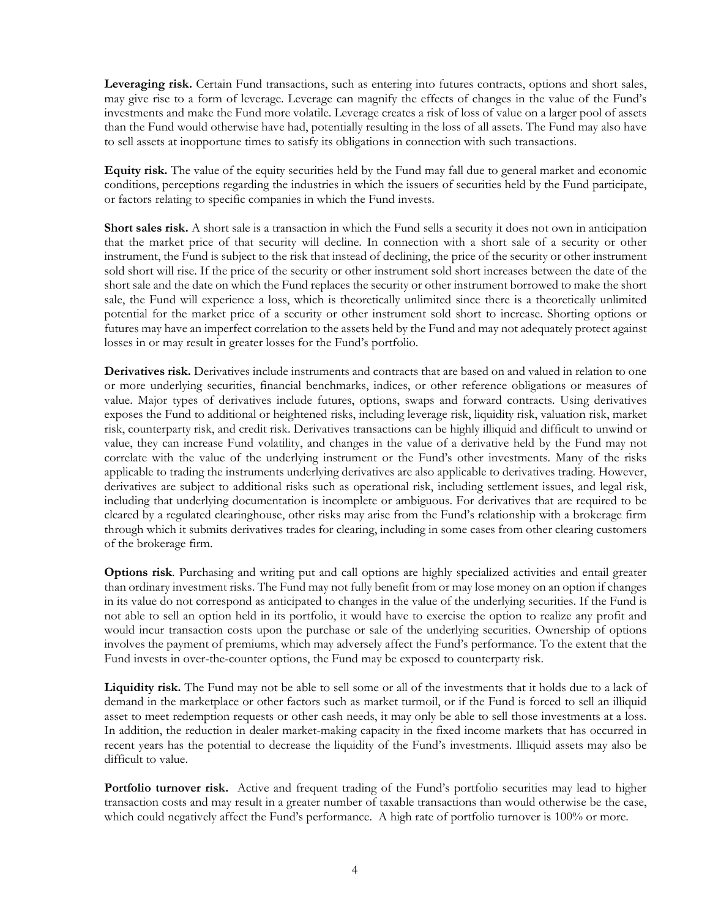**Leveraging risk.** Certain Fund transactions, such as entering into futures contracts, options and short sales, may give rise to a form of leverage. Leverage can magnify the effects of changes in the value of the Fund's investments and make the Fund more volatile. Leverage creates a risk of loss of value on a larger pool of assets than the Fund would otherwise have had, potentially resulting in the loss of all assets. The Fund may also have to sell assets at inopportune times to satisfy its obligations in connection with such transactions.

**Equity risk.** The value of the equity securities held by the Fund may fall due to general market and economic conditions, perceptions regarding the industries in which the issuers of securities held by the Fund participate, or factors relating to specific companies in which the Fund invests.

**Short sales risk.** A short sale is a transaction in which the Fund sells a security it does not own in anticipation that the market price of that security will decline. In connection with a short sale of a security or other instrument, the Fund is subject to the risk that instead of declining, the price of the security or other instrument sold short will rise. If the price of the security or other instrument sold short increases between the date of the short sale and the date on which the Fund replaces the security or other instrument borrowed to make the short sale, the Fund will experience a loss, which is theoretically unlimited since there is a theoretically unlimited potential for the market price of a security or other instrument sold short to increase. Shorting options or futures may have an imperfect correlation to the assets held by the Fund and may not adequately protect against losses in or may result in greater losses for the Fund's portfolio.

**Derivatives risk.** Derivatives include instruments and contracts that are based on and valued in relation to one or more underlying securities, financial benchmarks, indices, or other reference obligations or measures of value. Major types of derivatives include futures, options, swaps and forward contracts. Using derivatives exposes the Fund to additional or heightened risks, including leverage risk, liquidity risk, valuation risk, market risk, counterparty risk, and credit risk. Derivatives transactions can be highly illiquid and difficult to unwind or value, they can increase Fund volatility, and changes in the value of a derivative held by the Fund may not correlate with the value of the underlying instrument or the Fund's other investments. Many of the risks applicable to trading the instruments underlying derivatives are also applicable to derivatives trading. However, derivatives are subject to additional risks such as operational risk, including settlement issues, and legal risk, including that underlying documentation is incomplete or ambiguous. For derivatives that are required to be cleared by a regulated clearinghouse, other risks may arise from the Fund's relationship with a brokerage firm through which it submits derivatives trades for clearing, including in some cases from other clearing customers of the brokerage firm.

**Options risk**. Purchasing and writing put and call options are highly specialized activities and entail greater than ordinary investment risks. The Fund may not fully benefit from or may lose money on an option if changes in its value do not correspond as anticipated to changes in the value of the underlying securities. If the Fund is not able to sell an option held in its portfolio, it would have to exercise the option to realize any profit and would incur transaction costs upon the purchase or sale of the underlying securities. Ownership of options involves the payment of premiums, which may adversely affect the Fund's performance. To the extent that the Fund invests in over-the-counter options, the Fund may be exposed to counterparty risk.

**Liquidity risk.** The Fund may not be able to sell some or all of the investments that it holds due to a lack of demand in the marketplace or other factors such as market turmoil, or if the Fund is forced to sell an illiquid asset to meet redemption requests or other cash needs, it may only be able to sell those investments at a loss. In addition, the reduction in dealer market-making capacity in the fixed income markets that has occurred in recent years has the potential to decrease the liquidity of the Fund's investments. Illiquid assets may also be difficult to value.

**Portfolio turnover risk.** Active and frequent trading of the Fund's portfolio securities may lead to higher transaction costs and may result in a greater number of taxable transactions than would otherwise be the case, which could negatively affect the Fund's performance. A high rate of portfolio turnover is 100% or more.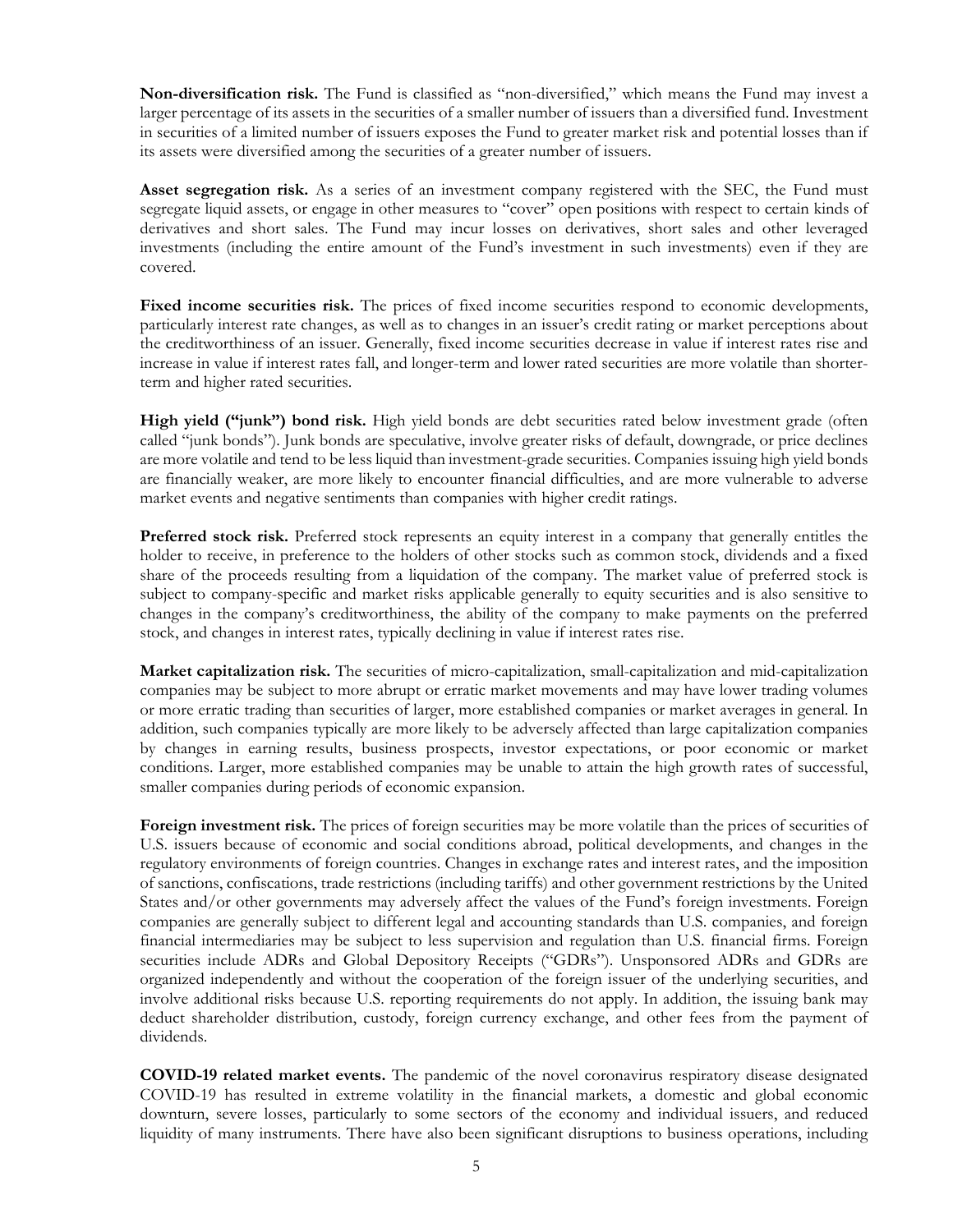**Non-diversification risk.** The Fund is classified as "non-diversified," which means the Fund may invest a larger percentage of its assets in the securities of a smaller number of issuers than a diversified fund. Investment in securities of a limited number of issuers exposes the Fund to greater market risk and potential losses than if its assets were diversified among the securities of a greater number of issuers.

**Asset segregation risk.** As a series of an investment company registered with the SEC, the Fund must segregate liquid assets, or engage in other measures to "cover" open positions with respect to certain kinds of derivatives and short sales. The Fund may incur losses on derivatives, short sales and other leveraged investments (including the entire amount of the Fund's investment in such investments) even if they are covered.

**Fixed income securities risk.** The prices of fixed income securities respond to economic developments, particularly interest rate changes, as well as to changes in an issuer's credit rating or market perceptions about the creditworthiness of an issuer. Generally, fixed income securities decrease in value if interest rates rise and increase in value if interest rates fall, and longer-term and lower rated securities are more volatile than shorter-term and higher rated securities.

**High yield ("junk") bond risk.** High yield bonds are debt securities rated below investment grade (often called "junk bonds"). Junk bonds are speculative, involve greater risks of default, downgrade, or price declines are more volatile and tend to be less liquid than investment-grade securities. Companies issuing high yield bonds are financially weaker, are more likely to encounter financial difficulties, and are more vulnerable to adverse market events and negative sentiments than companies with higher credit ratings.

**Preferred stock risk.** Preferred stock represents an equity interest in a company that generally entitles the holder to receive, in preference to the holders of other stocks such as common stock, dividends and a fixed share of the proceeds resulting from a liquidation of the company. The market value of preferred stock is subject to company-specific and market risks applicable generally to equity securities and is also sensitive to changes in the company's creditworthiness, the ability of the company to make payments on the preferred stock, and changes in interest rates, typically declining in value if interest rates rise.

**Market capitalization risk.** The securities of micro-capitalization, small-capitalization and mid-capitalization companies may be subject to more abrupt or erratic market movements and may have lower trading volumes or more erratic trading than securities of larger, more established companies or market averages in general. In addition, such companies typically are more likely to be adversely affected than large capitalization companies by changes in earning results, business prospects, investor expectations, or poor economic or market conditions. Larger, more established companies may be unable to attain the high growth rates of successful, smaller companies during periods of economic expansion.

**Foreign investment risk.** The prices of foreign securities may be more volatile than the prices of securities of U.S. issuers because of economic and social conditions abroad, political developments, and changes in the regulatory environments of foreign countries. Changes in exchange rates and interest rates, and the imposition of sanctions, confiscations, trade restrictions (including tariffs) and other government restrictions by the United States and/or other governments may adversely affect the values of the Fund's foreign investments. Foreign companies are generally subject to different legal and accounting standards than U.S. companies, and foreign financial intermediaries may be subject to less supervision and regulation than U.S. financial firms. Foreign securities include ADRs and Global Depository Receipts ("GDRs"). Unsponsored ADRs and GDRs are organized independently and without the cooperation of the foreign issuer of the underlying securities, and involve additional risks because U.S. reporting requirements do not apply. In addition, the issuing bank may deduct shareholder distribution, custody, foreign currency exchange, and other fees from the payment of dividends.

**COVID-19 related market events.** The pandemic of the novel coronavirus respiratory disease designated COVID-19 has resulted in extreme volatility in the financial markets, a domestic and global economic downturn, severe losses, particularly to some sectors of the economy and individual issuers, and reduced liquidity of many instruments. There have also been significant disruptions to business operations, including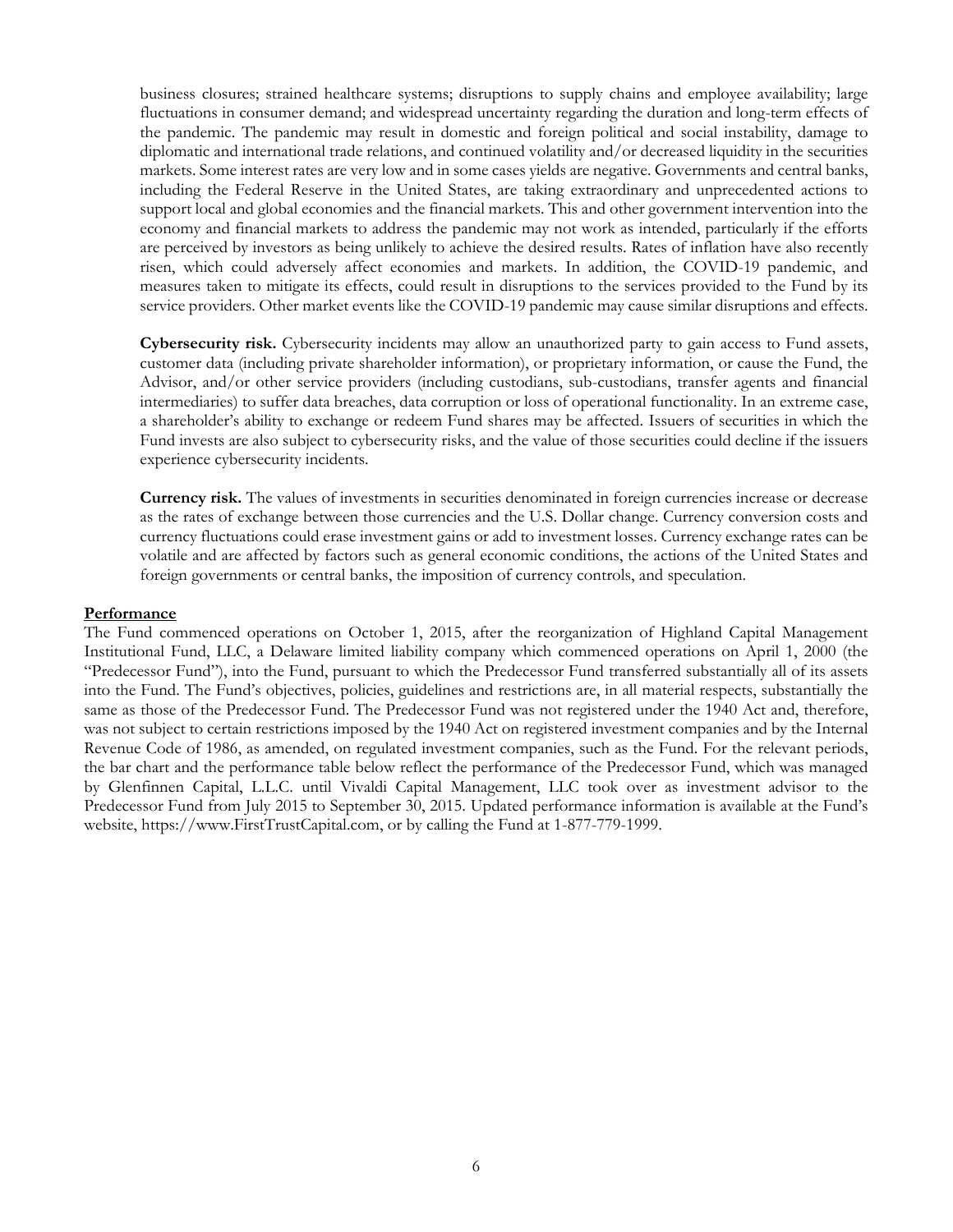business closures; strained healthcare systems; disruptions to supply chains and employee availability; large fluctuations in consumer demand; and widespread uncertainty regarding the duration and long-term effects of the pandemic. The pandemic may result in domestic and foreign political and social instability, damage to diplomatic and international trade relations, and continued volatility and/or decreased liquidity in the securities markets. Some interest rates are very low and in some cases yields are negative. Governments and central banks, including the Federal Reserve in the United States, are taking extraordinary and unprecedented actions to support local and global economies and the financial markets. This and other government intervention into the economy and financial markets to address the pandemic may not work as intended, particularly if the efforts are perceived by investors as being unlikely to achieve the desired results. Rates of inflation have also recently risen, which could adversely affect economies and markets. In addition, the COVID-19 pandemic, and measures taken to mitigate its effects, could result in disruptions to the services provided to the Fund by its service providers. Other market events like the COVID-19 pandemic may cause similar disruptions and effects.

**Cybersecurity risk.** Cybersecurity incidents may allow an unauthorized party to gain access to Fund assets, customer data (including private shareholder information), or proprietary information, or cause the Fund, the Advisor, and/or other service providers (including custodians, sub-custodians, transfer agents and financial intermediaries) to suffer data breaches, data corruption or loss of operational functionality. In an extreme case, a shareholder's ability to exchange or redeem Fund shares may be affected. Issuers of securities in which the Fund invests are also subject to cybersecurity risks, and the value of those securities could decline if the issuers experience cybersecurity incidents.

**Currency risk.** The values of investments in securities denominated in foreign currencies increase or decrease as the rates of exchange between those currencies and the U.S. Dollar change. Currency conversion costs and currency fluctuations could erase investment gains or add to investment losses. Currency exchange rates can be volatile and are affected by factors such as general economic conditions, the actions of the United States and foreign governments or central banks, the imposition of currency controls, and speculation.

## Performance

The Fund commenced operations on October 1, 2015, after the reorganization of Highland Capital Management Institutional Fund, LLC, a Delaware limited liability company which commenced operations on April 1, 2000 (the "Predecessor Fund"), into the Fund, pursuant to which the Predecessor Fund transferred substantially all of its assets into the Fund. The Fund's objectives, policies, guidelines and restrictions are, in all material respects, substantially the same as those of the Predecessor Fund. The Predecessor Fund was not registered under the 1940 Act and, therefore, was not subject to certain restrictions imposed by the 1940 Act on registered investment companies and by the Internal Revenue Code of 1986, as amended, on regulated investment companies, such as the Fund. For the relevant periods, the bar chart and the performance table below reflect the performance of the Predecessor Fund, which was managed by Glenfinnen Capital, L.L.C. until Vivaldi Capital Management, LLC took over as investment advisor to the Predecessor Fund from July 2015 to September 30, 2015. Updated performance information is available at the Fund's website, https://www.FirstTrustCapital.com, or by calling the Fund at 1-877-779-1999.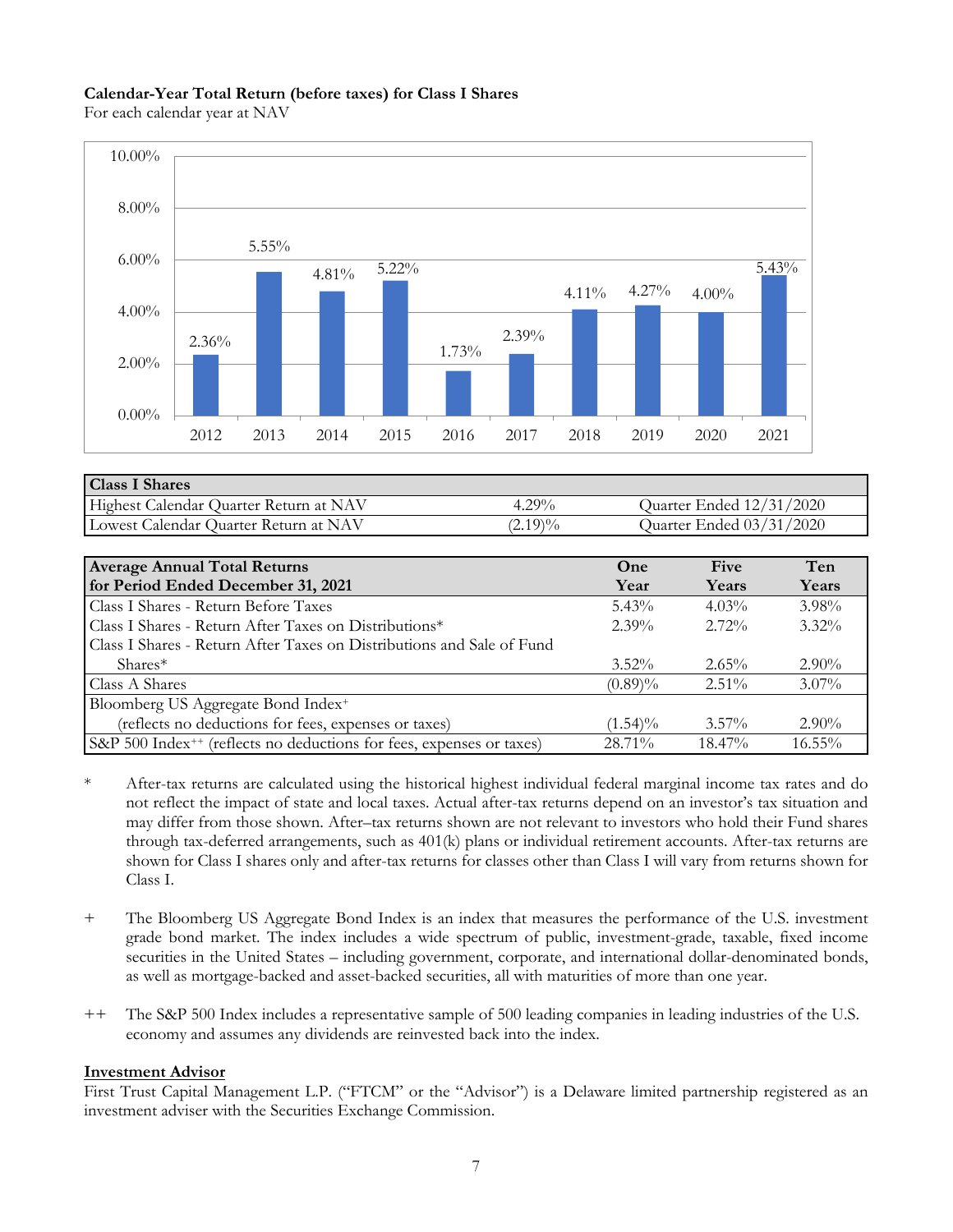**Calendar-Year Total Return (before taxes) for Class I Shares**

For each calendar year at NAV

| Year | Return |
|---|---|
| 2012 | 2.36% |
| 2013 | 5.55% |
| 2014 | 4.81% |
| 2015 | 5.22% |
| 2016 | 1.73% |
| 2017 | 2.39% |
| 2018 | 4.11% |
| 2019 | 4.27% |
| 2020 | 4.00% |
| 2021 | 5.43% |

| Class I Shares | | |
|---|---|---|
| Highest Calendar Quarter Return at NAV | 4.29% | Quarter Ended 12/31/2020 |
| Lowest Calendar Quarter Return at NAV | (2.19)% | Quarter Ended 03/31/2020 |

| Average Annual Total Returns for Period Ended December 31, 2021 | One Year | Five Years | Ten Years |
|---|---|---|---|
| Class I Shares - Return Before Taxes | 5.43% | 4.03% | 3.98% |
| Class I Shares - Return After Taxes on Distributions* | 2.39% | 2.72% | 3.32% |
| Class I Shares - Return After Taxes on Distributions and Sale of Fund Shares* | 3.52% | 2.65% | 2.90% |
| Class A Shares | (0.89)% | 2.51% | 3.07% |
| Bloomberg US Aggregate Bond Index+ (reflects no deductions for fees, expenses or taxes) | (1.54)% | 3.57% | 2.90% |
| S&P 500 Index++ (reflects no deductions for fees, expenses or taxes) | 28.71% | 18.47% | 16.55% |

\* After-tax returns are calculated using the historical highest individual federal marginal income tax rates and do not reflect the impact of state and local taxes. Actual after-tax returns depend on an investor's tax situation and may differ from those shown. After–tax returns shown are not relevant to investors who hold their Fund shares through tax-deferred arrangements, such as 401(k) plans or individual retirement accounts. After-tax returns are shown for Class I shares only and after-tax returns for classes other than Class I will vary from returns shown for Class I.

\+ The Bloomberg US Aggregate Bond Index is an index that measures the performance of the U.S. investment grade bond market. The index includes a wide spectrum of public, investment-grade, taxable, fixed income securities in the United States – including government, corporate, and international dollar-denominated bonds, as well as mortgage-backed and asset-backed securities, all with maturities of more than one year.

++ The S&P 500 Index includes a representative sample of 500 leading companies in leading industries of the U.S. economy and assumes any dividends are reinvested back into the index.

**Investment Advisor**

First Trust Capital Management L.P. ("FTCM" or the "Advisor") is a Delaware limited partnership registered as an investment adviser with the Securities Exchange Commission.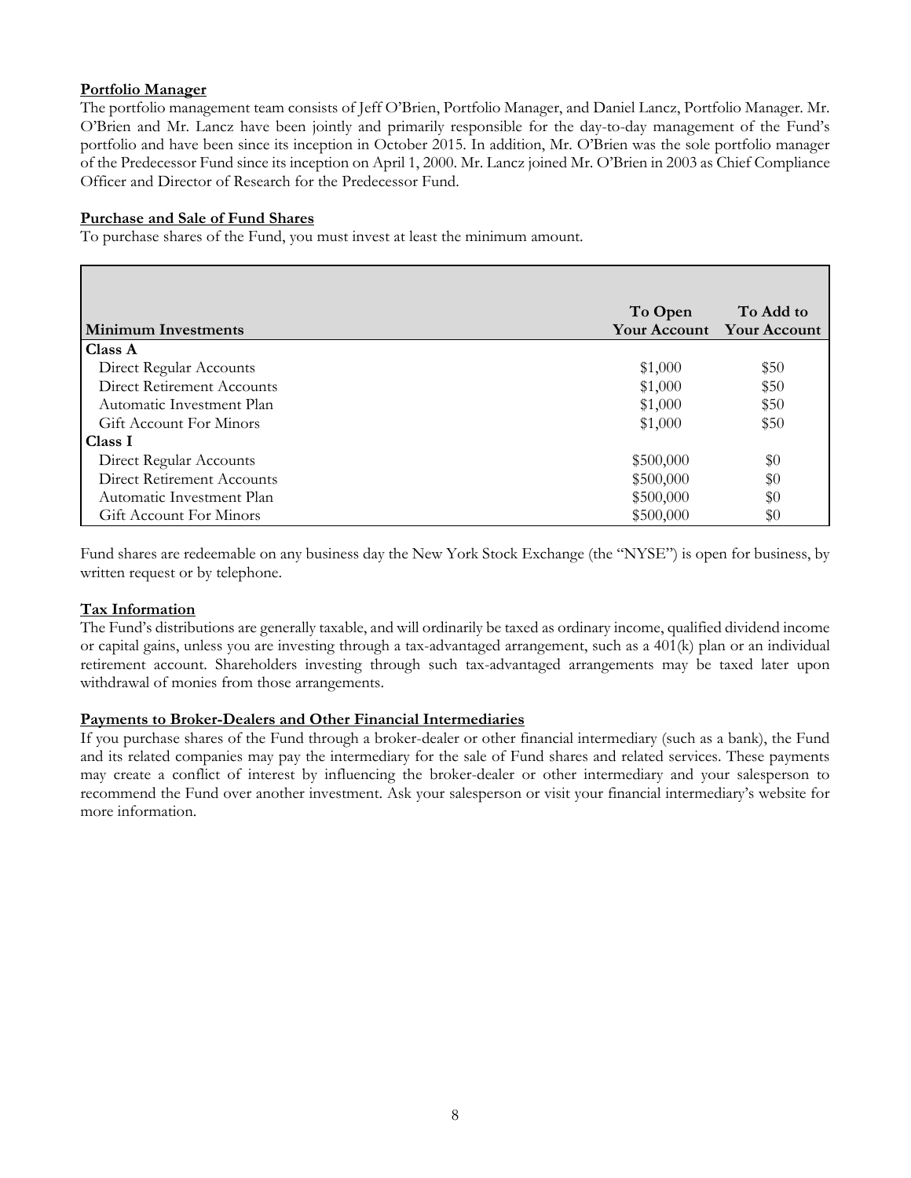## Portfolio Manager

The portfolio management team consists of Jeff O'Brien, Portfolio Manager, and Daniel Lancz, Portfolio Manager. Mr. O'Brien and Mr. Lancz have been jointly and primarily responsible for the day-to-day management of the Fund's portfolio and have been since its inception in October 2015. In addition, Mr. O'Brien was the sole portfolio manager of the Predecessor Fund since its inception on April 1, 2000. Mr. Lancz joined Mr. O'Brien in 2003 as Chief Compliance Officer and Director of Research for the Predecessor Fund.

## Purchase and Sale of Fund Shares

To purchase shares of the Fund, you must invest at least the minimum amount.

| Minimum Investments | To Open Your Account | To Add to Your Account |
|---|---|---|
| **Class A** | | |
| Direct Regular Accounts | $1,000 | $50 |
| Direct Retirement Accounts | $1,000 | $50 |
| Automatic Investment Plan | $1,000 | $50 |
| Gift Account For Minors | $1,000 | $50 |
| **Class I** | | |
| Direct Regular Accounts | $500,000 | $0 |
| Direct Retirement Accounts | $500,000 | $0 |
| Automatic Investment Plan | $500,000 | $0 |
| Gift Account For Minors | $500,000 | $0 |

Fund shares are redeemable on any business day the New York Stock Exchange (the "NYSE") is open for business, by written request or by telephone.

## Tax Information

The Fund's distributions are generally taxable, and will ordinarily be taxed as ordinary income, qualified dividend income or capital gains, unless you are investing through a tax-advantaged arrangement, such as a 401(k) plan or an individual retirement account. Shareholders investing through such tax-advantaged arrangements may be taxed later upon withdrawal of monies from those arrangements.

## Payments to Broker-Dealers and Other Financial Intermediaries

If you purchase shares of the Fund through a broker-dealer or other financial intermediary (such as a bank), the Fund and its related companies may pay the intermediary for the sale of Fund shares and related services. These payments may create a conflict of interest by influencing the broker-dealer or other intermediary and your salesperson to recommend the Fund over another investment. Ask your salesperson or visit your financial intermediary's website for more information.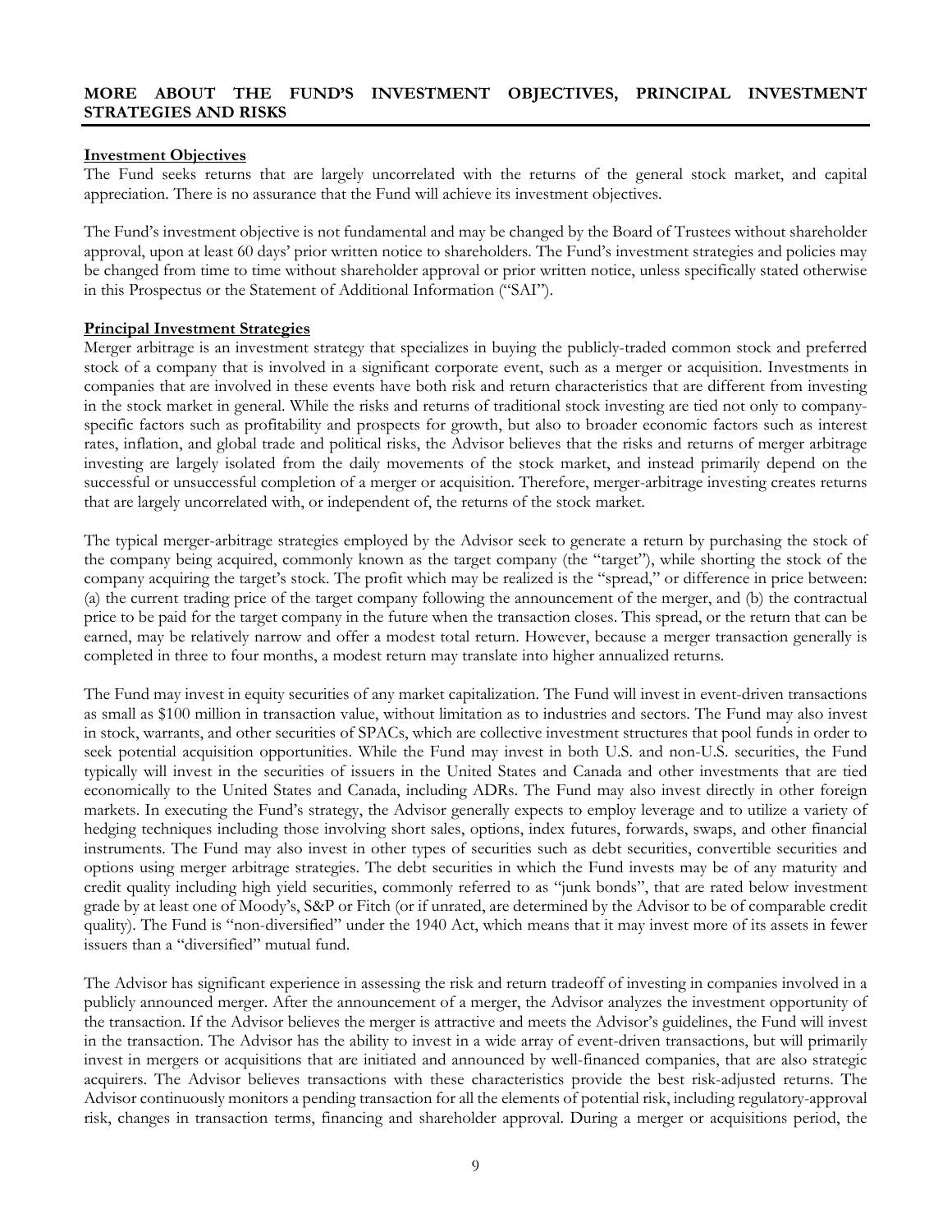## MORE ABOUT THE FUND'S INVESTMENT OBJECTIVES, PRINCIPAL INVESTMENT STRATEGIES AND RISKS

### Investment Objectives

The Fund seeks returns that are largely uncorrelated with the returns of the general stock market, and capital appreciation. There is no assurance that the Fund will achieve its investment objectives.

The Fund's investment objective is not fundamental and may be changed by the Board of Trustees without shareholder approval, upon at least 60 days' prior written notice to shareholders. The Fund's investment strategies and policies may be changed from time to time without shareholder approval or prior written notice, unless specifically stated otherwise in this Prospectus or the Statement of Additional Information ("SAI").

### Principal Investment Strategies

Merger arbitrage is an investment strategy that specializes in buying the publicly-traded common stock and preferred stock of a company that is involved in a significant corporate event, such as a merger or acquisition. Investments in companies that are involved in these events have both risk and return characteristics that are different from investing in the stock market in general. While the risks and returns of traditional stock investing are tied not only to company-specific factors such as profitability and prospects for growth, but also to broader economic factors such as interest rates, inflation, and global trade and political risks, the Advisor believes that the risks and returns of merger arbitrage investing are largely isolated from the daily movements of the stock market, and instead primarily depend on the successful or unsuccessful completion of a merger or acquisition. Therefore, merger-arbitrage investing creates returns that are largely uncorrelated with, or independent of, the returns of the stock market.

The typical merger-arbitrage strategies employed by the Advisor seek to generate a return by purchasing the stock of the company being acquired, commonly known as the target company (the "target"), while shorting the stock of the company acquiring the target's stock. The profit which may be realized is the "spread," or difference in price between: (a) the current trading price of the target company following the announcement of the merger, and (b) the contractual price to be paid for the target company in the future when the transaction closes. This spread, or the return that can be earned, may be relatively narrow and offer a modest total return. However, because a merger transaction generally is completed in three to four months, a modest return may translate into higher annualized returns.

The Fund may invest in equity securities of any market capitalization. The Fund will invest in event-driven transactions as small as $100 million in transaction value, without limitation as to industries and sectors. The Fund may also invest in stock, warrants, and other securities of SPACs, which are collective investment structures that pool funds in order to seek potential acquisition opportunities. While the Fund may invest in both U.S. and non-U.S. securities, the Fund typically will invest in the securities of issuers in the United States and Canada and other investments that are tied economically to the United States and Canada, including ADRs. The Fund may also invest directly in other foreign markets. In executing the Fund's strategy, the Advisor generally expects to employ leverage and to utilize a variety of hedging techniques including those involving short sales, options, index futures, forwards, swaps, and other financial instruments. The Fund may also invest in other types of securities such as debt securities, convertible securities and options using merger arbitrage strategies. The debt securities in which the Fund invests may be of any maturity and credit quality including high yield securities, commonly referred to as "junk bonds", that are rated below investment grade by at least one of Moody's, S&P or Fitch (or if unrated, are determined by the Advisor to be of comparable credit quality). The Fund is "non-diversified" under the 1940 Act, which means that it may invest more of its assets in fewer issuers than a "diversified" mutual fund.

The Advisor has significant experience in assessing the risk and return tradeoff of investing in companies involved in a publicly announced merger. After the announcement of a merger, the Advisor analyzes the investment opportunity of the transaction. If the Advisor believes the merger is attractive and meets the Advisor's guidelines, the Fund will invest in the transaction. The Advisor has the ability to invest in a wide array of event-driven transactions, but will primarily invest in mergers or acquisitions that are initiated and announced by well-financed companies, that are also strategic acquirers. The Advisor believes transactions with these characteristics provide the best risk-adjusted returns. The Advisor continuously monitors a pending transaction for all the elements of potential risk, including regulatory-approval risk, changes in transaction terms, financing and shareholder approval. During a merger or acquisitions period, the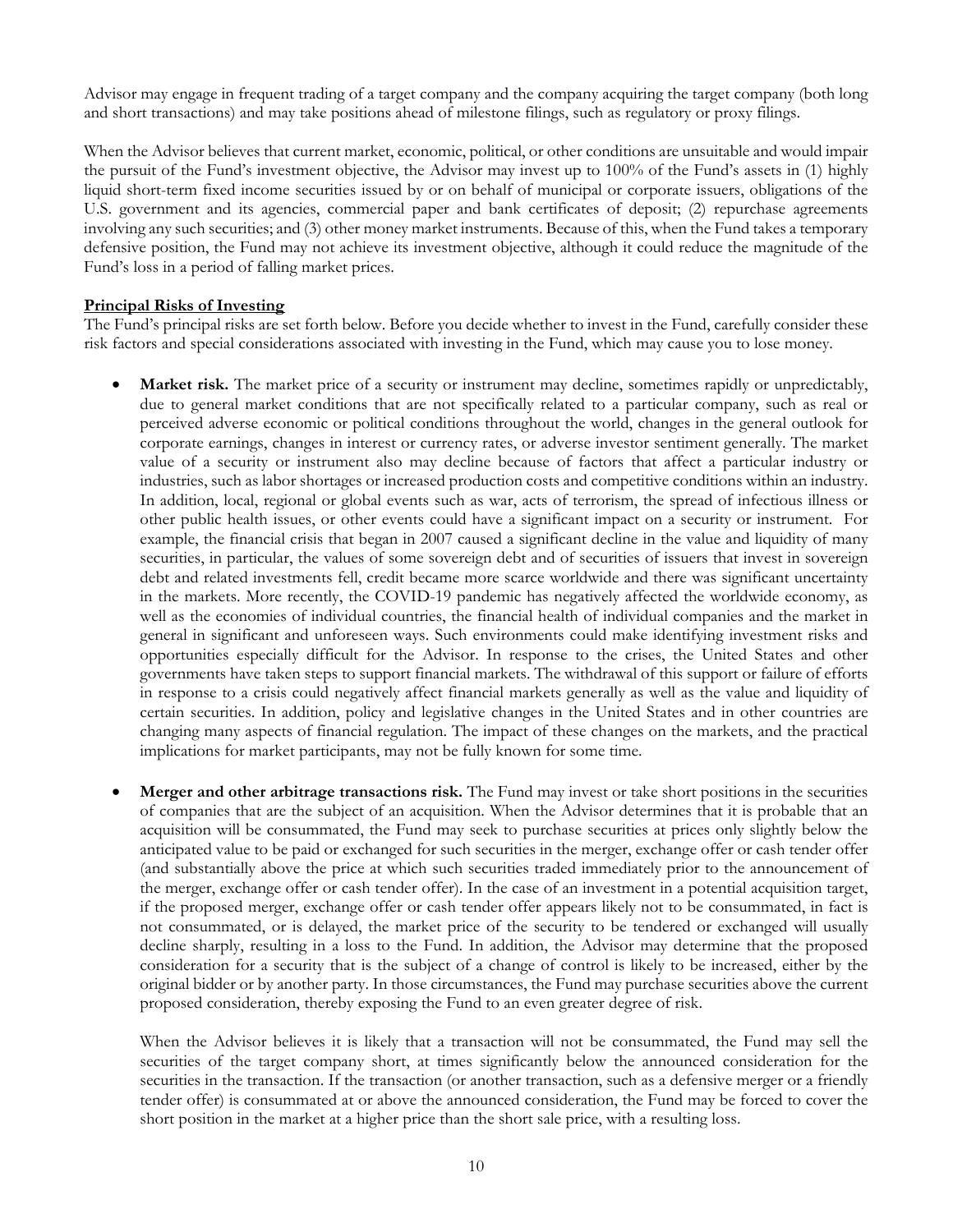Advisor may engage in frequent trading of a target company and the company acquiring the target company (both long and short transactions) and may take positions ahead of milestone filings, such as regulatory or proxy filings.

When the Advisor believes that current market, economic, political, or other conditions are unsuitable and would impair the pursuit of the Fund's investment objective, the Advisor may invest up to 100% of the Fund's assets in (1) highly liquid short-term fixed income securities issued by or on behalf of municipal or corporate issuers, obligations of the U.S. government and its agencies, commercial paper and bank certificates of deposit; (2) repurchase agreements involving any such securities; and (3) other money market instruments. Because of this, when the Fund takes a temporary defensive position, the Fund may not achieve its investment objective, although it could reduce the magnitude of the Fund's loss in a period of falling market prices.

**Principal Risks of Investing**

The Fund's principal risks are set forth below. Before you decide whether to invest in the Fund, carefully consider these risk factors and special considerations associated with investing in the Fund, which may cause you to lose money.

- **Market risk.** The market price of a security or instrument may decline, sometimes rapidly or unpredictably, due to general market conditions that are not specifically related to a particular company, such as real or perceived adverse economic or political conditions throughout the world, changes in the general outlook for corporate earnings, changes in interest or currency rates, or adverse investor sentiment generally. The market value of a security or instrument also may decline because of factors that affect a particular industry or industries, such as labor shortages or increased production costs and competitive conditions within an industry. In addition, local, regional or global events such as war, acts of terrorism, the spread of infectious illness or other public health issues, or other events could have a significant impact on a security or instrument. For example, the financial crisis that began in 2007 caused a significant decline in the value and liquidity of many securities, in particular, the values of some sovereign debt and of securities of issuers that invest in sovereign debt and related investments fell, credit became more scarce worldwide and there was significant uncertainty in the markets. More recently, the COVID-19 pandemic has negatively affected the worldwide economy, as well as the economies of individual countries, the financial health of individual companies and the market in general in significant and unforeseen ways. Such environments could make identifying investment risks and opportunities especially difficult for the Advisor. In response to the crises, the United States and other governments have taken steps to support financial markets. The withdrawal of this support or failure of efforts in response to a crisis could negatively affect financial markets generally as well as the value and liquidity of certain securities. In addition, policy and legislative changes in the United States and in other countries are changing many aspects of financial regulation. The impact of these changes on the markets, and the practical implications for market participants, may not be fully known for some time.

- **Merger and other arbitrage transactions risk.** The Fund may invest or take short positions in the securities of companies that are the subject of an acquisition. When the Advisor determines that it is probable that an acquisition will be consummated, the Fund may seek to purchase securities at prices only slightly below the anticipated value to be paid or exchanged for such securities in the merger, exchange offer or cash tender offer (and substantially above the price at which such securities traded immediately prior to the announcement of the merger, exchange offer or cash tender offer). In the case of an investment in a potential acquisition target, if the proposed merger, exchange offer or cash tender offer appears likely not to be consummated, in fact is not consummated, or is delayed, the market price of the security to be tendered or exchanged will usually decline sharply, resulting in a loss to the Fund. In addition, the Advisor may determine that the proposed consideration for a security that is the subject of a change of control is likely to be increased, either by the original bidder or by another party. In those circumstances, the Fund may purchase securities above the current proposed consideration, thereby exposing the Fund to an even greater degree of risk.

  When the Advisor believes it is likely that a transaction will not be consummated, the Fund may sell the securities of the target company short, at times significantly below the announced consideration for the securities in the transaction. If the transaction (or another transaction, such as a defensive merger or a friendly tender offer) is consummated at or above the announced consideration, the Fund may be forced to cover the short position in the market at a higher price than the short sale price, with a resulting loss.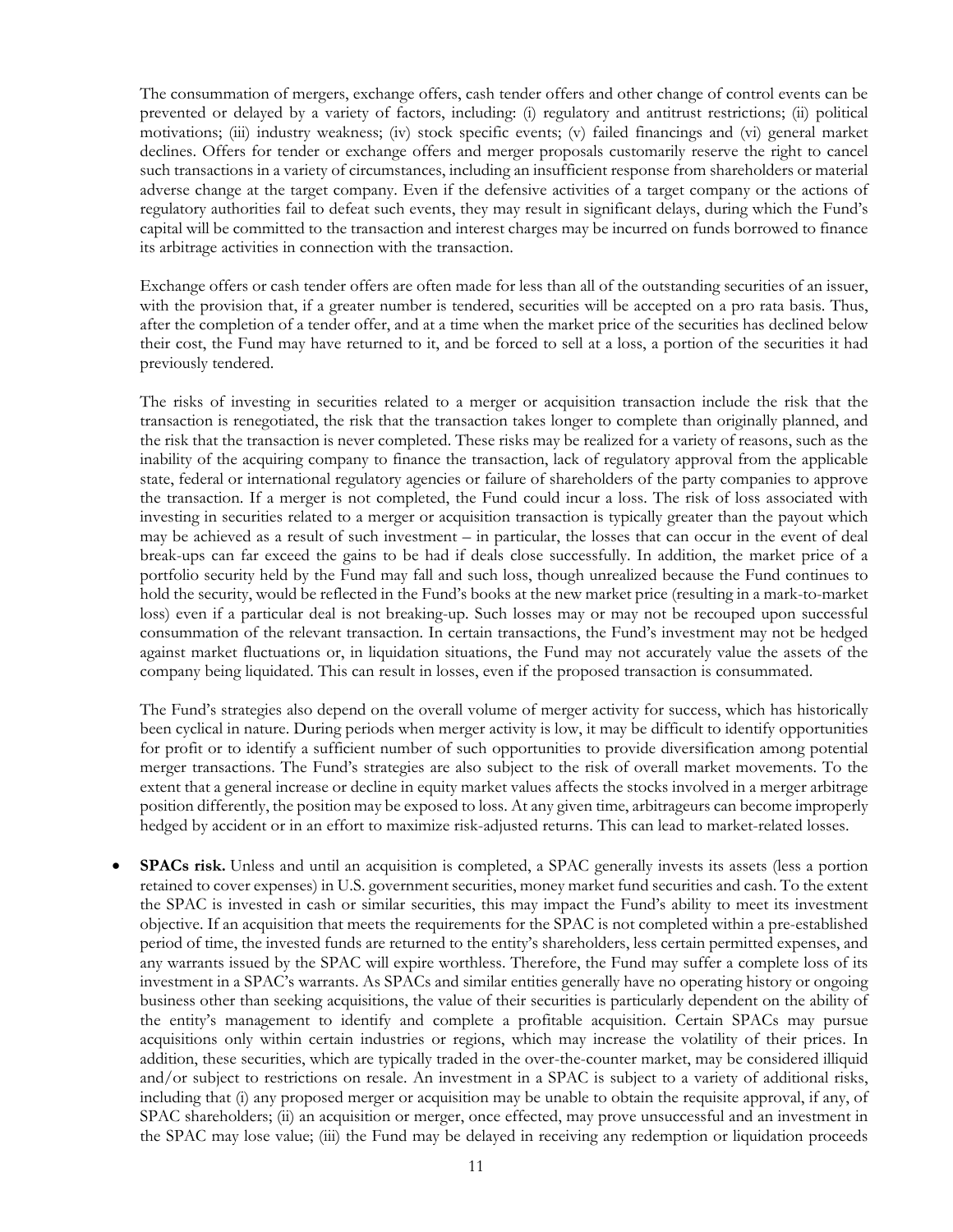The consummation of mergers, exchange offers, cash tender offers and other change of control events can be prevented or delayed by a variety of factors, including: (i) regulatory and antitrust restrictions; (ii) political motivations; (iii) industry weakness; (iv) stock specific events; (v) failed financings and (vi) general market declines. Offers for tender or exchange offers and merger proposals customarily reserve the right to cancel such transactions in a variety of circumstances, including an insufficient response from shareholders or material adverse change at the target company. Even if the defensive activities of a target company or the actions of regulatory authorities fail to defeat such events, they may result in significant delays, during which the Fund's capital will be committed to the transaction and interest charges may be incurred on funds borrowed to finance its arbitrage activities in connection with the transaction.

Exchange offers or cash tender offers are often made for less than all of the outstanding securities of an issuer, with the provision that, if a greater number is tendered, securities will be accepted on a pro rata basis. Thus, after the completion of a tender offer, and at a time when the market price of the securities has declined below their cost, the Fund may have returned to it, and be forced to sell at a loss, a portion of the securities it had previously tendered.

The risks of investing in securities related to a merger or acquisition transaction include the risk that the transaction is renegotiated, the risk that the transaction takes longer to complete than originally planned, and the risk that the transaction is never completed. These risks may be realized for a variety of reasons, such as the inability of the acquiring company to finance the transaction, lack of regulatory approval from the applicable state, federal or international regulatory agencies or failure of shareholders of the party companies to approve the transaction. If a merger is not completed, the Fund could incur a loss. The risk of loss associated with investing in securities related to a merger or acquisition transaction is typically greater than the payout which may be achieved as a result of such investment – in particular, the losses that can occur in the event of deal break-ups can far exceed the gains to be had if deals close successfully. In addition, the market price of a portfolio security held by the Fund may fall and such loss, though unrealized because the Fund continues to hold the security, would be reflected in the Fund's books at the new market price (resulting in a mark-to-market loss) even if a particular deal is not breaking-up. Such losses may or may not be recouped upon successful consummation of the relevant transaction. In certain transactions, the Fund's investment may not be hedged against market fluctuations or, in liquidation situations, the Fund may not accurately value the assets of the company being liquidated. This can result in losses, even if the proposed transaction is consummated.

The Fund's strategies also depend on the overall volume of merger activity for success, which has historically been cyclical in nature. During periods when merger activity is low, it may be difficult to identify opportunities for profit or to identify a sufficient number of such opportunities to provide diversification among potential merger transactions. The Fund's strategies are also subject to the risk of overall market movements. To the extent that a general increase or decline in equity market values affects the stocks involved in a merger arbitrage position differently, the position may be exposed to loss. At any given time, arbitrageurs can become improperly hedged by accident or in an effort to maximize risk-adjusted returns. This can lead to market-related losses.

- **SPACs risk.** Unless and until an acquisition is completed, a SPAC generally invests its assets (less a portion retained to cover expenses) in U.S. government securities, money market fund securities and cash. To the extent the SPAC is invested in cash or similar securities, this may impact the Fund's ability to meet its investment objective. If an acquisition that meets the requirements for the SPAC is not completed within a pre-established period of time, the invested funds are returned to the entity's shareholders, less certain permitted expenses, and any warrants issued by the SPAC will expire worthless. Therefore, the Fund may suffer a complete loss of its investment in a SPAC's warrants. As SPACs and similar entities generally have no operating history or ongoing business other than seeking acquisitions, the value of their securities is particularly dependent on the ability of the entity's management to identify and complete a profitable acquisition. Certain SPACs may pursue acquisitions only within certain industries or regions, which may increase the volatility of their prices. In addition, these securities, which are typically traded in the over-the-counter market, may be considered illiquid and/or subject to restrictions on resale. An investment in a SPAC is subject to a variety of additional risks, including that (i) any proposed merger or acquisition may be unable to obtain the requisite approval, if any, of SPAC shareholders; (ii) an acquisition or merger, once effected, may prove unsuccessful and an investment in the SPAC may lose value; (iii) the Fund may be delayed in receiving any redemption or liquidation proceeds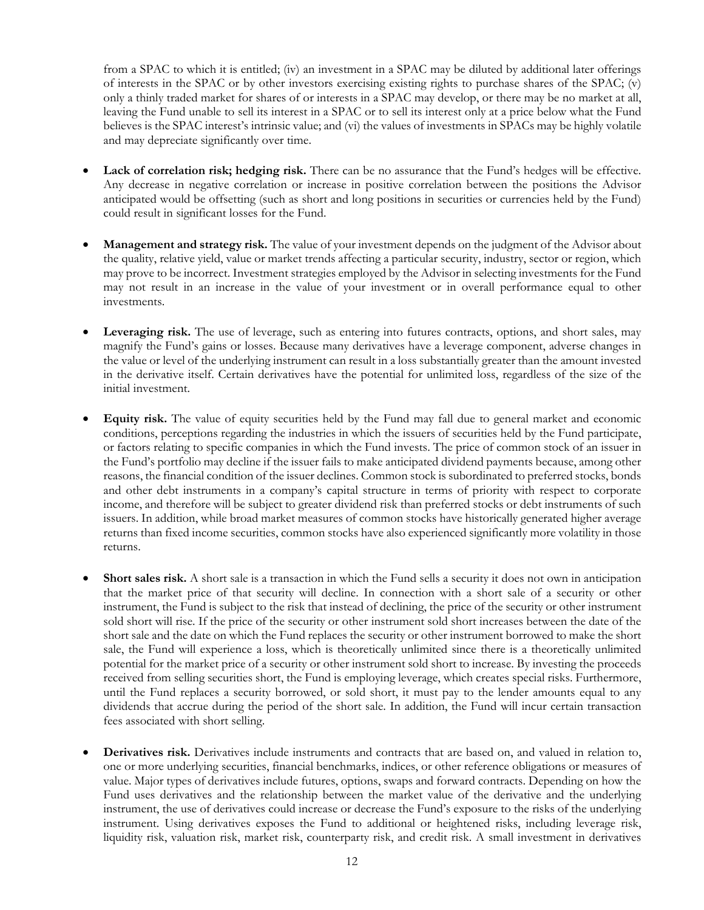from a SPAC to which it is entitled; (iv) an investment in a SPAC may be diluted by additional later offerings of interests in the SPAC or by other investors exercising existing rights to purchase shares of the SPAC; (v) only a thinly traded market for shares of or interests in a SPAC may develop, or there may be no market at all, leaving the Fund unable to sell its interest in a SPAC or to sell its interest only at a price below what the Fund believes is the SPAC interest's intrinsic value; and (vi) the values of investments in SPACs may be highly volatile and may depreciate significantly over time.

- **Lack of correlation risk; hedging risk.** There can be no assurance that the Fund's hedges will be effective. Any decrease in negative correlation or increase in positive correlation between the positions the Advisor anticipated would be offsetting (such as short and long positions in securities or currencies held by the Fund) could result in significant losses for the Fund.

- **Management and strategy risk.** The value of your investment depends on the judgment of the Advisor about the quality, relative yield, value or market trends affecting a particular security, industry, sector or region, which may prove to be incorrect. Investment strategies employed by the Advisor in selecting investments for the Fund may not result in an increase in the value of your investment or in overall performance equal to other investments.

- **Leveraging risk.** The use of leverage, such as entering into futures contracts, options, and short sales, may magnify the Fund's gains or losses. Because many derivatives have a leverage component, adverse changes in the value or level of the underlying instrument can result in a loss substantially greater than the amount invested in the derivative itself. Certain derivatives have the potential for unlimited loss, regardless of the size of the initial investment.

- **Equity risk.** The value of equity securities held by the Fund may fall due to general market and economic conditions, perceptions regarding the industries in which the issuers of securities held by the Fund participate, or factors relating to specific companies in which the Fund invests. The price of common stock of an issuer in the Fund's portfolio may decline if the issuer fails to make anticipated dividend payments because, among other reasons, the financial condition of the issuer declines. Common stock is subordinated to preferred stocks, bonds and other debt instruments in a company's capital structure in terms of priority with respect to corporate income, and therefore will be subject to greater dividend risk than preferred stocks or debt instruments of such issuers. In addition, while broad market measures of common stocks have historically generated higher average returns than fixed income securities, common stocks have also experienced significantly more volatility in those returns.

- **Short sales risk.** A short sale is a transaction in which the Fund sells a security it does not own in anticipation that the market price of that security will decline. In connection with a short sale of a security or other instrument, the Fund is subject to the risk that instead of declining, the price of the security or other instrument sold short will rise. If the price of the security or other instrument sold short increases between the date of the short sale and the date on which the Fund replaces the security or other instrument borrowed to make the short sale, the Fund will experience a loss, which is theoretically unlimited since there is a theoretically unlimited potential for the market price of a security or other instrument sold short to increase. By investing the proceeds received from selling securities short, the Fund is employing leverage, which creates special risks. Furthermore, until the Fund replaces a security borrowed, or sold short, it must pay to the lender amounts equal to any dividends that accrue during the period of the short sale. In addition, the Fund will incur certain transaction fees associated with short selling.

- **Derivatives risk.** Derivatives include instruments and contracts that are based on, and valued in relation to, one or more underlying securities, financial benchmarks, indices, or other reference obligations or measures of value. Major types of derivatives include futures, options, swaps and forward contracts. Depending on how the Fund uses derivatives and the relationship between the market value of the derivative and the underlying instrument, the use of derivatives could increase or decrease the Fund's exposure to the risks of the underlying instrument. Using derivatives exposes the Fund to additional or heightened risks, including leverage risk, liquidity risk, valuation risk, market risk, counterparty risk, and credit risk. A small investment in derivatives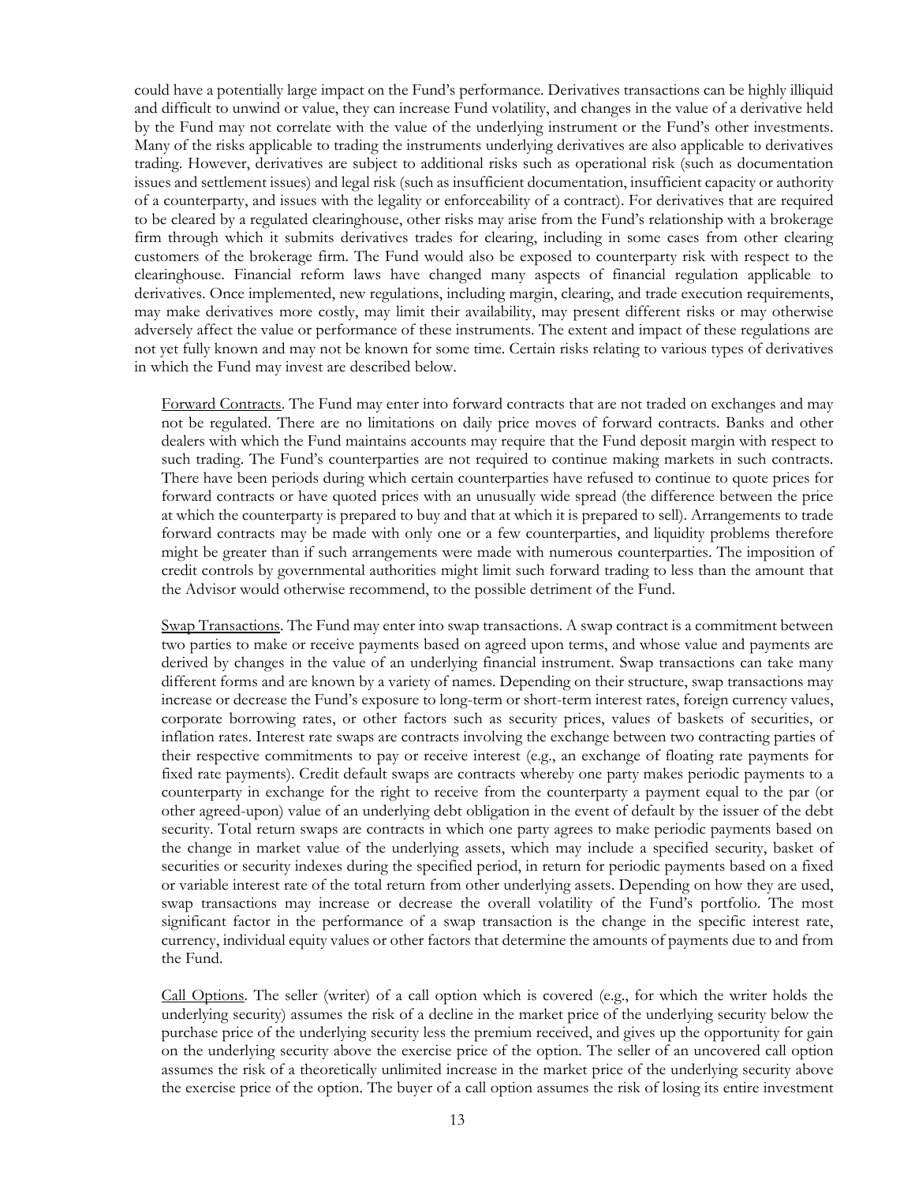could have a potentially large impact on the Fund's performance. Derivatives transactions can be highly illiquid and difficult to unwind or value, they can increase Fund volatility, and changes in the value of a derivative held by the Fund may not correlate with the value of the underlying instrument or the Fund's other investments. Many of the risks applicable to trading the instruments underlying derivatives are also applicable to derivatives trading. However, derivatives are subject to additional risks such as operational risk (such as documentation issues and settlement issues) and legal risk (such as insufficient documentation, insufficient capacity or authority of a counterparty, and issues with the legality or enforceability of a contract). For derivatives that are required to be cleared by a regulated clearinghouse, other risks may arise from the Fund's relationship with a brokerage firm through which it submits derivatives trades for clearing, including in some cases from other clearing customers of the brokerage firm. The Fund would also be exposed to counterparty risk with respect to the clearinghouse. Financial reform laws have changed many aspects of financial regulation applicable to derivatives. Once implemented, new regulations, including margin, clearing, and trade execution requirements, may make derivatives more costly, may limit their availability, may present different risks or may otherwise adversely affect the value or performance of these instruments. The extent and impact of these regulations are not yet fully known and may not be known for some time. Certain risks relating to various types of derivatives in which the Fund may invest are described below.

Forward Contracts. The Fund may enter into forward contracts that are not traded on exchanges and may not be regulated. There are no limitations on daily price moves of forward contracts. Banks and other dealers with which the Fund maintains accounts may require that the Fund deposit margin with respect to such trading. The Fund's counterparties are not required to continue making markets in such contracts. There have been periods during which certain counterparties have refused to continue to quote prices for forward contracts or have quoted prices with an unusually wide spread (the difference between the price at which the counterparty is prepared to buy and that at which it is prepared to sell). Arrangements to trade forward contracts may be made with only one or a few counterparties, and liquidity problems therefore might be greater than if such arrangements were made with numerous counterparties. The imposition of credit controls by governmental authorities might limit such forward trading to less than the amount that the Advisor would otherwise recommend, to the possible detriment of the Fund.

Swap Transactions. The Fund may enter into swap transactions. A swap contract is a commitment between two parties to make or receive payments based on agreed upon terms, and whose value and payments are derived by changes in the value of an underlying financial instrument. Swap transactions can take many different forms and are known by a variety of names. Depending on their structure, swap transactions may increase or decrease the Fund's exposure to long-term or short-term interest rates, foreign currency values, corporate borrowing rates, or other factors such as security prices, values of baskets of securities, or inflation rates. Interest rate swaps are contracts involving the exchange between two contracting parties of their respective commitments to pay or receive interest (e.g., an exchange of floating rate payments for fixed rate payments). Credit default swaps are contracts whereby one party makes periodic payments to a counterparty in exchange for the right to receive from the counterparty a payment equal to the par (or other agreed-upon) value of an underlying debt obligation in the event of default by the issuer of the debt security. Total return swaps are contracts in which one party agrees to make periodic payments based on the change in market value of the underlying assets, which may include a specified security, basket of securities or security indexes during the specified period, in return for periodic payments based on a fixed or variable interest rate of the total return from other underlying assets. Depending on how they are used, swap transactions may increase or decrease the overall volatility of the Fund's portfolio. The most significant factor in the performance of a swap transaction is the change in the specific interest rate, currency, individual equity values or other factors that determine the amounts of payments due to and from the Fund.

Call Options. The seller (writer) of a call option which is covered (e.g., for which the writer holds the underlying security) assumes the risk of a decline in the market price of the underlying security below the purchase price of the underlying security less the premium received, and gives up the opportunity for gain on the underlying security above the exercise price of the option. The seller of an uncovered call option assumes the risk of a theoretically unlimited increase in the market price of the underlying security above the exercise price of the option. The buyer of a call option assumes the risk of losing its entire investment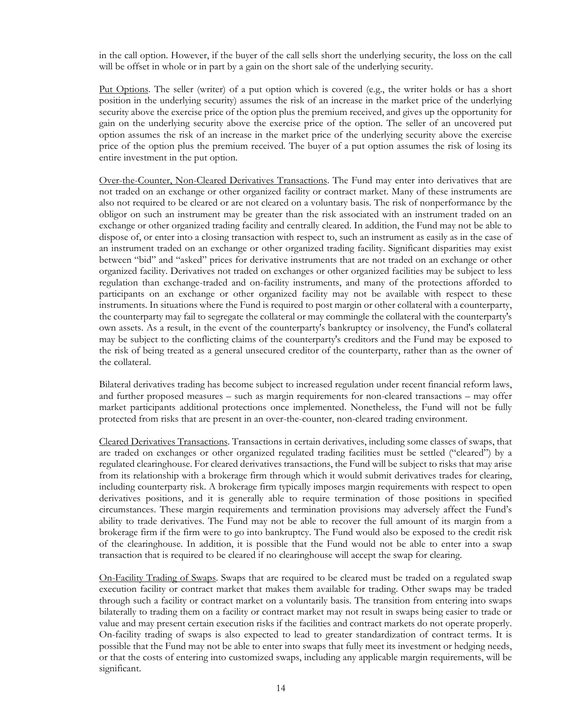in the call option. However, if the buyer of the call sells short the underlying security, the loss on the call will be offset in whole or in part by a gain on the short sale of the underlying security.

Put Options. The seller (writer) of a put option which is covered (e.g., the writer holds or has a short position in the underlying security) assumes the risk of an increase in the market price of the underlying security above the exercise price of the option plus the premium received, and gives up the opportunity for gain on the underlying security above the exercise price of the option. The seller of an uncovered put option assumes the risk of an increase in the market price of the underlying security above the exercise price of the option plus the premium received. The buyer of a put option assumes the risk of losing its entire investment in the put option.

Over-the-Counter, Non-Cleared Derivatives Transactions. The Fund may enter into derivatives that are not traded on an exchange or other organized facility or contract market. Many of these instruments are also not required to be cleared or are not cleared on a voluntary basis. The risk of nonperformance by the obligor on such an instrument may be greater than the risk associated with an instrument traded on an exchange or other organized trading facility and centrally cleared. In addition, the Fund may not be able to dispose of, or enter into a closing transaction with respect to, such an instrument as easily as in the case of an instrument traded on an exchange or other organized trading facility. Significant disparities may exist between "bid" and "asked" prices for derivative instruments that are not traded on an exchange or other organized facility. Derivatives not traded on exchanges or other organized facilities may be subject to less regulation than exchange-traded and on-facility instruments, and many of the protections afforded to participants on an exchange or other organized facility may not be available with respect to these instruments. In situations where the Fund is required to post margin or other collateral with a counterparty, the counterparty may fail to segregate the collateral or may commingle the collateral with the counterparty's own assets. As a result, in the event of the counterparty's bankruptcy or insolvency, the Fund's collateral may be subject to the conflicting claims of the counterparty's creditors and the Fund may be exposed to the risk of being treated as a general unsecured creditor of the counterparty, rather than as the owner of the collateral.

Bilateral derivatives trading has become subject to increased regulation under recent financial reform laws, and further proposed measures – such as margin requirements for non-cleared transactions – may offer market participants additional protections once implemented. Nonetheless, the Fund will not be fully protected from risks that are present in an over-the-counter, non-cleared trading environment.

Cleared Derivatives Transactions. Transactions in certain derivatives, including some classes of swaps, that are traded on exchanges or other organized regulated trading facilities must be settled ("cleared") by a regulated clearinghouse. For cleared derivatives transactions, the Fund will be subject to risks that may arise from its relationship with a brokerage firm through which it would submit derivatives trades for clearing, including counterparty risk. A brokerage firm typically imposes margin requirements with respect to open derivatives positions, and it is generally able to require termination of those positions in specified circumstances. These margin requirements and termination provisions may adversely affect the Fund's ability to trade derivatives. The Fund may not be able to recover the full amount of its margin from a brokerage firm if the firm were to go into bankruptcy. The Fund would also be exposed to the credit risk of the clearinghouse. In addition, it is possible that the Fund would not be able to enter into a swap transaction that is required to be cleared if no clearinghouse will accept the swap for clearing.

On-Facility Trading of Swaps. Swaps that are required to be cleared must be traded on a regulated swap execution facility or contract market that makes them available for trading. Other swaps may be traded through such a facility or contract market on a voluntarily basis. The transition from entering into swaps bilaterally to trading them on a facility or contract market may not result in swaps being easier to trade or value and may present certain execution risks if the facilities and contract markets do not operate properly. On-facility trading of swaps is also expected to lead to greater standardization of contract terms. It is possible that the Fund may not be able to enter into swaps that fully meet its investment or hedging needs, or that the costs of entering into customized swaps, including any applicable margin requirements, will be significant.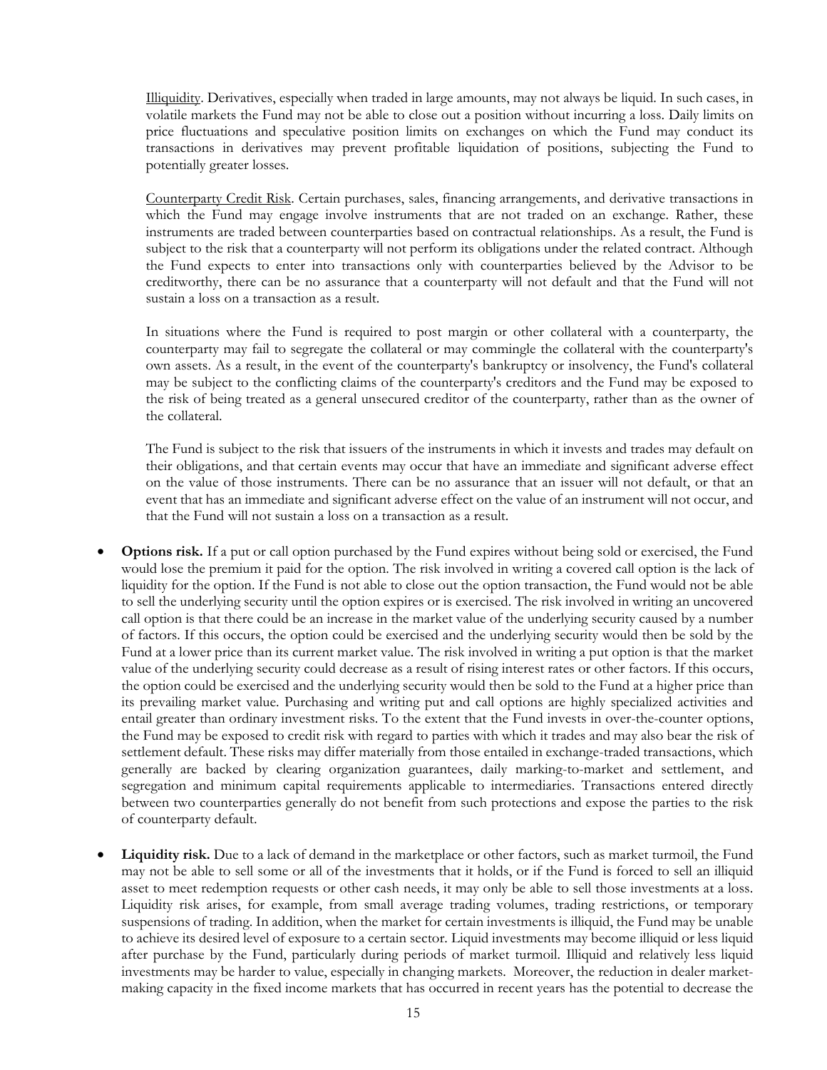Illiquidity. Derivatives, especially when traded in large amounts, may not always be liquid. In such cases, in volatile markets the Fund may not be able to close out a position without incurring a loss. Daily limits on price fluctuations and speculative position limits on exchanges on which the Fund may conduct its transactions in derivatives may prevent profitable liquidation of positions, subjecting the Fund to potentially greater losses.

Counterparty Credit Risk. Certain purchases, sales, financing arrangements, and derivative transactions in which the Fund may engage involve instruments that are not traded on an exchange. Rather, these instruments are traded between counterparties based on contractual relationships. As a result, the Fund is subject to the risk that a counterparty will not perform its obligations under the related contract. Although the Fund expects to enter into transactions only with counterparties believed by the Advisor to be creditworthy, there can be no assurance that a counterparty will not default and that the Fund will not sustain a loss on a transaction as a result.

In situations where the Fund is required to post margin or other collateral with a counterparty, the counterparty may fail to segregate the collateral or may commingle the collateral with the counterparty's own assets. As a result, in the event of the counterparty's bankruptcy or insolvency, the Fund's collateral may be subject to the conflicting claims of the counterparty's creditors and the Fund may be exposed to the risk of being treated as a general unsecured creditor of the counterparty, rather than as the owner of the collateral.

The Fund is subject to the risk that issuers of the instruments in which it invests and trades may default on their obligations, and that certain events may occur that have an immediate and significant adverse effect on the value of those instruments. There can be no assurance that an issuer will not default, or that an event that has an immediate and significant adverse effect on the value of an instrument will not occur, and that the Fund will not sustain a loss on a transaction as a result.

- **Options risk.** If a put or call option purchased by the Fund expires without being sold or exercised, the Fund would lose the premium it paid for the option. The risk involved in writing a covered call option is the lack of liquidity for the option. If the Fund is not able to close out the option transaction, the Fund would not be able to sell the underlying security until the option expires or is exercised. The risk involved in writing an uncovered call option is that there could be an increase in the market value of the underlying security caused by a number of factors. If this occurs, the option could be exercised and the underlying security would then be sold by the Fund at a lower price than its current market value. The risk involved in writing a put option is that the market value of the underlying security could decrease as a result of rising interest rates or other factors. If this occurs, the option could be exercised and the underlying security would then be sold to the Fund at a higher price than its prevailing market value. Purchasing and writing put and call options are highly specialized activities and entail greater than ordinary investment risks. To the extent that the Fund invests in over-the-counter options, the Fund may be exposed to credit risk with regard to parties with which it trades and may also bear the risk of settlement default. These risks may differ materially from those entailed in exchange-traded transactions, which generally are backed by clearing organization guarantees, daily marking-to-market and settlement, and segregation and minimum capital requirements applicable to intermediaries. Transactions entered directly between two counterparties generally do not benefit from such protections and expose the parties to the risk of counterparty default.

- **Liquidity risk.** Due to a lack of demand in the marketplace or other factors, such as market turmoil, the Fund may not be able to sell some or all of the investments that it holds, or if the Fund is forced to sell an illiquid asset to meet redemption requests or other cash needs, it may only be able to sell those investments at a loss. Liquidity risk arises, for example, from small average trading volumes, trading restrictions, or temporary suspensions of trading. In addition, when the market for certain investments is illiquid, the Fund may be unable to achieve its desired level of exposure to a certain sector. Liquid investments may become illiquid or less liquid after purchase by the Fund, particularly during periods of market turmoil. Illiquid and relatively less liquid investments may be harder to value, especially in changing markets. Moreover, the reduction in dealer market-making capacity in the fixed income markets that has occurred in recent years has the potential to decrease the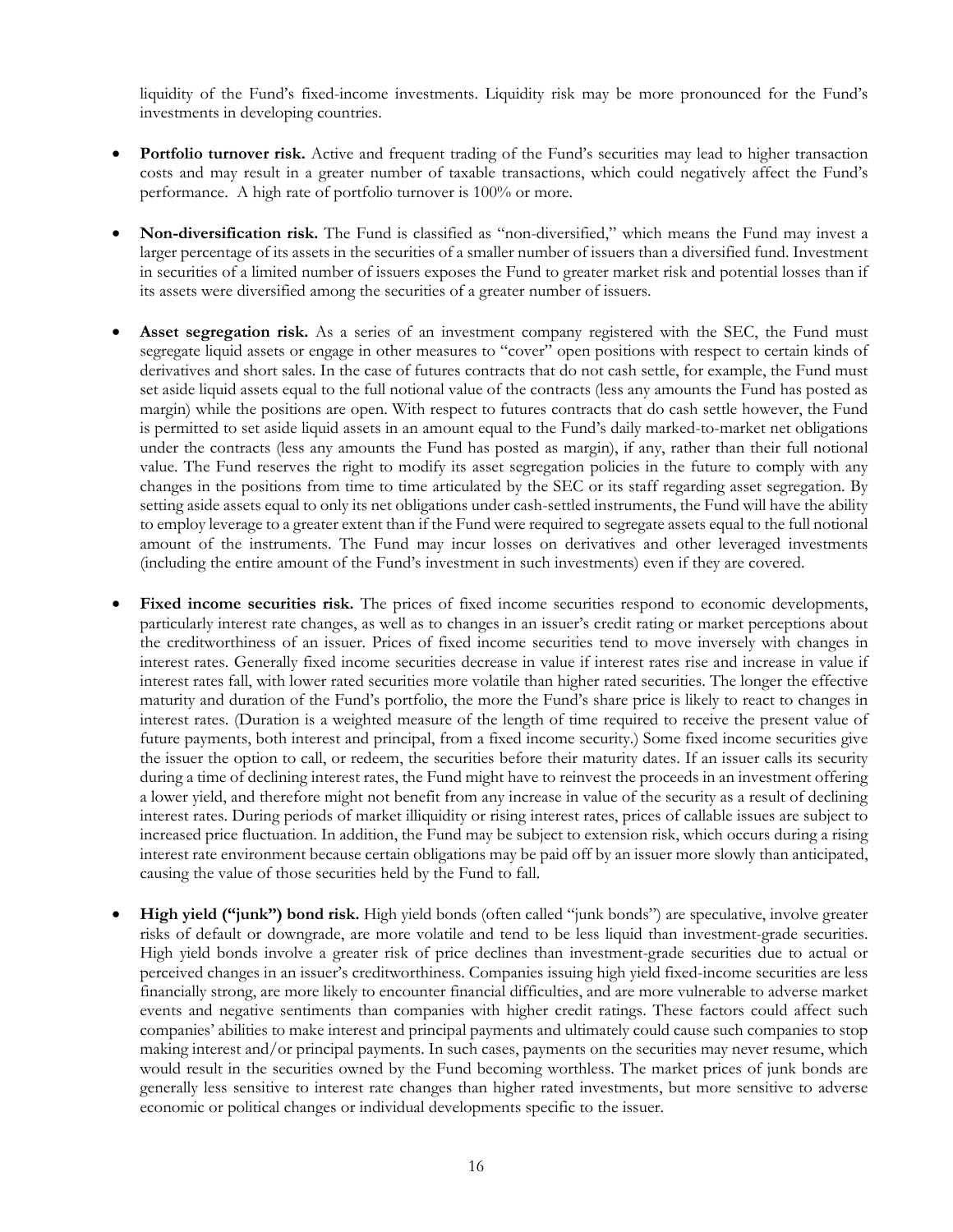liquidity of the Fund's fixed-income investments. Liquidity risk may be more pronounced for the Fund's investments in developing countries.

- **Portfolio turnover risk.** Active and frequent trading of the Fund's securities may lead to higher transaction costs and may result in a greater number of taxable transactions, which could negatively affect the Fund's performance. A high rate of portfolio turnover is 100% or more.

- **Non-diversification risk.** The Fund is classified as "non-diversified," which means the Fund may invest a larger percentage of its assets in the securities of a smaller number of issuers than a diversified fund. Investment in securities of a limited number of issuers exposes the Fund to greater market risk and potential losses than if its assets were diversified among the securities of a greater number of issuers.

- **Asset segregation risk.** As a series of an investment company registered with the SEC, the Fund must segregate liquid assets or engage in other measures to "cover" open positions with respect to certain kinds of derivatives and short sales. In the case of futures contracts that do not cash settle, for example, the Fund must set aside liquid assets equal to the full notional value of the contracts (less any amounts the Fund has posted as margin) while the positions are open. With respect to futures contracts that do cash settle however, the Fund is permitted to set aside liquid assets in an amount equal to the Fund's daily marked-to-market net obligations under the contracts (less any amounts the Fund has posted as margin), if any, rather than their full notional value. The Fund reserves the right to modify its asset segregation policies in the future to comply with any changes in the positions from time to time articulated by the SEC or its staff regarding asset segregation. By setting aside assets equal to only its net obligations under cash-settled instruments, the Fund will have the ability to employ leverage to a greater extent than if the Fund were required to segregate assets equal to the full notional amount of the instruments. The Fund may incur losses on derivatives and other leveraged investments (including the entire amount of the Fund's investment in such investments) even if they are covered.

- **Fixed income securities risk.** The prices of fixed income securities respond to economic developments, particularly interest rate changes, as well as to changes in an issuer's credit rating or market perceptions about the creditworthiness of an issuer. Prices of fixed income securities tend to move inversely with changes in interest rates. Generally fixed income securities decrease in value if interest rates rise and increase in value if interest rates fall, with lower rated securities more volatile than higher rated securities. The longer the effective maturity and duration of the Fund's portfolio, the more the Fund's share price is likely to react to changes in interest rates. (Duration is a weighted measure of the length of time required to receive the present value of future payments, both interest and principal, from a fixed income security.) Some fixed income securities give the issuer the option to call, or redeem, the securities before their maturity dates. If an issuer calls its security during a time of declining interest rates, the Fund might have to reinvest the proceeds in an investment offering a lower yield, and therefore might not benefit from any increase in value of the security as a result of declining interest rates. During periods of market illiquidity or rising interest rates, prices of callable issues are subject to increased price fluctuation. In addition, the Fund may be subject to extension risk, which occurs during a rising interest rate environment because certain obligations may be paid off by an issuer more slowly than anticipated, causing the value of those securities held by the Fund to fall.

- **High yield ("junk") bond risk.** High yield bonds (often called "junk bonds") are speculative, involve greater risks of default or downgrade, are more volatile and tend to be less liquid than investment-grade securities. High yield bonds involve a greater risk of price declines than investment-grade securities due to actual or perceived changes in an issuer's creditworthiness. Companies issuing high yield fixed-income securities are less financially strong, are more likely to encounter financial difficulties, and are more vulnerable to adverse market events and negative sentiments than companies with higher credit ratings. These factors could affect such companies' abilities to make interest and principal payments and ultimately could cause such companies to stop making interest and/or principal payments. In such cases, payments on the securities may never resume, which would result in the securities owned by the Fund becoming worthless. The market prices of junk bonds are generally less sensitive to interest rate changes than higher rated investments, but more sensitive to adverse economic or political changes or individual developments specific to the issuer.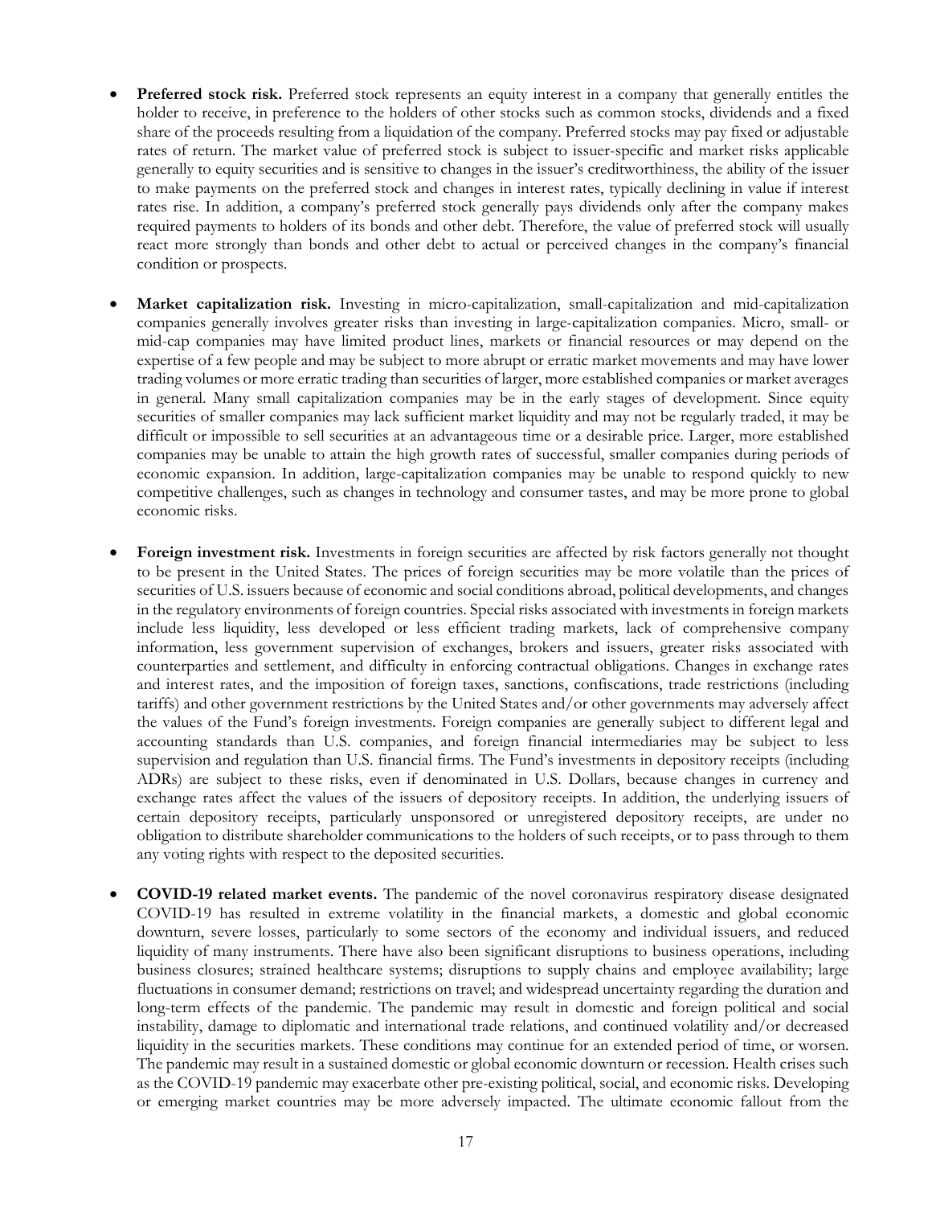- **Preferred stock risk.** Preferred stock represents an equity interest in a company that generally entitles the holder to receive, in preference to the holders of other stocks such as common stocks, dividends and a fixed share of the proceeds resulting from a liquidation of the company. Preferred stocks may pay fixed or adjustable rates of return. The market value of preferred stock is subject to issuer-specific and market risks applicable generally to equity securities and is sensitive to changes in the issuer's creditworthiness, the ability of the issuer to make payments on the preferred stock and changes in interest rates, typically declining in value if interest rates rise. In addition, a company's preferred stock generally pays dividends only after the company makes required payments to holders of its bonds and other debt. Therefore, the value of preferred stock will usually react more strongly than bonds and other debt to actual or perceived changes in the company's financial condition or prospects.

- **Market capitalization risk.** Investing in micro-capitalization, small-capitalization and mid-capitalization companies generally involves greater risks than investing in large-capitalization companies. Micro, small- or mid-cap companies may have limited product lines, markets or financial resources or may depend on the expertise of a few people and may be subject to more abrupt or erratic market movements and may have lower trading volumes or more erratic trading than securities of larger, more established companies or market averages in general. Many small capitalization companies may be in the early stages of development. Since equity securities of smaller companies may lack sufficient market liquidity and may not be regularly traded, it may be difficult or impossible to sell securities at an advantageous time or a desirable price. Larger, more established companies may be unable to attain the high growth rates of successful, smaller companies during periods of economic expansion. In addition, large-capitalization companies may be unable to respond quickly to new competitive challenges, such as changes in technology and consumer tastes, and may be more prone to global economic risks.

- **Foreign investment risk.** Investments in foreign securities are affected by risk factors generally not thought to be present in the United States. The prices of foreign securities may be more volatile than the prices of securities of U.S. issuers because of economic and social conditions abroad, political developments, and changes in the regulatory environments of foreign countries. Special risks associated with investments in foreign markets include less liquidity, less developed or less efficient trading markets, lack of comprehensive company information, less government supervision of exchanges, brokers and issuers, greater risks associated with counterparties and settlement, and difficulty in enforcing contractual obligations. Changes in exchange rates and interest rates, and the imposition of foreign taxes, sanctions, confiscations, trade restrictions (including tariffs) and other government restrictions by the United States and/or other governments may adversely affect the values of the Fund's foreign investments. Foreign companies are generally subject to different legal and accounting standards than U.S. companies, and foreign financial intermediaries may be subject to less supervision and regulation than U.S. financial firms. The Fund's investments in depository receipts (including ADRs) are subject to these risks, even if denominated in U.S. Dollars, because changes in currency and exchange rates affect the values of the issuers of depository receipts. In addition, the underlying issuers of certain depository receipts, particularly unsponsored or unregistered depository receipts, are under no obligation to distribute shareholder communications to the holders of such receipts, or to pass through to them any voting rights with respect to the deposited securities.

- **COVID-19 related market events.** The pandemic of the novel coronavirus respiratory disease designated COVID-19 has resulted in extreme volatility in the financial markets, a domestic and global economic downturn, severe losses, particularly to some sectors of the economy and individual issuers, and reduced liquidity of many instruments. There have also been significant disruptions to business operations, including business closures; strained healthcare systems; disruptions to supply chains and employee availability; large fluctuations in consumer demand; restrictions on travel; and widespread uncertainty regarding the duration and long-term effects of the pandemic. The pandemic may result in domestic and foreign political and social instability, damage to diplomatic and international trade relations, and continued volatility and/or decreased liquidity in the securities markets. These conditions may continue for an extended period of time, or worsen. The pandemic may result in a sustained domestic or global economic downturn or recession. Health crises such as the COVID-19 pandemic may exacerbate other pre-existing political, social, and economic risks. Developing or emerging market countries may be more adversely impacted. The ultimate economic fallout from the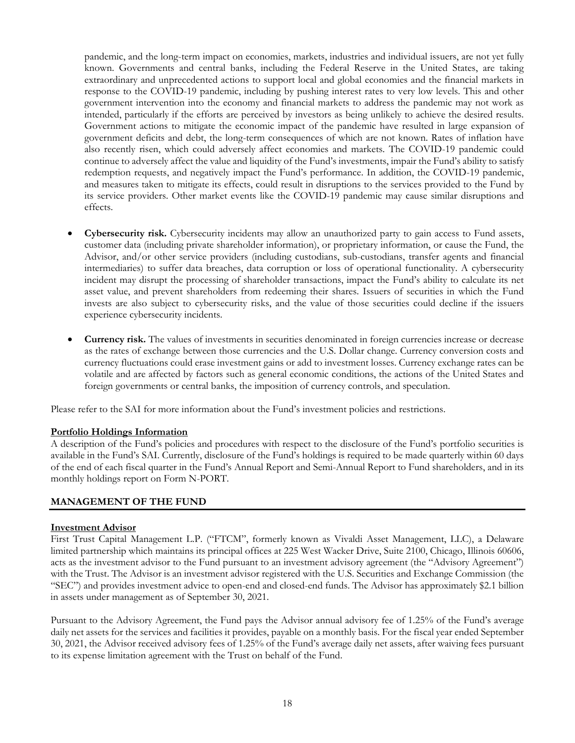pandemic, and the long-term impact on economies, markets, industries and individual issuers, are not yet fully known. Governments and central banks, including the Federal Reserve in the United States, are taking extraordinary and unprecedented actions to support local and global economies and the financial markets in response to the COVID-19 pandemic, including by pushing interest rates to very low levels. This and other government intervention into the economy and financial markets to address the pandemic may not work as intended, particularly if the efforts are perceived by investors as being unlikely to achieve the desired results. Government actions to mitigate the economic impact of the pandemic have resulted in large expansion of government deficits and debt, the long-term consequences of which are not known. Rates of inflation have also recently risen, which could adversely affect economies and markets. The COVID-19 pandemic could continue to adversely affect the value and liquidity of the Fund's investments, impair the Fund's ability to satisfy redemption requests, and negatively impact the Fund's performance. In addition, the COVID-19 pandemic, and measures taken to mitigate its effects, could result in disruptions to the services provided to the Fund by its service providers. Other market events like the COVID-19 pandemic may cause similar disruptions and effects.

- **Cybersecurity risk.** Cybersecurity incidents may allow an unauthorized party to gain access to Fund assets, customer data (including private shareholder information), or proprietary information, or cause the Fund, the Advisor, and/or other service providers (including custodians, sub-custodians, transfer agents and financial intermediaries) to suffer data breaches, data corruption or loss of operational functionality. A cybersecurity incident may disrupt the processing of shareholder transactions, impact the Fund's ability to calculate its net asset value, and prevent shareholders from redeeming their shares. Issuers of securities in which the Fund invests are also subject to cybersecurity risks, and the value of those securities could decline if the issuers experience cybersecurity incidents.

- **Currency risk.** The values of investments in securities denominated in foreign currencies increase or decrease as the rates of exchange between those currencies and the U.S. Dollar change. Currency conversion costs and currency fluctuations could erase investment gains or add to investment losses. Currency exchange rates can be volatile and are affected by factors such as general economic conditions, the actions of the United States and foreign governments or central banks, the imposition of currency controls, and speculation.

Please refer to the SAI for more information about the Fund's investment policies and restrictions.

### Portfolio Holdings Information

A description of the Fund's policies and procedures with respect to the disclosure of the Fund's portfolio securities is available in the Fund's SAI. Currently, disclosure of the Fund's holdings is required to be made quarterly within 60 days of the end of each fiscal quarter in the Fund's Annual Report and Semi-Annual Report to Fund shareholders, and in its monthly holdings report on Form N-PORT.

## MANAGEMENT OF THE FUND

### Investment Advisor

First Trust Capital Management L.P. ("FTCM", formerly known as Vivaldi Asset Management, LLC), a Delaware limited partnership which maintains its principal offices at 225 West Wacker Drive, Suite 2100, Chicago, Illinois 60606, acts as the investment advisor to the Fund pursuant to an investment advisory agreement (the "Advisory Agreement") with the Trust. The Advisor is an investment advisor registered with the U.S. Securities and Exchange Commission (the "SEC") and provides investment advice to open-end and closed-end funds. The Advisor has approximately $2.1 billion in assets under management as of September 30, 2021.

Pursuant to the Advisory Agreement, the Fund pays the Advisor annual advisory fee of 1.25% of the Fund's average daily net assets for the services and facilities it provides, payable on a monthly basis. For the fiscal year ended September 30, 2021, the Advisor received advisory fees of 1.25% of the Fund's average daily net assets, after waiving fees pursuant to its expense limitation agreement with the Trust on behalf of the Fund.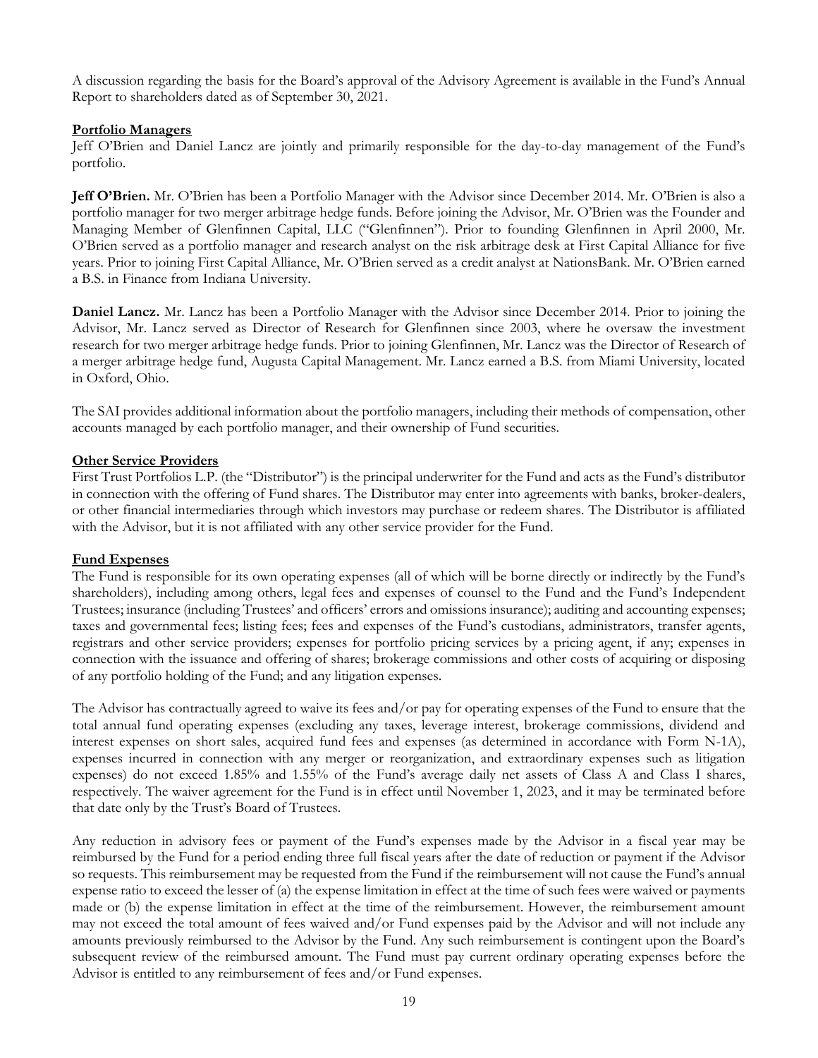A discussion regarding the basis for the Board's approval of the Advisory Agreement is available in the Fund's Annual Report to shareholders dated as of September 30, 2021.

## Portfolio Managers

Jeff O'Brien and Daniel Lancz are jointly and primarily responsible for the day-to-day management of the Fund's portfolio.

**Jeff O'Brien.** Mr. O'Brien has been a Portfolio Manager with the Advisor since December 2014. Mr. O'Brien is also a portfolio manager for two merger arbitrage hedge funds. Before joining the Advisor, Mr. O'Brien was the Founder and Managing Member of Glenfinnen Capital, LLC ("Glenfinnen"). Prior to founding Glenfinnen in April 2000, Mr. O'Brien served as a portfolio manager and research analyst on the risk arbitrage desk at First Capital Alliance for five years. Prior to joining First Capital Alliance, Mr. O'Brien served as a credit analyst at NationsBank. Mr. O'Brien earned a B.S. in Finance from Indiana University.

**Daniel Lancz.** Mr. Lancz has been a Portfolio Manager with the Advisor since December 2014. Prior to joining the Advisor, Mr. Lancz served as Director of Research for Glenfinnen since 2003, where he oversaw the investment research for two merger arbitrage hedge funds. Prior to joining Glenfinnen, Mr. Lancz was the Director of Research of a merger arbitrage hedge fund, Augusta Capital Management. Mr. Lancz earned a B.S. from Miami University, located in Oxford, Ohio.

The SAI provides additional information about the portfolio managers, including their methods of compensation, other accounts managed by each portfolio manager, and their ownership of Fund securities.

## Other Service Providers

First Trust Portfolios L.P. (the "Distributor") is the principal underwriter for the Fund and acts as the Fund's distributor in connection with the offering of Fund shares. The Distributor may enter into agreements with banks, broker-dealers, or other financial intermediaries through which investors may purchase or redeem shares. The Distributor is affiliated with the Advisor, but it is not affiliated with any other service provider for the Fund.

## Fund Expenses

The Fund is responsible for its own operating expenses (all of which will be borne directly or indirectly by the Fund's shareholders), including among others, legal fees and expenses of counsel to the Fund and the Fund's Independent Trustees; insurance (including Trustees' and officers' errors and omissions insurance); auditing and accounting expenses; taxes and governmental fees; listing fees; fees and expenses of the Fund's custodians, administrators, transfer agents, registrars and other service providers; expenses for portfolio pricing services by a pricing agent, if any; expenses in connection with the issuance and offering of shares; brokerage commissions and other costs of acquiring or disposing of any portfolio holding of the Fund; and any litigation expenses.

The Advisor has contractually agreed to waive its fees and/or pay for operating expenses of the Fund to ensure that the total annual fund operating expenses (excluding any taxes, leverage interest, brokerage commissions, dividend and interest expenses on short sales, acquired fund fees and expenses (as determined in accordance with Form N-1A), expenses incurred in connection with any merger or reorganization, and extraordinary expenses such as litigation expenses) do not exceed 1.85% and 1.55% of the Fund's average daily net assets of Class A and Class I shares, respectively. The waiver agreement for the Fund is in effect until November 1, 2023, and it may be terminated before that date only by the Trust's Board of Trustees.

Any reduction in advisory fees or payment of the Fund's expenses made by the Advisor in a fiscal year may be reimbursed by the Fund for a period ending three full fiscal years after the date of reduction or payment if the Advisor so requests. This reimbursement may be requested from the Fund if the reimbursement will not cause the Fund's annual expense ratio to exceed the lesser of (a) the expense limitation in effect at the time of such fees were waived or payments made or (b) the expense limitation in effect at the time of the reimbursement. However, the reimbursement amount may not exceed the total amount of fees waived and/or Fund expenses paid by the Advisor and will not include any amounts previously reimbursed to the Advisor by the Fund. Any such reimbursement is contingent upon the Board's subsequent review of the reimbursed amount. The Fund must pay current ordinary operating expenses before the Advisor is entitled to any reimbursement of fees and/or Fund expenses.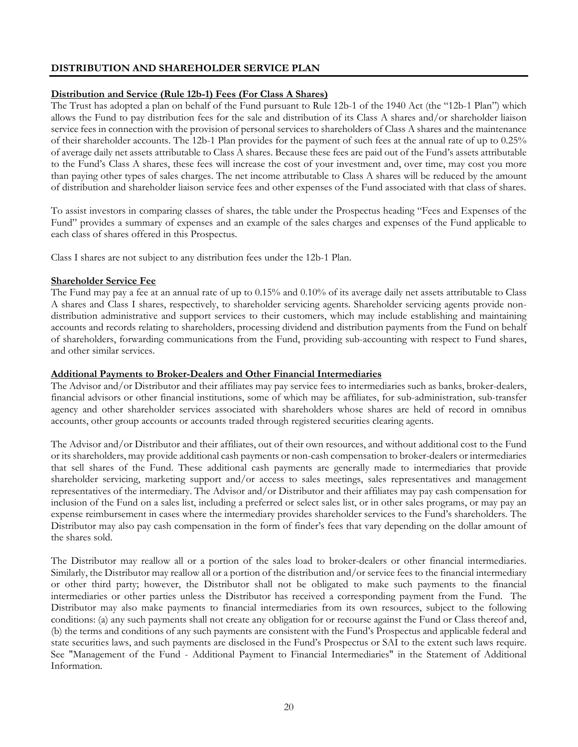## DISTRIBUTION AND SHAREHOLDER SERVICE PLAN

**Distribution and Service (Rule 12b-1) Fees (For Class A Shares)**

The Trust has adopted a plan on behalf of the Fund pursuant to Rule 12b-1 of the 1940 Act (the "12b-1 Plan") which allows the Fund to pay distribution fees for the sale and distribution of its Class A shares and/or shareholder liaison service fees in connection with the provision of personal services to shareholders of Class A shares and the maintenance of their shareholder accounts. The 12b-1 Plan provides for the payment of such fees at the annual rate of up to 0.25% of average daily net assets attributable to Class A shares. Because these fees are paid out of the Fund's assets attributable to the Fund's Class A shares, these fees will increase the cost of your investment and, over time, may cost you more than paying other types of sales charges. The net income attributable to Class A shares will be reduced by the amount of distribution and shareholder liaison service fees and other expenses of the Fund associated with that class of shares.

To assist investors in comparing classes of shares, the table under the Prospectus heading "Fees and Expenses of the Fund" provides a summary of expenses and an example of the sales charges and expenses of the Fund applicable to each class of shares offered in this Prospectus.

Class I shares are not subject to any distribution fees under the 12b-1 Plan.

**Shareholder Service Fee**

The Fund may pay a fee at an annual rate of up to 0.15% and 0.10% of its average daily net assets attributable to Class A shares and Class I shares, respectively, to shareholder servicing agents. Shareholder servicing agents provide non-distribution administrative and support services to their customers, which may include establishing and maintaining accounts and records relating to shareholders, processing dividend and distribution payments from the Fund on behalf of shareholders, forwarding communications from the Fund, providing sub-accounting with respect to Fund shares, and other similar services.

**Additional Payments to Broker-Dealers and Other Financial Intermediaries**

The Advisor and/or Distributor and their affiliates may pay service fees to intermediaries such as banks, broker-dealers, financial advisors or other financial institutions, some of which may be affiliates, for sub-administration, sub-transfer agency and other shareholder services associated with shareholders whose shares are held of record in omnibus accounts, other group accounts or accounts traded through registered securities clearing agents.

The Advisor and/or Distributor and their affiliates, out of their own resources, and without additional cost to the Fund or its shareholders, may provide additional cash payments or non-cash compensation to broker-dealers or intermediaries that sell shares of the Fund. These additional cash payments are generally made to intermediaries that provide shareholder servicing, marketing support and/or access to sales meetings, sales representatives and management representatives of the intermediary. The Advisor and/or Distributor and their affiliates may pay cash compensation for inclusion of the Fund on a sales list, including a preferred or select sales list, or in other sales programs, or may pay an expense reimbursement in cases where the intermediary provides shareholder services to the Fund's shareholders. The Distributor may also pay cash compensation in the form of finder's fees that vary depending on the dollar amount of the shares sold.

The Distributor may reallow all or a portion of the sales load to broker-dealers or other financial intermediaries. Similarly, the Distributor may reallow all or a portion of the distribution and/or service fees to the financial intermediary or other third party; however, the Distributor shall not be obligated to make such payments to the financial intermediaries or other parties unless the Distributor has received a corresponding payment from the Fund. The Distributor may also make payments to financial intermediaries from its own resources, subject to the following conditions: (a) any such payments shall not create any obligation for or recourse against the Fund or Class thereof and, (b) the terms and conditions of any such payments are consistent with the Fund's Prospectus and applicable federal and state securities laws, and such payments are disclosed in the Fund's Prospectus or SAI to the extent such laws require. See "Management of the Fund - Additional Payment to Financial Intermediaries" in the Statement of Additional Information.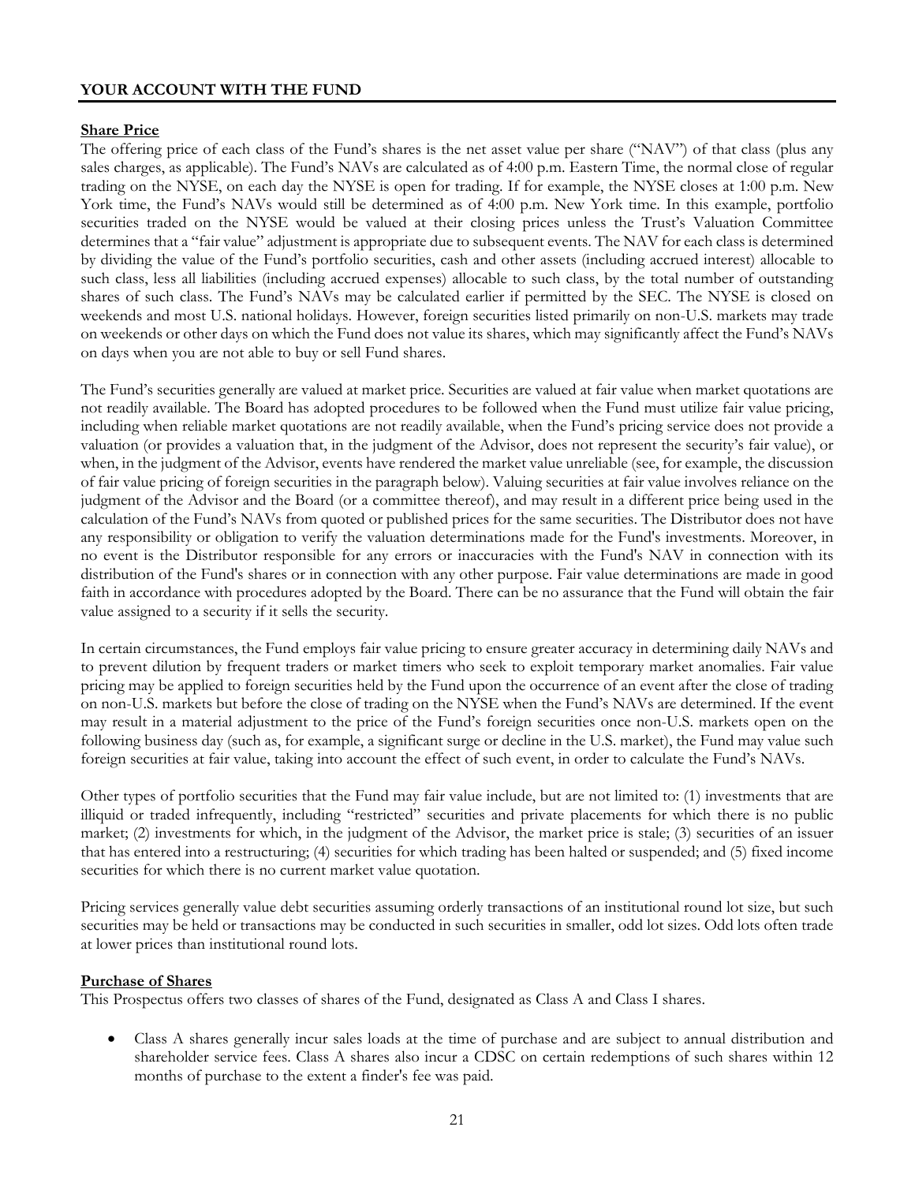## YOUR ACCOUNT WITH THE FUND

### Share Price

The offering price of each class of the Fund's shares is the net asset value per share ("NAV") of that class (plus any sales charges, as applicable). The Fund's NAVs are calculated as of 4:00 p.m. Eastern Time, the normal close of regular trading on the NYSE, on each day the NYSE is open for trading. If for example, the NYSE closes at 1:00 p.m. New York time, the Fund's NAVs would still be determined as of 4:00 p.m. New York time. In this example, portfolio securities traded on the NYSE would be valued at their closing prices unless the Trust's Valuation Committee determines that a "fair value" adjustment is appropriate due to subsequent events. The NAV for each class is determined by dividing the value of the Fund's portfolio securities, cash and other assets (including accrued interest) allocable to such class, less all liabilities (including accrued expenses) allocable to such class, by the total number of outstanding shares of such class. The Fund's NAVs may be calculated earlier if permitted by the SEC. The NYSE is closed on weekends and most U.S. national holidays. However, foreign securities listed primarily on non-U.S. markets may trade on weekends or other days on which the Fund does not value its shares, which may significantly affect the Fund's NAVs on days when you are not able to buy or sell Fund shares.

The Fund's securities generally are valued at market price. Securities are valued at fair value when market quotations are not readily available. The Board has adopted procedures to be followed when the Fund must utilize fair value pricing, including when reliable market quotations are not readily available, when the Fund's pricing service does not provide a valuation (or provides a valuation that, in the judgment of the Advisor, does not represent the security's fair value), or when, in the judgment of the Advisor, events have rendered the market value unreliable (see, for example, the discussion of fair value pricing of foreign securities in the paragraph below). Valuing securities at fair value involves reliance on the judgment of the Advisor and the Board (or a committee thereof), and may result in a different price being used in the calculation of the Fund's NAVs from quoted or published prices for the same securities. The Distributor does not have any responsibility or obligation to verify the valuation determinations made for the Fund's investments. Moreover, in no event is the Distributor responsible for any errors or inaccuracies with the Fund's NAV in connection with its distribution of the Fund's shares or in connection with any other purpose. Fair value determinations are made in good faith in accordance with procedures adopted by the Board. There can be no assurance that the Fund will obtain the fair value assigned to a security if it sells the security.

In certain circumstances, the Fund employs fair value pricing to ensure greater accuracy in determining daily NAVs and to prevent dilution by frequent traders or market timers who seek to exploit temporary market anomalies. Fair value pricing may be applied to foreign securities held by the Fund upon the occurrence of an event after the close of trading on non-U.S. markets but before the close of trading on the NYSE when the Fund's NAVs are determined. If the event may result in a material adjustment to the price of the Fund's foreign securities once non-U.S. markets open on the following business day (such as, for example, a significant surge or decline in the U.S. market), the Fund may value such foreign securities at fair value, taking into account the effect of such event, in order to calculate the Fund's NAVs.

Other types of portfolio securities that the Fund may fair value include, but are not limited to: (1) investments that are illiquid or traded infrequently, including "restricted" securities and private placements for which there is no public market; (2) investments for which, in the judgment of the Advisor, the market price is stale; (3) securities of an issuer that has entered into a restructuring; (4) securities for which trading has been halted or suspended; and (5) fixed income securities for which there is no current market value quotation.

Pricing services generally value debt securities assuming orderly transactions of an institutional round lot size, but such securities may be held or transactions may be conducted in such securities in smaller, odd lot sizes. Odd lots often trade at lower prices than institutional round lots.

### Purchase of Shares

This Prospectus offers two classes of shares of the Fund, designated as Class A and Class I shares.

- Class A shares generally incur sales loads at the time of purchase and are subject to annual distribution and shareholder service fees. Class A shares also incur a CDSC on certain redemptions of such shares within 12 months of purchase to the extent a finder's fee was paid.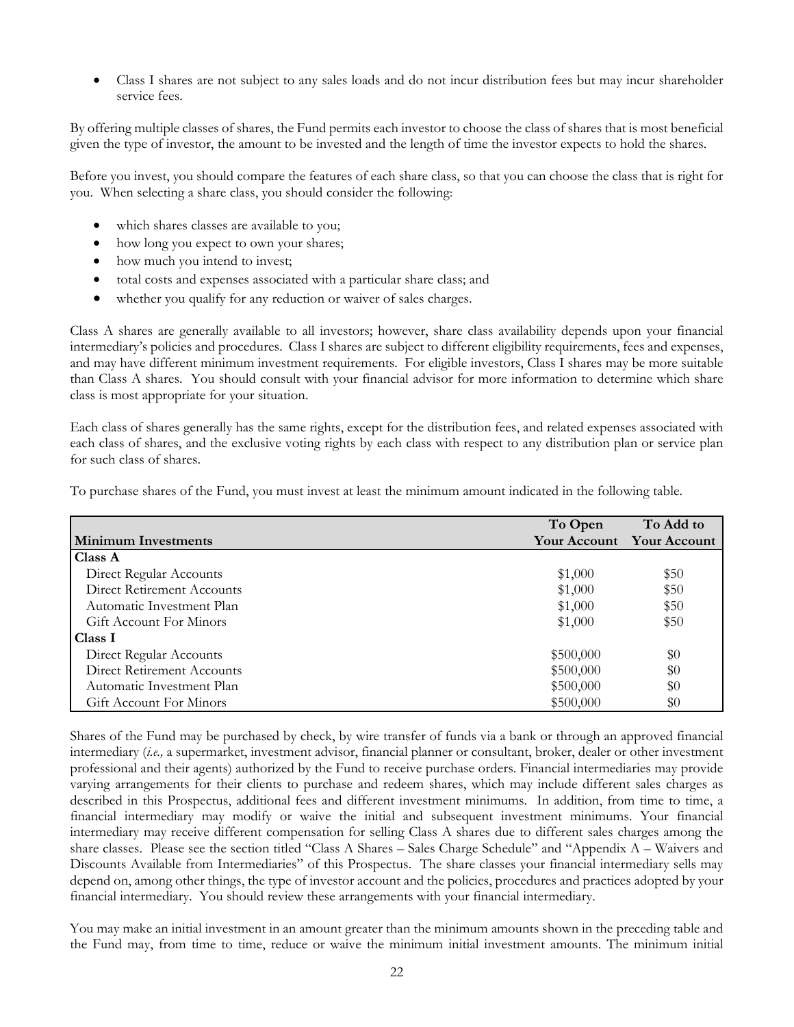- Class I shares are not subject to any sales loads and do not incur distribution fees but may incur shareholder service fees.

By offering multiple classes of shares, the Fund permits each investor to choose the class of shares that is most beneficial given the type of investor, the amount to be invested and the length of time the investor expects to hold the shares.

Before you invest, you should compare the features of each share class, so that you can choose the class that is right for you. When selecting a share class, you should consider the following:

- which shares classes are available to you;
- how long you expect to own your shares;
- how much you intend to invest;
- total costs and expenses associated with a particular share class; and
- whether you qualify for any reduction or waiver of sales charges.

Class A shares are generally available to all investors; however, share class availability depends upon your financial intermediary's policies and procedures. Class I shares are subject to different eligibility requirements, fees and expenses, and may have different minimum investment requirements. For eligible investors, Class I shares may be more suitable than Class A shares. You should consult with your financial advisor for more information to determine which share class is most appropriate for your situation.

Each class of shares generally has the same rights, except for the distribution fees, and related expenses associated with each class of shares, and the exclusive voting rights by each class with respect to any distribution plan or service plan for such class of shares.

To purchase shares of the Fund, you must invest at least the minimum amount indicated in the following table.

| **Minimum Investments** | **To Open Your Account** | **To Add to Your Account** |
|---|---|---|
| **Class A** | | |
| Direct Regular Accounts | $1,000 | $50 |
| Direct Retirement Accounts | $1,000 | $50 |
| Automatic Investment Plan | $1,000 | $50 |
| Gift Account For Minors | $1,000 | $50 |
| **Class I** | | |
| Direct Regular Accounts | $500,000 | $0 |
| Direct Retirement Accounts | $500,000 | $0 |
| Automatic Investment Plan | $500,000 | $0 |
| Gift Account For Minors | $500,000 | $0 |

Shares of the Fund may be purchased by check, by wire transfer of funds via a bank or through an approved financial intermediary (*i.e.,* a supermarket, investment advisor, financial planner or consultant, broker, dealer or other investment professional and their agents) authorized by the Fund to receive purchase orders. Financial intermediaries may provide varying arrangements for their clients to purchase and redeem shares, which may include different sales charges as described in this Prospectus, additional fees and different investment minimums. In addition, from time to time, a financial intermediary may modify or waive the initial and subsequent investment minimums. Your financial intermediary may receive different compensation for selling Class A shares due to different sales charges among the share classes. Please see the section titled "Class A Shares – Sales Charge Schedule" and "Appendix A – Waivers and Discounts Available from Intermediaries" of this Prospectus. The share classes your financial intermediary sells may depend on, among other things, the type of investor account and the policies, procedures and practices adopted by your financial intermediary. You should review these arrangements with your financial intermediary.

You may make an initial investment in an amount greater than the minimum amounts shown in the preceding table and the Fund may, from time to time, reduce or waive the minimum initial investment amounts. The minimum initial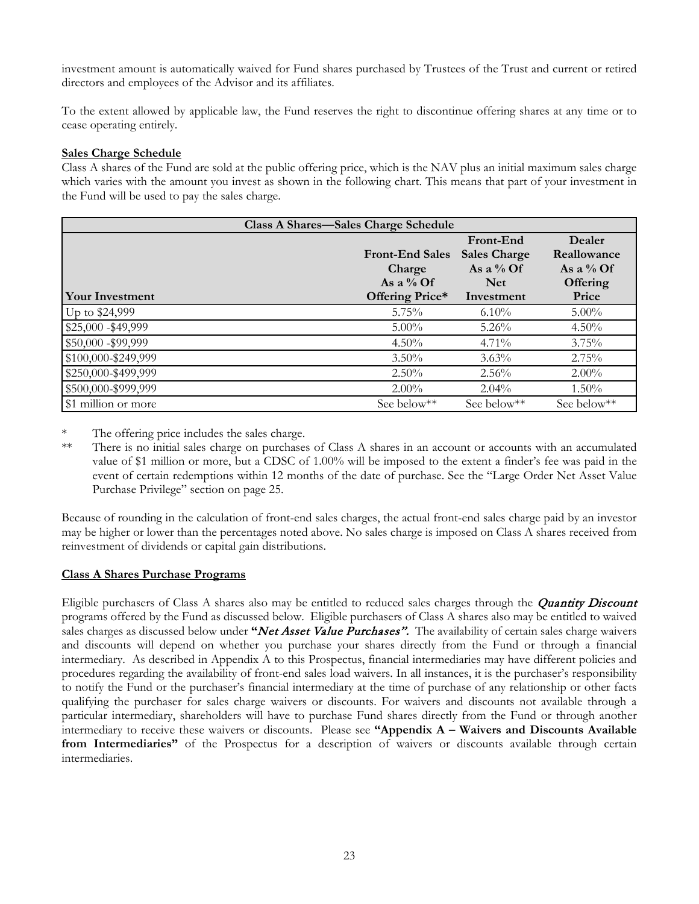investment amount is automatically waived for Fund shares purchased by Trustees of the Trust and current or retired directors and employees of the Advisor and its affiliates.

To the extent allowed by applicable law, the Fund reserves the right to discontinue offering shares at any time or to cease operating entirely.

**Sales Charge Schedule**

Class A shares of the Fund are sold at the public offering price, which is the NAV plus an initial maximum sales charge which varies with the amount you invest as shown in the following chart. This means that part of your investment in the Fund will be used to pay the sales charge.

| Class A Shares—Sales Charge Schedule | | | |
|---|---|---|---|
| **Your Investment** | **Front-End Sales Charge As a % Of Offering Price*** | **Front-End Sales Charge As a % Of Net Investment** | **Dealer Reallowance As a % Of Offering Price** |
| Up to $24,999 | 5.75% | 6.10% | 5.00% |
| $25,000 -$49,999 | 5.00% | 5.26% | 4.50% |
| $50,000 -$99,999 | 4.50% | 4.71% | 3.75% |
| $100,000-$249,999 | 3.50% | 3.63% | 2.75% |
| $250,000-$499,999 | 2.50% | 2.56% | 2.00% |
| $500,000-$999,999 | 2.00% | 2.04% | 1.50% |
| $1 million or more | See below** | See below** | See below** |

\* The offering price includes the sales charge.

\*\* There is no initial sales charge on purchases of Class A shares in an account or accounts with an accumulated value of $1 million or more, but a CDSC of 1.00% will be imposed to the extent a finder's fee was paid in the event of certain redemptions within 12 months of the date of purchase. See the "Large Order Net Asset Value Purchase Privilege" section on page 25.

Because of rounding in the calculation of front-end sales charges, the actual front-end sales charge paid by an investor may be higher or lower than the percentages noted above. No sales charge is imposed on Class A shares received from reinvestment of dividends or capital gain distributions.

**Class A Shares Purchase Programs**

Eligible purchasers of Class A shares also may be entitled to reduced sales charges through the ***Quantity Discount*** programs offered by the Fund as discussed below. Eligible purchasers of Class A shares also may be entitled to waived sales charges as discussed below under **"*Net Asset Value Purchases*".** The availability of certain sales charge waivers and discounts will depend on whether you purchase your shares directly from the Fund or through a financial intermediary. As described in Appendix A to this Prospectus, financial intermediaries may have different policies and procedures regarding the availability of front-end sales load waivers. In all instances, it is the purchaser's responsibility to notify the Fund or the purchaser's financial intermediary at the time of purchase of any relationship or other facts qualifying the purchaser for sales charge waivers or discounts. For waivers and discounts not available through a particular intermediary, shareholders will have to purchase Fund shares directly from the Fund or through another intermediary to receive these waivers or discounts. Please see **"Appendix A – Waivers and Discounts Available from Intermediaries"** of the Prospectus for a description of waivers or discounts available through certain intermediaries.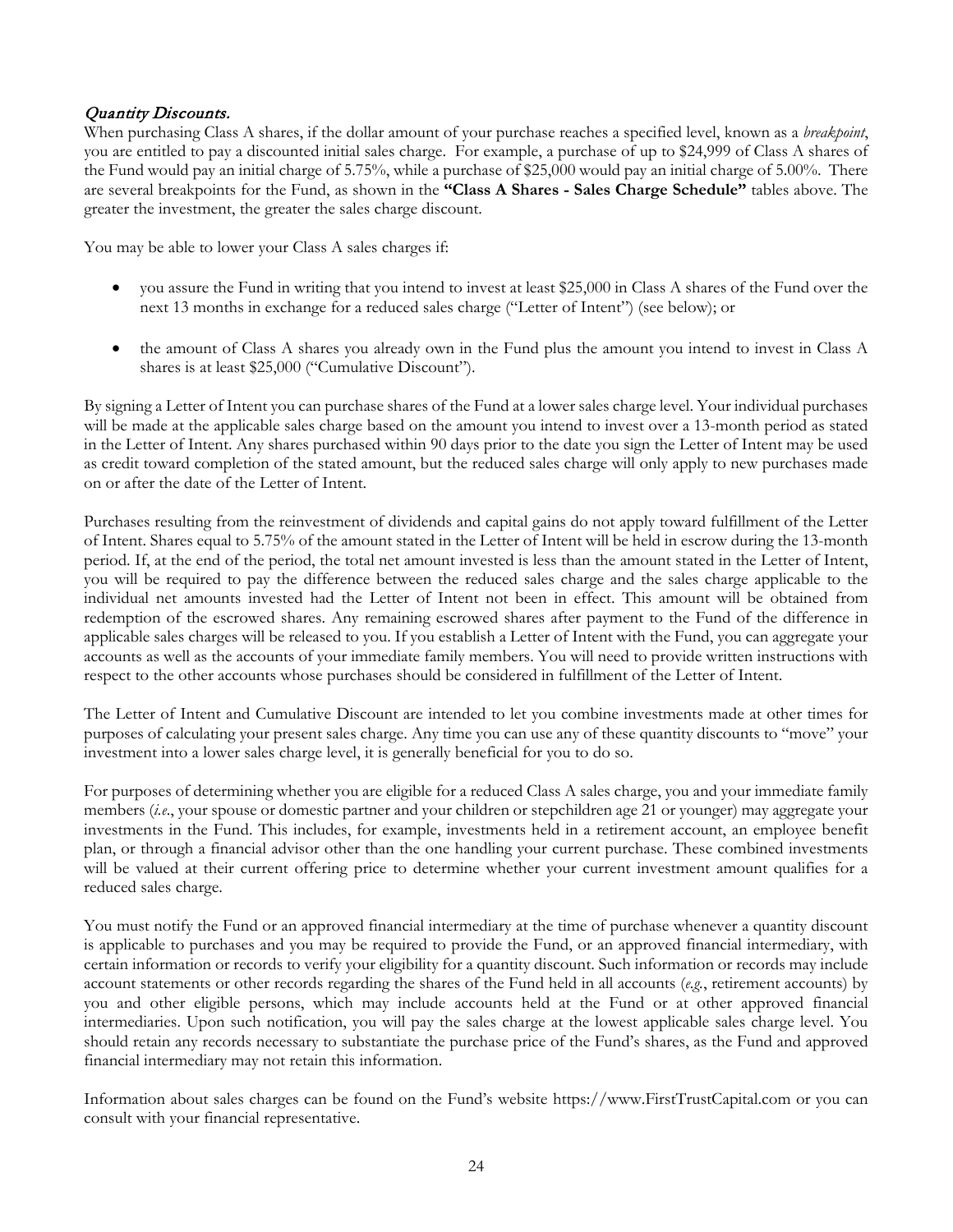### *Quantity Discounts.*

When purchasing Class A shares, if the dollar amount of your purchase reaches a specified level, known as a *breakpoint*, you are entitled to pay a discounted initial sales charge. For example, a purchase of up to $24,999 of Class A shares of the Fund would pay an initial charge of 5.75%, while a purchase of $25,000 would pay an initial charge of 5.00%. There are several breakpoints for the Fund, as shown in the **"Class A Shares - Sales Charge Schedule"** tables above. The greater the investment, the greater the sales charge discount.

You may be able to lower your Class A sales charges if:

- you assure the Fund in writing that you intend to invest at least $25,000 in Class A shares of the Fund over the next 13 months in exchange for a reduced sales charge ("Letter of Intent") (see below); or
- the amount of Class A shares you already own in the Fund plus the amount you intend to invest in Class A shares is at least $25,000 ("Cumulative Discount").

By signing a Letter of Intent you can purchase shares of the Fund at a lower sales charge level. Your individual purchases will be made at the applicable sales charge based on the amount you intend to invest over a 13-month period as stated in the Letter of Intent. Any shares purchased within 90 days prior to the date you sign the Letter of Intent may be used as credit toward completion of the stated amount, but the reduced sales charge will only apply to new purchases made on or after the date of the Letter of Intent.

Purchases resulting from the reinvestment of dividends and capital gains do not apply toward fulfillment of the Letter of Intent. Shares equal to 5.75% of the amount stated in the Letter of Intent will be held in escrow during the 13-month period. If, at the end of the period, the total net amount invested is less than the amount stated in the Letter of Intent, you will be required to pay the difference between the reduced sales charge and the sales charge applicable to the individual net amounts invested had the Letter of Intent not been in effect. This amount will be obtained from redemption of the escrowed shares. Any remaining escrowed shares after payment to the Fund of the difference in applicable sales charges will be released to you. If you establish a Letter of Intent with the Fund, you can aggregate your accounts as well as the accounts of your immediate family members. You will need to provide written instructions with respect to the other accounts whose purchases should be considered in fulfillment of the Letter of Intent.

The Letter of Intent and Cumulative Discount are intended to let you combine investments made at other times for purposes of calculating your present sales charge. Any time you can use any of these quantity discounts to "move" your investment into a lower sales charge level, it is generally beneficial for you to do so.

For purposes of determining whether you are eligible for a reduced Class A sales charge, you and your immediate family members (*i.e.*, your spouse or domestic partner and your children or stepchildren age 21 or younger) may aggregate your investments in the Fund. This includes, for example, investments held in a retirement account, an employee benefit plan, or through a financial advisor other than the one handling your current purchase. These combined investments will be valued at their current offering price to determine whether your current investment amount qualifies for a reduced sales charge.

You must notify the Fund or an approved financial intermediary at the time of purchase whenever a quantity discount is applicable to purchases and you may be required to provide the Fund, or an approved financial intermediary, with certain information or records to verify your eligibility for a quantity discount. Such information or records may include account statements or other records regarding the shares of the Fund held in all accounts (*e.g.*, retirement accounts) by you and other eligible persons, which may include accounts held at the Fund or at other approved financial intermediaries. Upon such notification, you will pay the sales charge at the lowest applicable sales charge level. You should retain any records necessary to substantiate the purchase price of the Fund's shares, as the Fund and approved financial intermediary may not retain this information.

Information about sales charges can be found on the Fund's website https://www.FirstTrustCapital.com or you can consult with your financial representative.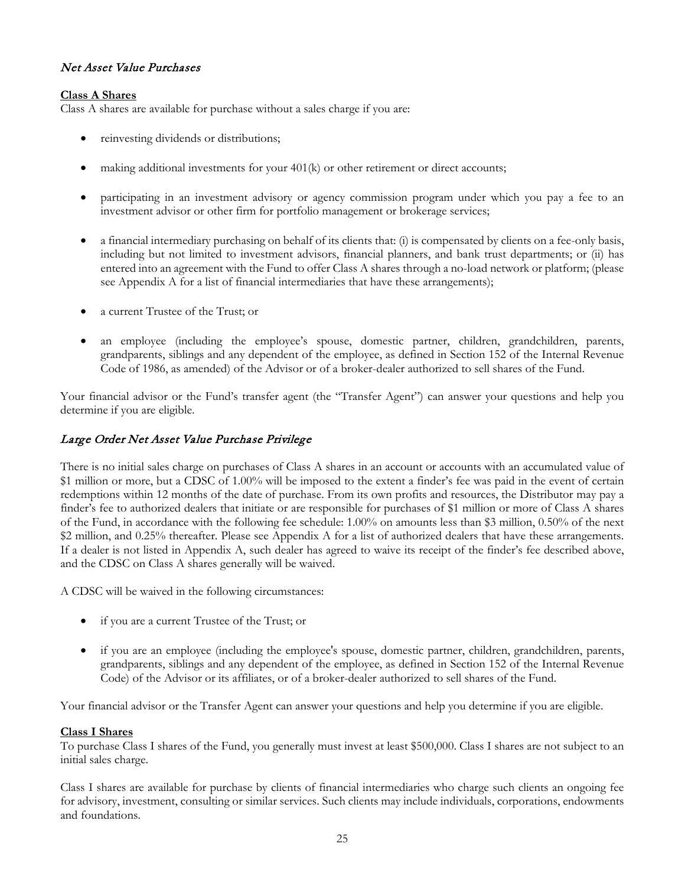### *Net Asset Value Purchases*

**Class A Shares**

Class A shares are available for purchase without a sales charge if you are:

- reinvesting dividends or distributions;
- making additional investments for your 401(k) or other retirement or direct accounts;
- participating in an investment advisory or agency commission program under which you pay a fee to an investment advisor or other firm for portfolio management or brokerage services;
- a financial intermediary purchasing on behalf of its clients that: (i) is compensated by clients on a fee-only basis, including but not limited to investment advisors, financial planners, and bank trust departments; or (ii) has entered into an agreement with the Fund to offer Class A shares through a no-load network or platform; (please see Appendix A for a list of financial intermediaries that have these arrangements);
- a current Trustee of the Trust; or
- an employee (including the employee's spouse, domestic partner, children, grandchildren, parents, grandparents, siblings and any dependent of the employee, as defined in Section 152 of the Internal Revenue Code of 1986, as amended) of the Advisor or of a broker-dealer authorized to sell shares of the Fund.

Your financial advisor or the Fund's transfer agent (the "Transfer Agent") can answer your questions and help you determine if you are eligible.

### *Large Order Net Asset Value Purchase Privilege*

There is no initial sales charge on purchases of Class A shares in an account or accounts with an accumulated value of \$1 million or more, but a CDSC of 1.00% will be imposed to the extent a finder's fee was paid in the event of certain redemptions within 12 months of the date of purchase. From its own profits and resources, the Distributor may pay a finder's fee to authorized dealers that initiate or are responsible for purchases of \$1 million or more of Class A shares of the Fund, in accordance with the following fee schedule: 1.00% on amounts less than \$3 million, 0.50% of the next \$2 million, and 0.25% thereafter. Please see Appendix A for a list of authorized dealers that have these arrangements. If a dealer is not listed in Appendix A, such dealer has agreed to waive its receipt of the finder's fee described above, and the CDSC on Class A shares generally will be waived.

A CDSC will be waived in the following circumstances:

- if you are a current Trustee of the Trust; or
- if you are an employee (including the employee's spouse, domestic partner, children, grandchildren, parents, grandparents, siblings and any dependent of the employee, as defined in Section 152 of the Internal Revenue Code) of the Advisor or its affiliates, or of a broker-dealer authorized to sell shares of the Fund.

Your financial advisor or the Transfer Agent can answer your questions and help you determine if you are eligible.

**Class I Shares**

To purchase Class I shares of the Fund, you generally must invest at least \$500,000. Class I shares are not subject to an initial sales charge.

Class I shares are available for purchase by clients of financial intermediaries who charge such clients an ongoing fee for advisory, investment, consulting or similar services. Such clients may include individuals, corporations, endowments and foundations.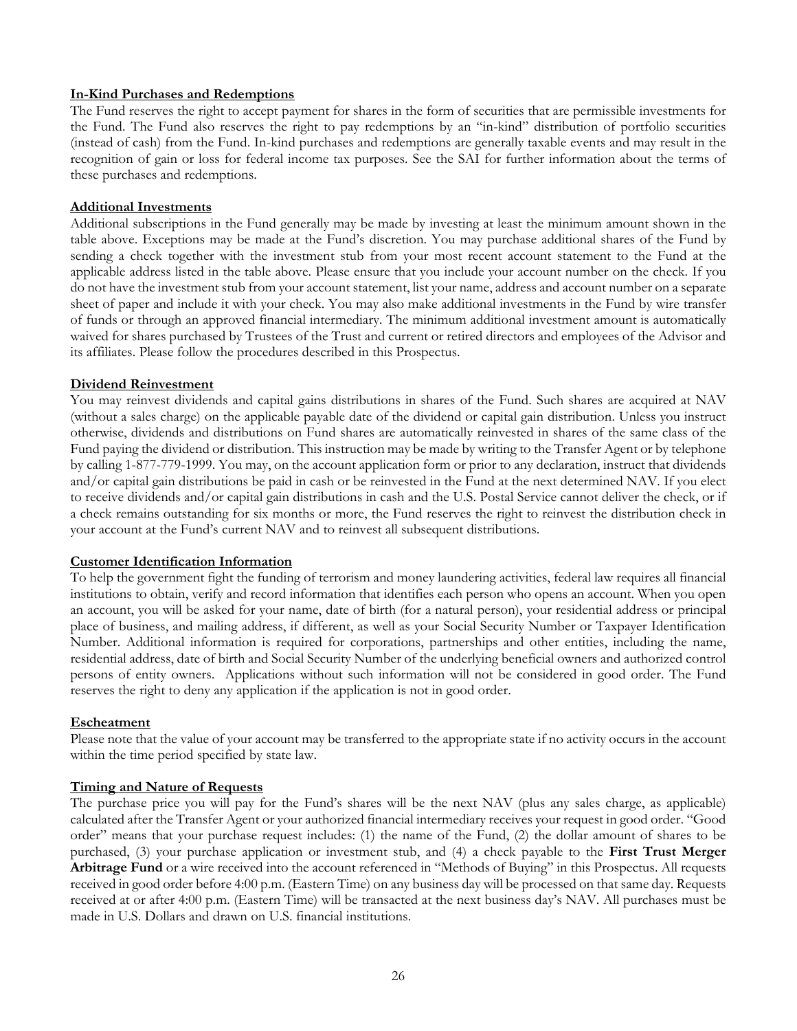**In-Kind Purchases and Redemptions**

The Fund reserves the right to accept payment for shares in the form of securities that are permissible investments for the Fund. The Fund also reserves the right to pay redemptions by an "in-kind" distribution of portfolio securities (instead of cash) from the Fund. In-kind purchases and redemptions are generally taxable events and may result in the recognition of gain or loss for federal income tax purposes. See the SAI for further information about the terms of these purchases and redemptions.

**Additional Investments**

Additional subscriptions in the Fund generally may be made by investing at least the minimum amount shown in the table above. Exceptions may be made at the Fund's discretion. You may purchase additional shares of the Fund by sending a check together with the investment stub from your most recent account statement to the Fund at the applicable address listed in the table above. Please ensure that you include your account number on the check. If you do not have the investment stub from your account statement, list your name, address and account number on a separate sheet of paper and include it with your check. You may also make additional investments in the Fund by wire transfer of funds or through an approved financial intermediary. The minimum additional investment amount is automatically waived for shares purchased by Trustees of the Trust and current or retired directors and employees of the Advisor and its affiliates. Please follow the procedures described in this Prospectus.

**Dividend Reinvestment**

You may reinvest dividends and capital gains distributions in shares of the Fund. Such shares are acquired at NAV (without a sales charge) on the applicable payable date of the dividend or capital gain distribution. Unless you instruct otherwise, dividends and distributions on Fund shares are automatically reinvested in shares of the same class of the Fund paying the dividend or distribution. This instruction may be made by writing to the Transfer Agent or by telephone by calling 1-877-779-1999. You may, on the account application form or prior to any declaration, instruct that dividends and/or capital gain distributions be paid in cash or be reinvested in the Fund at the next determined NAV. If you elect to receive dividends and/or capital gain distributions in cash and the U.S. Postal Service cannot deliver the check, or if a check remains outstanding for six months or more, the Fund reserves the right to reinvest the distribution check in your account at the Fund's current NAV and to reinvest all subsequent distributions.

**Customer Identification Information**

To help the government fight the funding of terrorism and money laundering activities, federal law requires all financial institutions to obtain, verify and record information that identifies each person who opens an account. When you open an account, you will be asked for your name, date of birth (for a natural person), your residential address or principal place of business, and mailing address, if different, as well as your Social Security Number or Taxpayer Identification Number. Additional information is required for corporations, partnerships and other entities, including the name, residential address, date of birth and Social Security Number of the underlying beneficial owners and authorized control persons of entity owners. Applications without such information will not be considered in good order. The Fund reserves the right to deny any application if the application is not in good order.

**Escheatment**

Please note that the value of your account may be transferred to the appropriate state if no activity occurs in the account within the time period specified by state law.

**Timing and Nature of Requests**

The purchase price you will pay for the Fund's shares will be the next NAV (plus any sales charge, as applicable) calculated after the Transfer Agent or your authorized financial intermediary receives your request in good order. "Good order" means that your purchase request includes: (1) the name of the Fund, (2) the dollar amount of shares to be purchased, (3) your purchase application or investment stub, and (4) a check payable to the **First Trust Merger Arbitrage Fund** or a wire received into the account referenced in "Methods of Buying" in this Prospectus. All requests received in good order before 4:00 p.m. (Eastern Time) on any business day will be processed on that same day. Requests received at or after 4:00 p.m. (Eastern Time) will be transacted at the next business day's NAV. All purchases must be made in U.S. Dollars and drawn on U.S. financial institutions.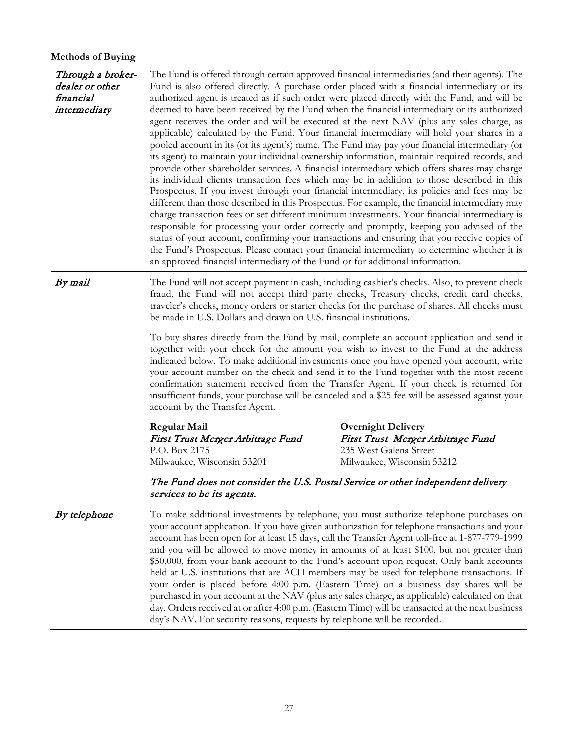**Methods of Buying**

| | |
|---|---|
| *Through a broker-dealer or other financial intermediary* | The Fund is offered through certain approved financial intermediaries (and their agents). The Fund is also offered directly. A purchase order placed with a financial intermediary or its authorized agent is treated as if such order were placed directly with the Fund, and will be deemed to have been received by the Fund when the financial intermediary or its authorized agent receives the order and will be executed at the next NAV (plus any sales charge, as applicable) calculated by the Fund. Your financial intermediary will hold your shares in a pooled account in its (or its agent's) name. The Fund may pay your financial intermediary (or its agent) to maintain your individual ownership information, maintain required records, and provide other shareholder services. A financial intermediary which offers shares may charge its individual clients transaction fees which may be in addition to those described in this Prospectus. If you invest through your financial intermediary, its policies and fees may be different than those described in this Prospectus. For example, the financial intermediary may charge transaction fees or set different minimum investments. Your financial intermediary is responsible for processing your order correctly and promptly, keeping you advised of the status of your account, confirming your transactions and ensuring that you receive copies of the Fund's Prospectus. Please contact your financial intermediary to determine whether it is an approved financial intermediary of the Fund or for additional information. |
| *By mail* | The Fund will not accept payment in cash, including cashier's checks. Also, to prevent check fraud, the Fund will not accept third party checks, Treasury checks, credit card checks, traveler's checks, money orders or starter checks for the purchase of shares. All checks must be made in U.S. Dollars and drawn on U.S. financial institutions.<br><br>To buy shares directly from the Fund by mail, complete an account application and send it together with your check for the amount you wish to invest to the Fund at the address indicated below. To make additional investments once you have opened your account, write your account number on the check and send it to the Fund together with the most recent confirmation statement received from the Transfer Agent. If your check is returned for insufficient funds, your purchase will be canceled and a $25 fee will be assessed against your account by the Transfer Agent.<br><br>**Regular Mail**<br>*First Trust Merger Arbitrage Fund*<br>P.O. Box 2175<br>Milwaukee, Wisconsin 53201<br><br>**Overnight Delivery**<br>*First Trust Merger Arbitrage Fund*<br>235 West Galena Street<br>Milwaukee, Wisconsin 53212<br><br>*The Fund does not consider the U.S. Postal Service or other independent delivery services to be its agents.* |
| *By telephone* | To make additional investments by telephone, you must authorize telephone purchases on your account application. If you have given authorization for telephone transactions and your account has been open for at least 15 days, call the Transfer Agent toll-free at 1-877-779-1999 and you will be allowed to move money in amounts of at least $100, but not greater than $50,000, from your bank account to the Fund's account upon request. Only bank accounts held at U.S. institutions that are ACH members may be used for telephone transactions. If your order is placed before 4:00 p.m. (Eastern Time) on a business day shares will be purchased in your account at the NAV (plus any sales charge, as applicable) calculated on that day. Orders received at or after 4:00 p.m. (Eastern Time) will be transacted at the next business day's NAV. For security reasons, requests by telephone will be recorded. |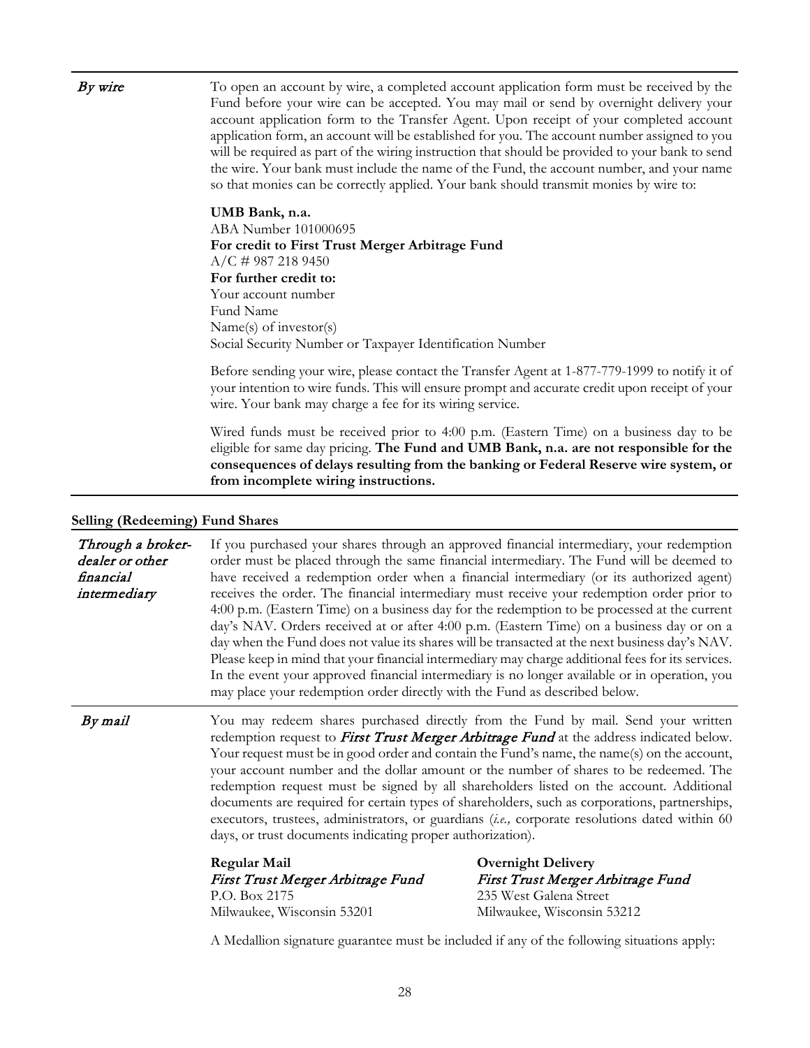| | |
|---|---|
| *By wire* | To open an account by wire, a completed account application form must be received by the Fund before your wire can be accepted. You may mail or send by overnight delivery your account application form to the Transfer Agent. Upon receipt of your completed account application form, an account will be established for you. The account number assigned to you will be required as part of the wiring instruction that should be provided to your bank to send the wire. Your bank must include the name of the Fund, the account number, and your name so that monies can be correctly applied. Your bank should transmit monies by wire to:<br><br>**UMB Bank, n.a.**<br>ABA Number 101000695<br>**For credit to First Trust Merger Arbitrage Fund**<br>A/C # 987 218 9450<br>**For further credit to:**<br>Your account number<br>Fund Name<br>Name(s) of investor(s)<br>Social Security Number or Taxpayer Identification Number<br><br>Before sending your wire, please contact the Transfer Agent at 1-877-779-1999 to notify it of your intention to wire funds. This will ensure prompt and accurate credit upon receipt of your wire. Your bank may charge a fee for its wiring service.<br><br>Wired funds must be received prior to 4:00 p.m. (Eastern Time) on a business day to be eligible for same day pricing. **The Fund and UMB Bank, n.a. are not responsible for the consequences of delays resulting from the banking or Federal Reserve wire system, or from incomplete wiring instructions.** |

**Selling (Redeeming) Fund Shares**

| | |
|---|---|
| *Through a broker-dealer or other financial intermediary* | If you purchased your shares through an approved financial intermediary, your redemption order must be placed through the same financial intermediary. The Fund will be deemed to have received a redemption order when a financial intermediary (or its authorized agent) receives the order. The financial intermediary must receive your redemption order prior to 4:00 p.m. (Eastern Time) on a business day for the redemption to be processed at the current day's NAV. Orders received at or after 4:00 p.m. (Eastern Time) on a business day or on a day when the Fund does not value its shares will be transacted at the next business day's NAV. Please keep in mind that your financial intermediary may charge additional fees for its services. In the event your approved financial intermediary is no longer available or in operation, you may place your redemption order directly with the Fund as described below. |
| *By mail* | You may redeem shares purchased directly from the Fund by mail. Send your written redemption request to ***First Trust Merger Arbitrage Fund*** at the address indicated below. Your request must be in good order and contain the Fund's name, the name(s) on the account, your account number and the dollar amount or the number of shares to be redeemed. The redemption request must be signed by all shareholders listed on the account. Additional documents are required for certain types of shareholders, such as corporations, partnerships, executors, trustees, administrators, or guardians (*i.e.,* corporate resolutions dated within 60 days, or trust documents indicating proper authorization).<br><br>**Regular Mail**<br>*First Trust Merger Arbitrage Fund*<br>P.O. Box 2175<br>Milwaukee, Wisconsin 53201<br><br>**Overnight Delivery**<br>*First Trust Merger Arbitrage Fund*<br>235 West Galena Street<br>Milwaukee, Wisconsin 53212<br><br>A Medallion signature guarantee must be included if any of the following situations apply: |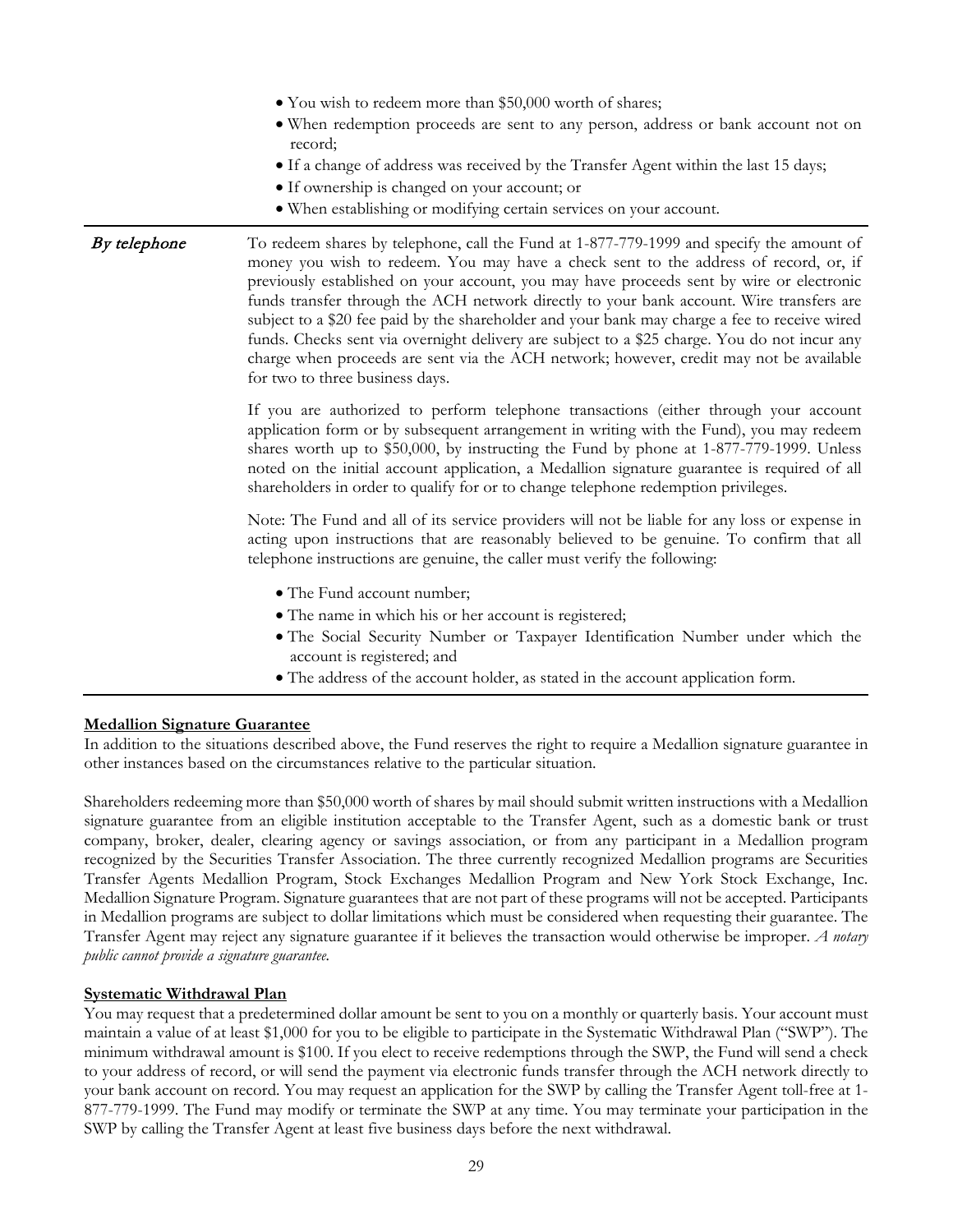- You wish to redeem more than $50,000 worth of shares;
- When redemption proceeds are sent to any person, address or bank account not on record;
- If a change of address was received by the Transfer Agent within the last 15 days;
- If ownership is changed on your account; or
- When establishing or modifying certain services on your account.

***By telephone***

To redeem shares by telephone, call the Fund at 1-877-779-1999 and specify the amount of money you wish to redeem. You may have a check sent to the address of record, or, if previously established on your account, you may have proceeds sent by wire or electronic funds transfer through the ACH network directly to your bank account. Wire transfers are subject to a $20 fee paid by the shareholder and your bank may charge a fee to receive wired funds. Checks sent via overnight delivery are subject to a $25 charge. You do not incur any charge when proceeds are sent via the ACH network; however, credit may not be available for two to three business days.

If you are authorized to perform telephone transactions (either through your account application form or by subsequent arrangement in writing with the Fund), you may redeem shares worth up to $50,000, by instructing the Fund by phone at 1-877-779-1999. Unless noted on the initial account application, a Medallion signature guarantee is required of all shareholders in order to qualify for or to change telephone redemption privileges.

Note: The Fund and all of its service providers will not be liable for any loss or expense in acting upon instructions that are reasonably believed to be genuine. To confirm that all telephone instructions are genuine, the caller must verify the following:

- The Fund account number;
- The name in which his or her account is registered;
- The Social Security Number or Taxpayer Identification Number under which the account is registered; and
- The address of the account holder, as stated in the account application form.

**Medallion Signature Guarantee**

In addition to the situations described above, the Fund reserves the right to require a Medallion signature guarantee in other instances based on the circumstances relative to the particular situation.

Shareholders redeeming more than $50,000 worth of shares by mail should submit written instructions with a Medallion signature guarantee from an eligible institution acceptable to the Transfer Agent, such as a domestic bank or trust company, broker, dealer, clearing agency or savings association, or from any participant in a Medallion program recognized by the Securities Transfer Association. The three currently recognized Medallion programs are Securities Transfer Agents Medallion Program, Stock Exchanges Medallion Program and New York Stock Exchange, Inc. Medallion Signature Program. Signature guarantees that are not part of these programs will not be accepted. Participants in Medallion programs are subject to dollar limitations which must be considered when requesting their guarantee. The Transfer Agent may reject any signature guarantee if it believes the transaction would otherwise be improper. *A notary public cannot provide a signature guarantee.*

**Systematic Withdrawal Plan**

You may request that a predetermined dollar amount be sent to you on a monthly or quarterly basis. Your account must maintain a value of at least $1,000 for you to be eligible to participate in the Systematic Withdrawal Plan ("SWP"). The minimum withdrawal amount is $100. If you elect to receive redemptions through the SWP, the Fund will send a check to your address of record, or will send the payment via electronic funds transfer through the ACH network directly to your bank account on record. You may request an application for the SWP by calling the Transfer Agent toll-free at 1-877-779-1999. The Fund may modify or terminate the SWP at any time. You may terminate your participation in the SWP by calling the Transfer Agent at least five business days before the next withdrawal.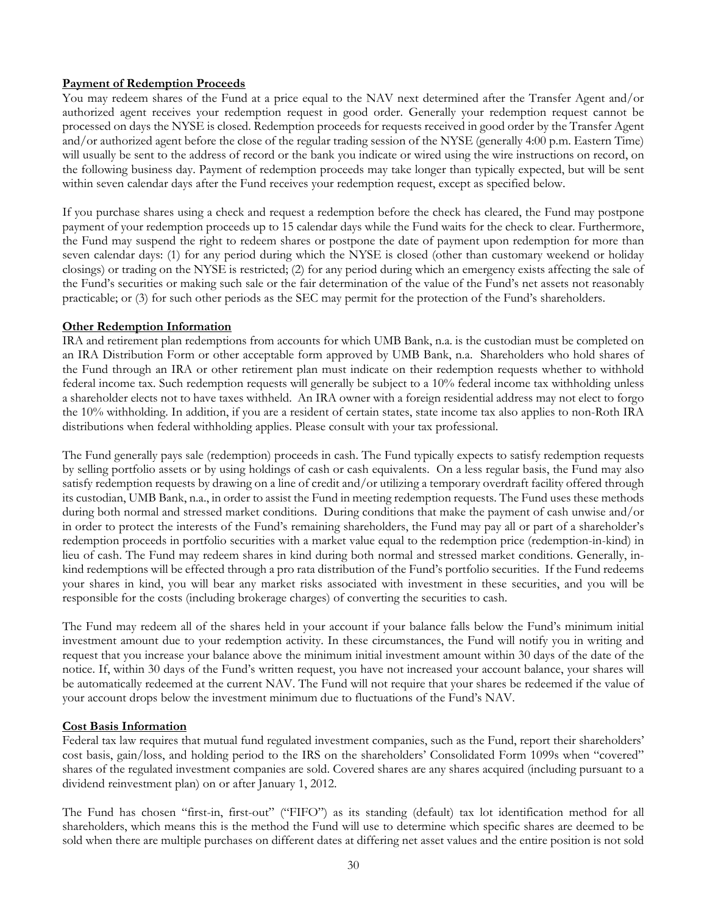**Payment of Redemption Proceeds**

You may redeem shares of the Fund at a price equal to the NAV next determined after the Transfer Agent and/or authorized agent receives your redemption request in good order. Generally your redemption request cannot be processed on days the NYSE is closed. Redemption proceeds for requests received in good order by the Transfer Agent and/or authorized agent before the close of the regular trading session of the NYSE (generally 4:00 p.m. Eastern Time) will usually be sent to the address of record or the bank you indicate or wired using the wire instructions on record, on the following business day. Payment of redemption proceeds may take longer than typically expected, but will be sent within seven calendar days after the Fund receives your redemption request, except as specified below.

If you purchase shares using a check and request a redemption before the check has cleared, the Fund may postpone payment of your redemption proceeds up to 15 calendar days while the Fund waits for the check to clear. Furthermore, the Fund may suspend the right to redeem shares or postpone the date of payment upon redemption for more than seven calendar days: (1) for any period during which the NYSE is closed (other than customary weekend or holiday closings) or trading on the NYSE is restricted; (2) for any period during which an emergency exists affecting the sale of the Fund's securities or making such sale or the fair determination of the value of the Fund's net assets not reasonably practicable; or (3) for such other periods as the SEC may permit for the protection of the Fund's shareholders.

**Other Redemption Information**

IRA and retirement plan redemptions from accounts for which UMB Bank, n.a. is the custodian must be completed on an IRA Distribution Form or other acceptable form approved by UMB Bank, n.a. Shareholders who hold shares of the Fund through an IRA or other retirement plan must indicate on their redemption requests whether to withhold federal income tax. Such redemption requests will generally be subject to a 10% federal income tax withholding unless a shareholder elects not to have taxes withheld. An IRA owner with a foreign residential address may not elect to forgo the 10% withholding. In addition, if you are a resident of certain states, state income tax also applies to non-Roth IRA distributions when federal withholding applies. Please consult with your tax professional.

The Fund generally pays sale (redemption) proceeds in cash. The Fund typically expects to satisfy redemption requests by selling portfolio assets or by using holdings of cash or cash equivalents. On a less regular basis, the Fund may also satisfy redemption requests by drawing on a line of credit and/or utilizing a temporary overdraft facility offered through its custodian, UMB Bank, n.a., in order to assist the Fund in meeting redemption requests. The Fund uses these methods during both normal and stressed market conditions. During conditions that make the payment of cash unwise and/or in order to protect the interests of the Fund's remaining shareholders, the Fund may pay all or part of a shareholder's redemption proceeds in portfolio securities with a market value equal to the redemption price (redemption-in-kind) in lieu of cash. The Fund may redeem shares in kind during both normal and stressed market conditions. Generally, in-kind redemptions will be effected through a pro rata distribution of the Fund's portfolio securities. If the Fund redeems your shares in kind, you will bear any market risks associated with investment in these securities, and you will be responsible for the costs (including brokerage charges) of converting the securities to cash.

The Fund may redeem all of the shares held in your account if your balance falls below the Fund's minimum initial investment amount due to your redemption activity. In these circumstances, the Fund will notify you in writing and request that you increase your balance above the minimum initial investment amount within 30 days of the date of the notice. If, within 30 days of the Fund's written request, you have not increased your account balance, your shares will be automatically redeemed at the current NAV. The Fund will not require that your shares be redeemed if the value of your account drops below the investment minimum due to fluctuations of the Fund's NAV.

**Cost Basis Information**

Federal tax law requires that mutual fund regulated investment companies, such as the Fund, report their shareholders' cost basis, gain/loss, and holding period to the IRS on the shareholders' Consolidated Form 1099s when "covered" shares of the regulated investment companies are sold. Covered shares are any shares acquired (including pursuant to a dividend reinvestment plan) on or after January 1, 2012.

The Fund has chosen "first-in, first-out" ("FIFO") as its standing (default) tax lot identification method for all shareholders, which means this is the method the Fund will use to determine which specific shares are deemed to be sold when there are multiple purchases on different dates at differing net asset values and the entire position is not sold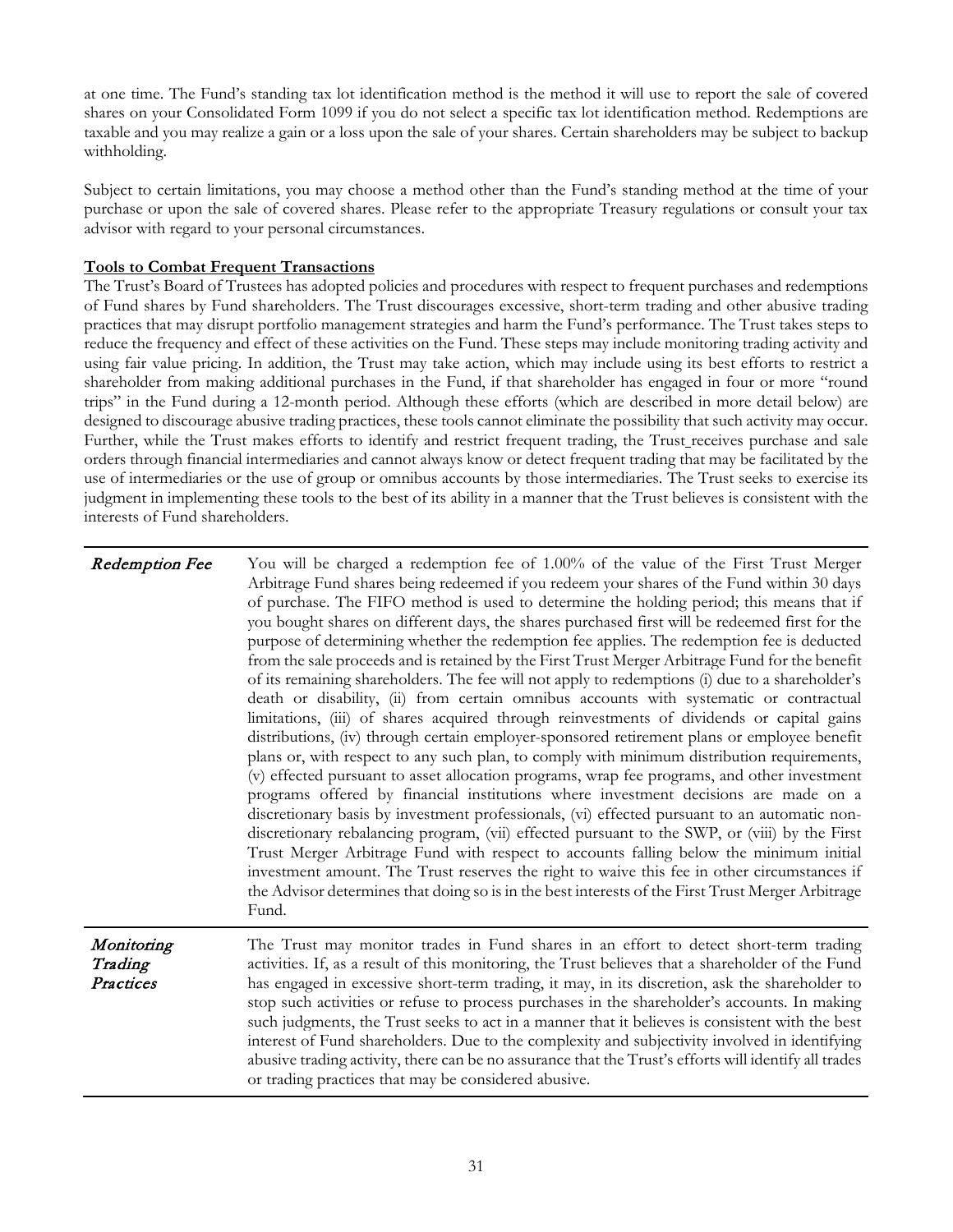at one time. The Fund's standing tax lot identification method is the method it will use to report the sale of covered shares on your Consolidated Form 1099 if you do not select a specific tax lot identification method. Redemptions are taxable and you may realize a gain or a loss upon the sale of your shares. Certain shareholders may be subject to backup withholding.

Subject to certain limitations, you may choose a method other than the Fund's standing method at the time of your purchase or upon the sale of covered shares. Please refer to the appropriate Treasury regulations or consult your tax advisor with regard to your personal circumstances.

**Tools to Combat Frequent Transactions**

The Trust's Board of Trustees has adopted policies and procedures with respect to frequent purchases and redemptions of Fund shares by Fund shareholders. The Trust discourages excessive, short-term trading and other abusive trading practices that may disrupt portfolio management strategies and harm the Fund's performance. The Trust takes steps to reduce the frequency and effect of these activities on the Fund. These steps may include monitoring trading activity and using fair value pricing. In addition, the Trust may take action, which may include using its best efforts to restrict a shareholder from making additional purchases in the Fund, if that shareholder has engaged in four or more "round trips" in the Fund during a 12-month period. Although these efforts (which are described in more detail below) are designed to discourage abusive trading practices, these tools cannot eliminate the possibility that such activity may occur. Further, while the Trust makes efforts to identify and restrict frequent trading, the Trust receives purchase and sale orders through financial intermediaries and cannot always know or detect frequent trading that may be facilitated by the use of intermediaries or the use of group or omnibus accounts by those intermediaries. The Trust seeks to exercise its judgment in implementing these tools to the best of its ability in a manner that the Trust believes is consistent with the interests of Fund shareholders.

| | |
|---|---|
| *Redemption Fee* | You will be charged a redemption fee of 1.00% of the value of the First Trust Merger Arbitrage Fund shares being redeemed if you redeem your shares of the Fund within 30 days of purchase. The FIFO method is used to determine the holding period; this means that if you bought shares on different days, the shares purchased first will be redeemed first for the purpose of determining whether the redemption fee applies. The redemption fee is deducted from the sale proceeds and is retained by the First Trust Merger Arbitrage Fund for the benefit of its remaining shareholders. The fee will not apply to redemptions (i) due to a shareholder's death or disability, (ii) from certain omnibus accounts with systematic or contractual limitations, (iii) of shares acquired through reinvestments of dividends or capital gains distributions, (iv) through certain employer-sponsored retirement plans or employee benefit plans or, with respect to any such plan, to comply with minimum distribution requirements, (v) effected pursuant to asset allocation programs, wrap fee programs, and other investment programs offered by financial institutions where investment decisions are made on a discretionary basis by investment professionals, (vi) effected pursuant to an automatic non-discretionary rebalancing program, (vii) effected pursuant to the SWP, or (viii) by the First Trust Merger Arbitrage Fund with respect to accounts falling below the minimum initial investment amount. The Trust reserves the right to waive this fee in other circumstances if the Advisor determines that doing so is in the best interests of the First Trust Merger Arbitrage Fund. |
| *Monitoring Trading Practices* | The Trust may monitor trades in Fund shares in an effort to detect short-term trading activities. If, as a result of this monitoring, the Trust believes that a shareholder of the Fund has engaged in excessive short-term trading, it may, in its discretion, ask the shareholder to stop such activities or refuse to process purchases in the shareholder's accounts. In making such judgments, the Trust seeks to act in a manner that it believes is consistent with the best interest of Fund shareholders. Due to the complexity and subjectivity involved in identifying abusive trading activity, there can be no assurance that the Trust's efforts will identify all trades or trading practices that may be considered abusive. |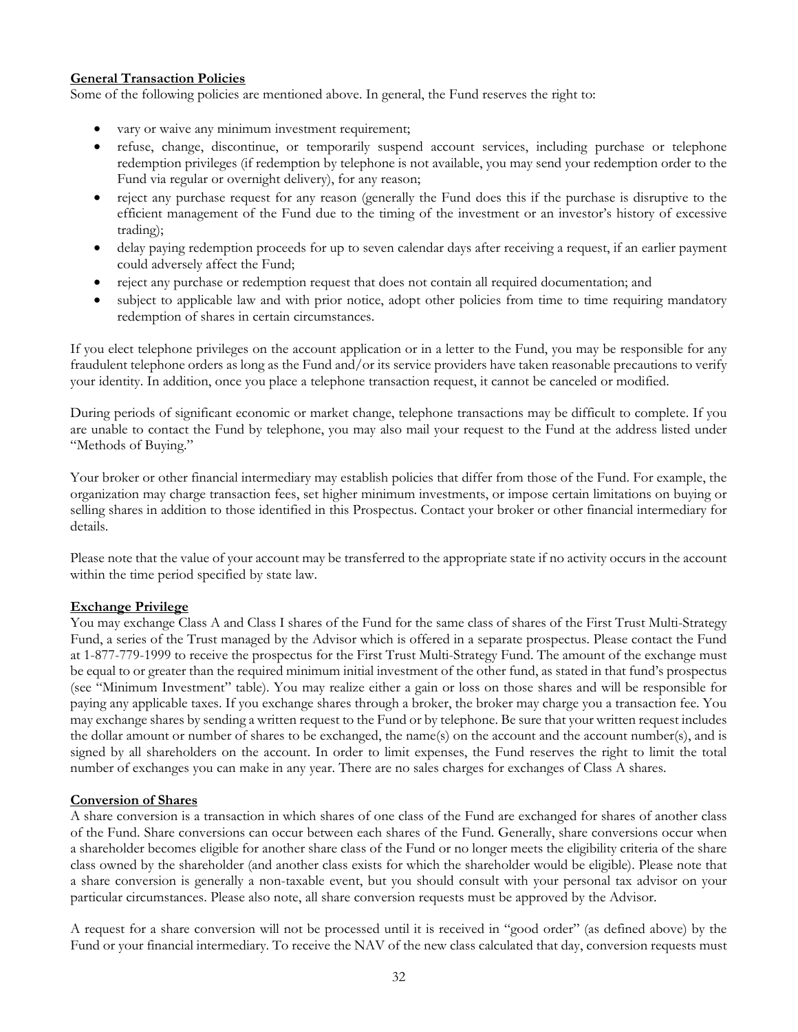**General Transaction Policies**

Some of the following policies are mentioned above. In general, the Fund reserves the right to:

- vary or waive any minimum investment requirement;
- refuse, change, discontinue, or temporarily suspend account services, including purchase or telephone redemption privileges (if redemption by telephone is not available, you may send your redemption order to the Fund via regular or overnight delivery), for any reason;
- reject any purchase request for any reason (generally the Fund does this if the purchase is disruptive to the efficient management of the Fund due to the timing of the investment or an investor's history of excessive trading);
- delay paying redemption proceeds for up to seven calendar days after receiving a request, if an earlier payment could adversely affect the Fund;
- reject any purchase or redemption request that does not contain all required documentation; and
- subject to applicable law and with prior notice, adopt other policies from time to time requiring mandatory redemption of shares in certain circumstances.

If you elect telephone privileges on the account application or in a letter to the Fund, you may be responsible for any fraudulent telephone orders as long as the Fund and/or its service providers have taken reasonable precautions to verify your identity. In addition, once you place a telephone transaction request, it cannot be canceled or modified.

During periods of significant economic or market change, telephone transactions may be difficult to complete. If you are unable to contact the Fund by telephone, you may also mail your request to the Fund at the address listed under "Methods of Buying."

Your broker or other financial intermediary may establish policies that differ from those of the Fund. For example, the organization may charge transaction fees, set higher minimum investments, or impose certain limitations on buying or selling shares in addition to those identified in this Prospectus. Contact your broker or other financial intermediary for details.

Please note that the value of your account may be transferred to the appropriate state if no activity occurs in the account within the time period specified by state law.

**Exchange Privilege**

You may exchange Class A and Class I shares of the Fund for the same class of shares of the First Trust Multi-Strategy Fund, a series of the Trust managed by the Advisor which is offered in a separate prospectus. Please contact the Fund at 1-877-779-1999 to receive the prospectus for the First Trust Multi-Strategy Fund. The amount of the exchange must be equal to or greater than the required minimum initial investment of the other fund, as stated in that fund's prospectus (see "Minimum Investment" table). You may realize either a gain or loss on those shares and will be responsible for paying any applicable taxes. If you exchange shares through a broker, the broker may charge you a transaction fee. You may exchange shares by sending a written request to the Fund or by telephone. Be sure that your written request includes the dollar amount or number of shares to be exchanged, the name(s) on the account and the account number(s), and is signed by all shareholders on the account. In order to limit expenses, the Fund reserves the right to limit the total number of exchanges you can make in any year. There are no sales charges for exchanges of Class A shares.

**Conversion of Shares**

A share conversion is a transaction in which shares of one class of the Fund are exchanged for shares of another class of the Fund. Share conversions can occur between each shares of the Fund. Generally, share conversions occur when a shareholder becomes eligible for another share class of the Fund or no longer meets the eligibility criteria of the share class owned by the shareholder (and another class exists for which the shareholder would be eligible). Please note that a share conversion is generally a non-taxable event, but you should consult with your personal tax advisor on your particular circumstances. Please also note, all share conversion requests must be approved by the Advisor.

A request for a share conversion will not be processed until it is received in "good order" (as defined above) by the Fund or your financial intermediary. To receive the NAV of the new class calculated that day, conversion requests must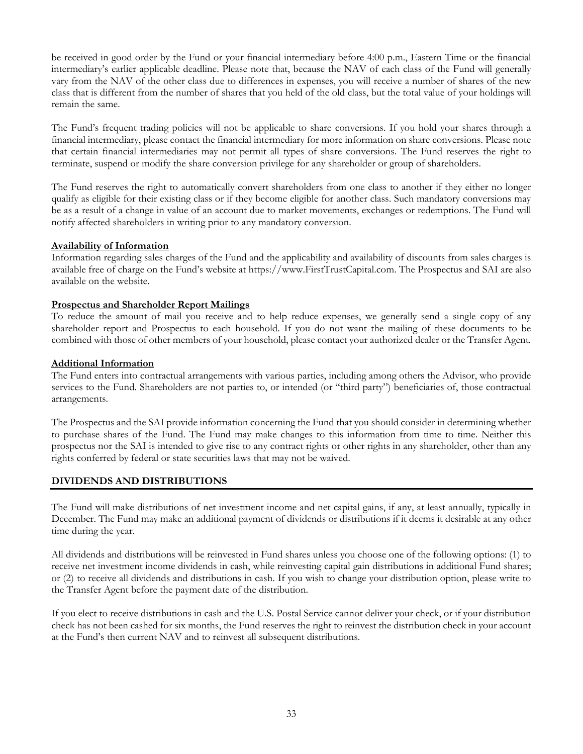be received in good order by the Fund or your financial intermediary before 4:00 p.m., Eastern Time or the financial intermediary's earlier applicable deadline. Please note that, because the NAV of each class of the Fund will generally vary from the NAV of the other class due to differences in expenses, you will receive a number of shares of the new class that is different from the number of shares that you held of the old class, but the total value of your holdings will remain the same.

The Fund's frequent trading policies will not be applicable to share conversions. If you hold your shares through a financial intermediary, please contact the financial intermediary for more information on share conversions. Please note that certain financial intermediaries may not permit all types of share conversions. The Fund reserves the right to terminate, suspend or modify the share conversion privilege for any shareholder or group of shareholders.

The Fund reserves the right to automatically convert shareholders from one class to another if they either no longer qualify as eligible for their existing class or if they become eligible for another class. Such mandatory conversions may be as a result of a change in value of an account due to market movements, exchanges or redemptions. The Fund will notify affected shareholders in writing prior to any mandatory conversion.

**Availability of Information**

Information regarding sales charges of the Fund and the applicability and availability of discounts from sales charges is available free of charge on the Fund's website at https://www.FirstTrustCapital.com. The Prospectus and SAI are also available on the website.

**Prospectus and Shareholder Report Mailings**

To reduce the amount of mail you receive and to help reduce expenses, we generally send a single copy of any shareholder report and Prospectus to each household. If you do not want the mailing of these documents to be combined with those of other members of your household, please contact your authorized dealer or the Transfer Agent.

**Additional Information**

The Fund enters into contractual arrangements with various parties, including among others the Advisor, who provide services to the Fund. Shareholders are not parties to, or intended (or "third party") beneficiaries of, those contractual arrangements.

The Prospectus and the SAI provide information concerning the Fund that you should consider in determining whether to purchase shares of the Fund. The Fund may make changes to this information from time to time. Neither this prospectus nor the SAI is intended to give rise to any contract rights or other rights in any shareholder, other than any rights conferred by federal or state securities laws that may not be waived.

## DIVIDENDS AND DISTRIBUTIONS

The Fund will make distributions of net investment income and net capital gains, if any, at least annually, typically in December. The Fund may make an additional payment of dividends or distributions if it deems it desirable at any other time during the year.

All dividends and distributions will be reinvested in Fund shares unless you choose one of the following options: (1) to receive net investment income dividends in cash, while reinvesting capital gain distributions in additional Fund shares; or (2) to receive all dividends and distributions in cash. If you wish to change your distribution option, please write to the Transfer Agent before the payment date of the distribution.

If you elect to receive distributions in cash and the U.S. Postal Service cannot deliver your check, or if your distribution check has not been cashed for six months, the Fund reserves the right to reinvest the distribution check in your account at the Fund's then current NAV and to reinvest all subsequent distributions.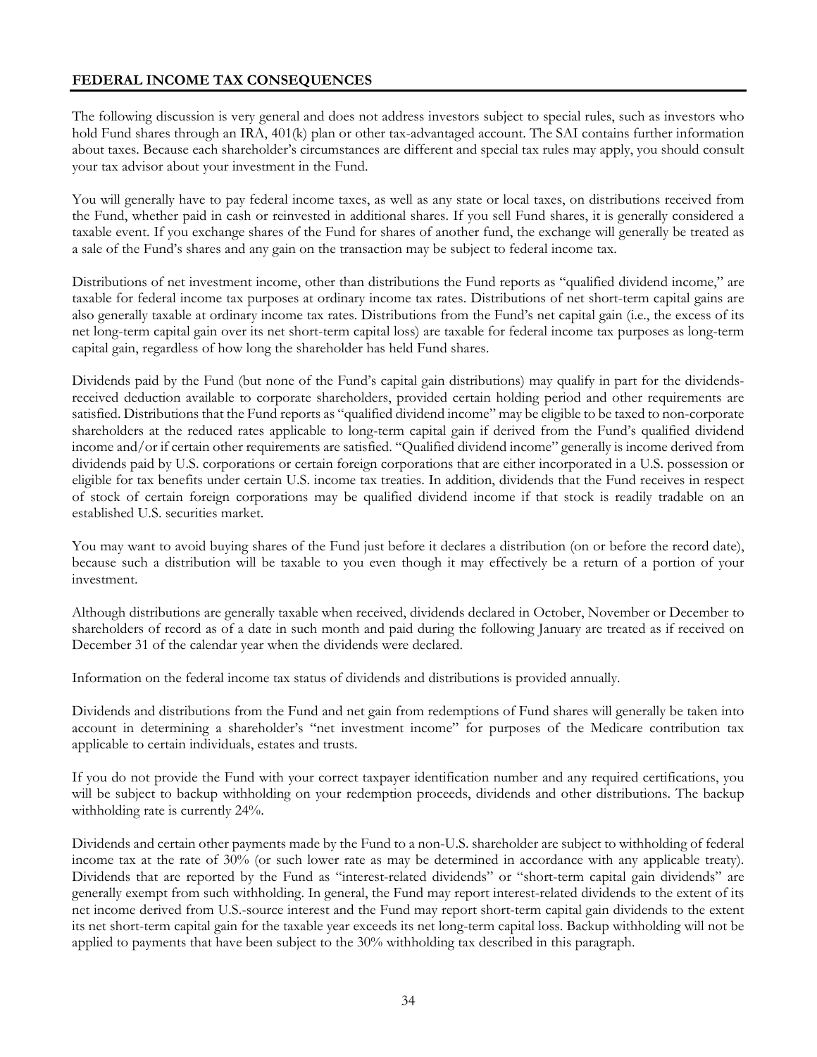## FEDERAL INCOME TAX CONSEQUENCES

The following discussion is very general and does not address investors subject to special rules, such as investors who hold Fund shares through an IRA, 401(k) plan or other tax-advantaged account. The SAI contains further information about taxes. Because each shareholder's circumstances are different and special tax rules may apply, you should consult your tax advisor about your investment in the Fund.

You will generally have to pay federal income taxes, as well as any state or local taxes, on distributions received from the Fund, whether paid in cash or reinvested in additional shares. If you sell Fund shares, it is generally considered a taxable event. If you exchange shares of the Fund for shares of another fund, the exchange will generally be treated as a sale of the Fund's shares and any gain on the transaction may be subject to federal income tax.

Distributions of net investment income, other than distributions the Fund reports as "qualified dividend income," are taxable for federal income tax purposes at ordinary income tax rates. Distributions of net short-term capital gains are also generally taxable at ordinary income tax rates. Distributions from the Fund's net capital gain (i.e., the excess of its net long-term capital gain over its net short-term capital loss) are taxable for federal income tax purposes as long-term capital gain, regardless of how long the shareholder has held Fund shares.

Dividends paid by the Fund (but none of the Fund's capital gain distributions) may qualify in part for the dividends-received deduction available to corporate shareholders, provided certain holding period and other requirements are satisfied. Distributions that the Fund reports as "qualified dividend income" may be eligible to be taxed to non-corporate shareholders at the reduced rates applicable to long-term capital gain if derived from the Fund's qualified dividend income and/or if certain other requirements are satisfied. "Qualified dividend income" generally is income derived from dividends paid by U.S. corporations or certain foreign corporations that are either incorporated in a U.S. possession or eligible for tax benefits under certain U.S. income tax treaties. In addition, dividends that the Fund receives in respect of stock of certain foreign corporations may be qualified dividend income if that stock is readily tradable on an established U.S. securities market.

You may want to avoid buying shares of the Fund just before it declares a distribution (on or before the record date), because such a distribution will be taxable to you even though it may effectively be a return of a portion of your investment.

Although distributions are generally taxable when received, dividends declared in October, November or December to shareholders of record as of a date in such month and paid during the following January are treated as if received on December 31 of the calendar year when the dividends were declared.

Information on the federal income tax status of dividends and distributions is provided annually.

Dividends and distributions from the Fund and net gain from redemptions of Fund shares will generally be taken into account in determining a shareholder's "net investment income" for purposes of the Medicare contribution tax applicable to certain individuals, estates and trusts.

If you do not provide the Fund with your correct taxpayer identification number and any required certifications, you will be subject to backup withholding on your redemption proceeds, dividends and other distributions. The backup withholding rate is currently 24%.

Dividends and certain other payments made by the Fund to a non-U.S. shareholder are subject to withholding of federal income tax at the rate of 30% (or such lower rate as may be determined in accordance with any applicable treaty). Dividends that are reported by the Fund as "interest-related dividends" or "short-term capital gain dividends" are generally exempt from such withholding. In general, the Fund may report interest-related dividends to the extent of its net income derived from U.S.-source interest and the Fund may report short-term capital gain dividends to the extent its net short-term capital gain for the taxable year exceeds its net long-term capital loss. Backup withholding will not be applied to payments that have been subject to the 30% withholding tax described in this paragraph.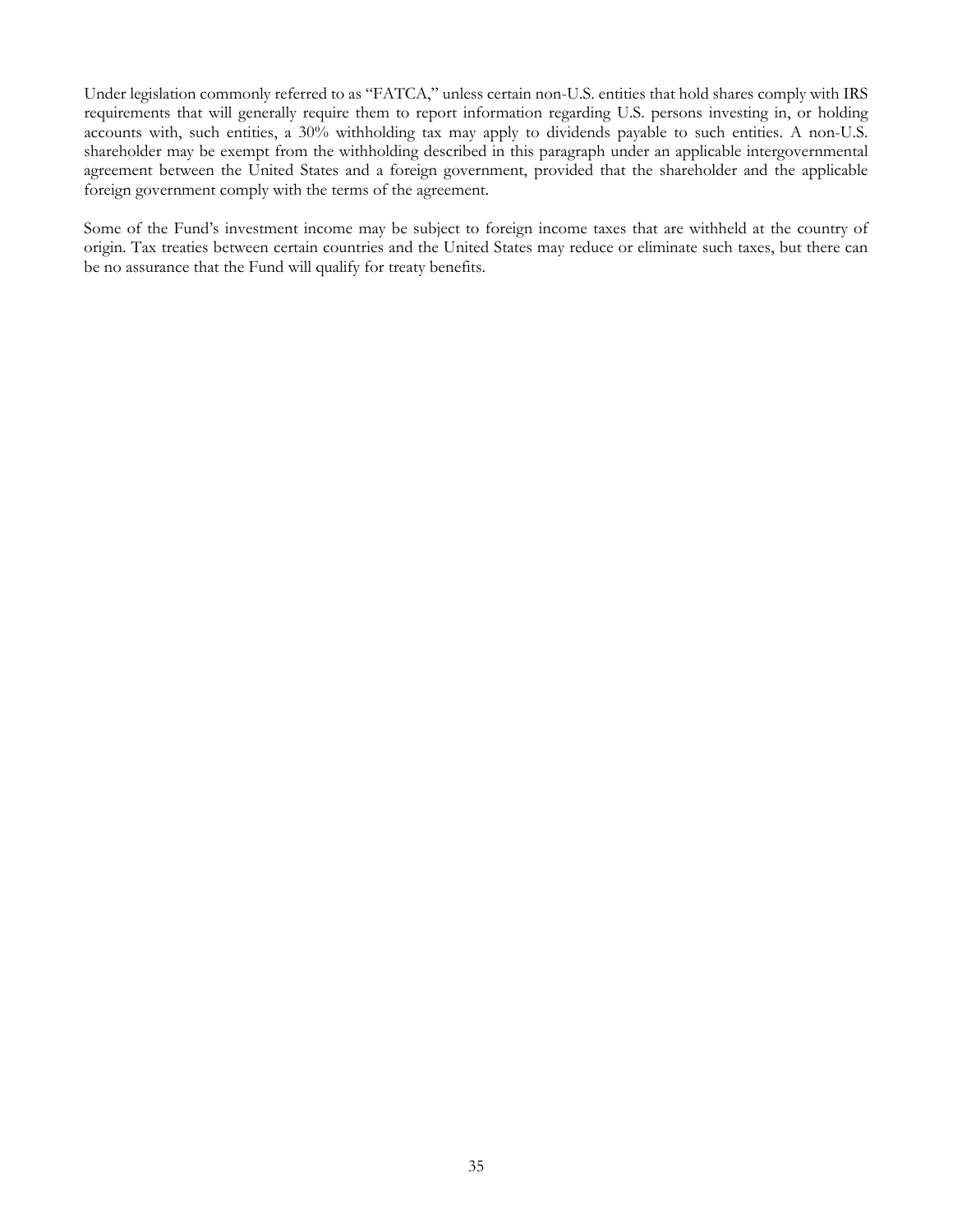Under legislation commonly referred to as "FATCA," unless certain non-U.S. entities that hold shares comply with IRS requirements that will generally require them to report information regarding U.S. persons investing in, or holding accounts with, such entities, a 30% withholding tax may apply to dividends payable to such entities. A non-U.S. shareholder may be exempt from the withholding described in this paragraph under an applicable intergovernmental agreement between the United States and a foreign government, provided that the shareholder and the applicable foreign government comply with the terms of the agreement.

Some of the Fund's investment income may be subject to foreign income taxes that are withheld at the country of origin. Tax treaties between certain countries and the United States may reduce or eliminate such taxes, but there can be no assurance that the Fund will qualify for treaty benefits.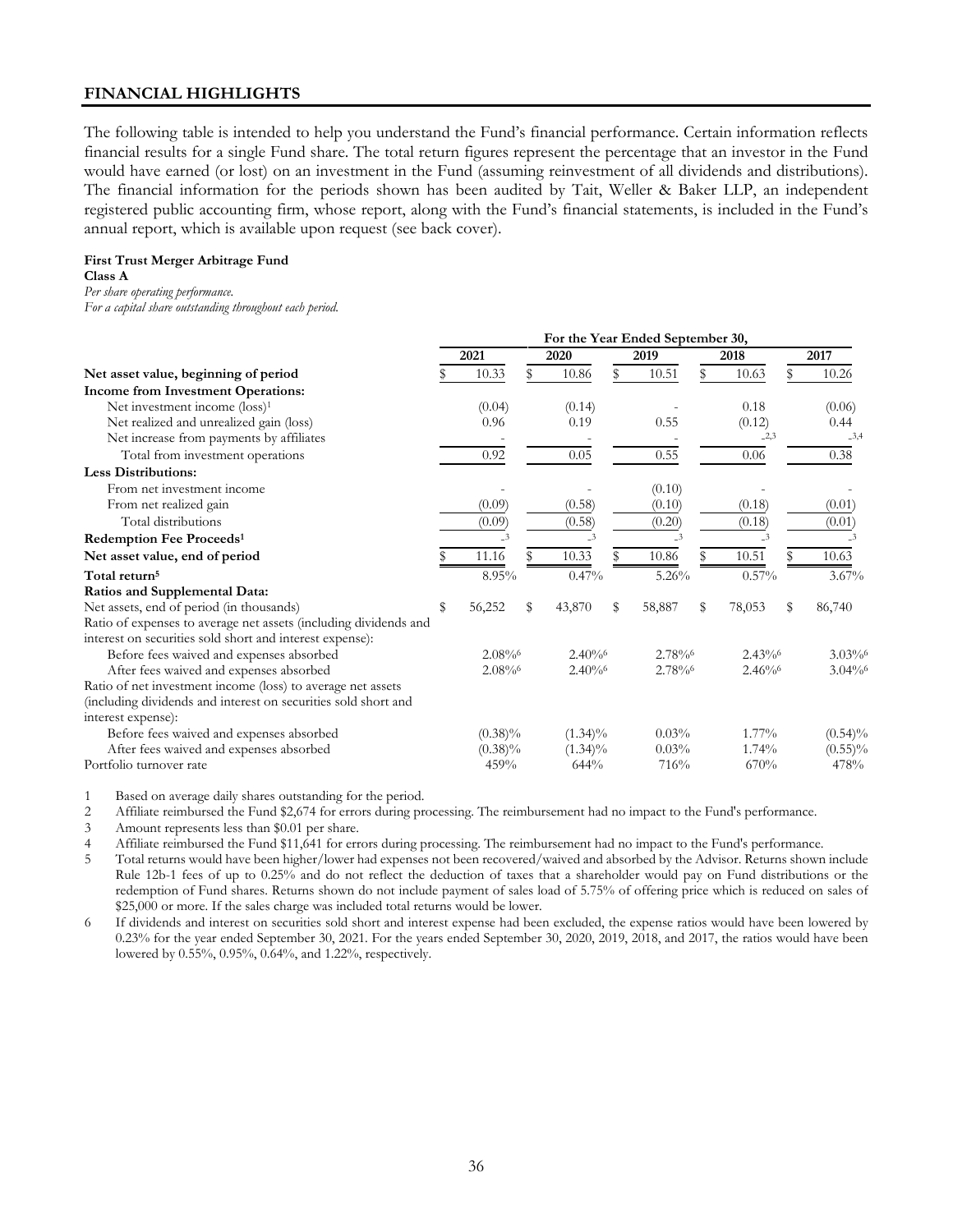## FINANCIAL HIGHLIGHTS

The following table is intended to help you understand the Fund's financial performance. Certain information reflects financial results for a single Fund share. The total return figures represent the percentage that an investor in the Fund would have earned (or lost) on an investment in the Fund (assuming reinvestment of all dividends and distributions). The financial information for the periods shown has been audited by Tait, Weller & Baker LLP, an independent registered public accounting firm, whose report, along with the Fund's financial statements, is included in the Fund's annual report, which is available upon request (see back cover).

**First Trust Merger Arbitrage Fund**
**Class A**
*Per share operating performance.*
*For a capital share outstanding throughout each period.*

| | For the Year Ended September 30, | | | | |
|---|---|---|---|---|---|
| | 2021 | 2020 | 2019 | 2018 | 2017 |
| **Net asset value, beginning of period** | $ 10.33 | $ 10.86 | $ 10.51 | $ 10.63 | $ 10.26 |
| **Income from Investment Operations:** | | | | | |
| Net investment income (loss)[1] | (0.04) | (0.14) | - | 0.18 | (0.06) |
| Net realized and unrealized gain (loss) | 0.96 | 0.19 | 0.55 | (0.12) | 0.44 |
| Net increase from payments by affiliates | - | - | - | -[2,3] | -[3,4] |
| Total from investment operations | 0.92 | 0.05 | 0.55 | 0.06 | 0.38 |
| **Less Distributions:** | | | | | |
| From net investment income | - | - | (0.10) | - | - |
| From net realized gain | (0.09) | (0.58) | (0.10) | (0.18) | (0.01) |
| Total distributions | (0.09) | (0.58) | (0.20) | (0.18) | (0.01) |
| **Redemption Fee Proceeds[1]** | -[3] | -[3] | -[3] | -[3] | -[3] |
| **Net asset value, end of period** | $ 11.16 | $ 10.33 | $ 10.86 | $ 10.51 | $ 10.63 |
| **Total return[5]** | 8.95% | 0.47% | 5.26% | 0.57% | 3.67% |
| **Ratios and Supplemental Data:** | | | | | |
| Net assets, end of period (in thousands) | $ 56,252 | $ 43,870 | $ 58,887 | $ 78,053 | $ 86,740 |
| Ratio of expenses to average net assets (including dividends and interest on securities sold short and interest expense): | | | | | |
| Before fees waived and expenses absorbed | 2.08%[6] | 2.40%[6] | 2.78%[6] | 2.43%[6] | 3.03%[6] |
| After fees waived and expenses absorbed | 2.08%[6] | 2.40%[6] | 2.78%[6] | 2.46%[6] | 3.04%[6] |
| Ratio of net investment income (loss) to average net assets (including dividends and interest on securities sold short and interest expense): | | | | | |
| Before fees waived and expenses absorbed | (0.38)% | (1.34)% | 0.03% | 1.77% | (0.54)% |
| After fees waived and expenses absorbed | (0.38)% | (1.34)% | 0.03% | 1.74% | (0.55)% |
| Portfolio turnover rate | 459% | 644% | 716% | 670% | 478% |

1 Based on average daily shares outstanding for the period.
2 Affiliate reimbursed the Fund $2,674 for errors during processing. The reimbursement had no impact to the Fund's performance.
3 Amount represents less than $0.01 per share.
4 Affiliate reimbursed the Fund $11,641 for errors during processing. The reimbursement had no impact to the Fund's performance.
5 Total returns would have been higher/lower had expenses not been recovered/waived and absorbed by the Advisor. Returns shown include Rule 12b-1 fees of up to 0.25% and do not reflect the deduction of taxes that a shareholder would pay on Fund distributions or the redemption of Fund shares. Returns shown do not include payment of sales load of 5.75% of offering price which is reduced on sales of $25,000 or more. If the sales charge was included total returns would be lower.
6 If dividends and interest on securities sold short and interest expense had been excluded, the expense ratios would have been lowered by 0.23% for the year ended September 30, 2021. For the years ended September 30, 2020, 2019, 2018, and 2017, the ratios would have been lowered by 0.55%, 0.95%, 0.64%, and 1.22%, respectively.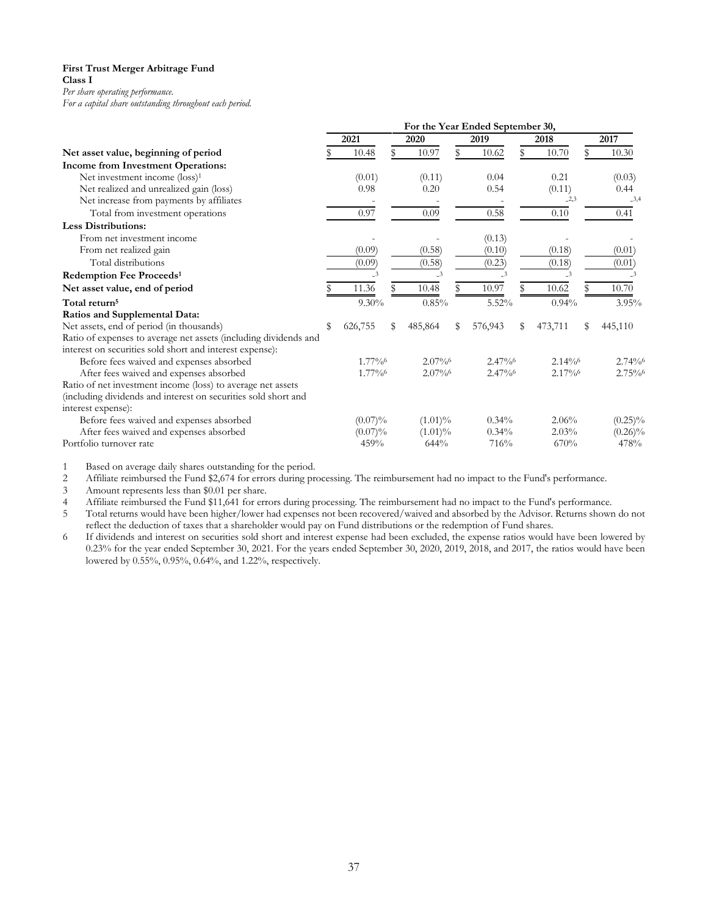**First Trust Merger Arbitrage Fund**
**Class I**
*Per share operating performance.*
*For a capital share outstanding throughout each period.*

| | For the Year Ended September 30, | | | | |
|---|---|---|---|---|---|
| | 2021 | 2020 | 2019 | 2018 | 2017 |
| **Net asset value, beginning of period** | $ 10.48 | $ 10.97 | $ 10.62 | $ 10.70 | $ 10.30 |
| **Income from Investment Operations:** | | | | | |
| Net investment income (loss)[1] | (0.01) | (0.11) | 0.04 | 0.21 | (0.03) |
| Net realized and unrealized gain (loss) | 0.98 | 0.20 | 0.54 | (0.11) | 0.44 |
| Net increase from payments by affiliates | - | - | - | -[2,3] | -[3,4] |
| Total from investment operations | 0.97 | 0.09 | 0.58 | 0.10 | 0.41 |
| **Less Distributions:** | | | | | |
| From net investment income | - | - | (0.13) | - | - |
| From net realized gain | (0.09) | (0.58) | (0.10) | (0.18) | (0.01) |
| Total distributions | (0.09) | (0.58) | (0.23) | (0.18) | (0.01) |
| **Redemption Fee Proceeds[1]** | -[3] | -[3] | -[3] | -[3] | -[3] |
| **Net asset value, end of period** | $ 11.36 | $ 10.48 | $ 10.97 | $ 10.62 | $ 10.70 |
| **Total return[5]** | 9.30% | 0.85% | 5.52% | 0.94% | 3.95% |
| **Ratios and Supplemental Data:** | | | | | |
| Net assets, end of period (in thousands) | $ 626,755 | $ 485,864 | $ 576,943 | $ 473,711 | $ 445,110 |
| Ratio of expenses to average net assets (including dividends and interest on securities sold short and interest expense): | | | | | |
| Before fees waived and expenses absorbed | 1.77%[6] | 2.07%[6] | 2.47%[6] | 2.14%[6] | 2.74%[6] |
| After fees waived and expenses absorbed | 1.77%[6] | 2.07%[6] | 2.47%[6] | 2.17%[6] | 2.75%[6] |
| Ratio of net investment income (loss) to average net assets (including dividends and interest on securities sold short and interest expense): | | | | | |
| Before fees waived and expenses absorbed | (0.07)% | (1.01)% | 0.34% | 2.06% | (0.25)% |
| After fees waived and expenses absorbed | (0.07)% | (1.01)% | 0.34% | 2.03% | (0.26)% |
| Portfolio turnover rate | 459% | 644% | 716% | 670% | 478% |

1 Based on average daily shares outstanding for the period.
2 Affiliate reimbursed the Fund $2,674 for errors during processing. The reimbursement had no impact to the Fund's performance.
3 Amount represents less than $0.01 per share.
4 Affiliate reimbursed the Fund $11,641 for errors during processing. The reimbursement had no impact to the Fund's performance.
5 Total returns would have been higher/lower had expenses not been recovered/waived and absorbed by the Advisor. Returns shown do not reflect the deduction of taxes that a shareholder would pay on Fund distributions or the redemption of Fund shares.
6 If dividends and interest on securities sold short and interest expense had been excluded, the expense ratios would have been lowered by 0.23% for the year ended September 30, 2021. For the years ended September 30, 2020, 2019, 2018, and 2017, the ratios would have been lowered by 0.55%, 0.95%, 0.64%, and 1.22%, respectively.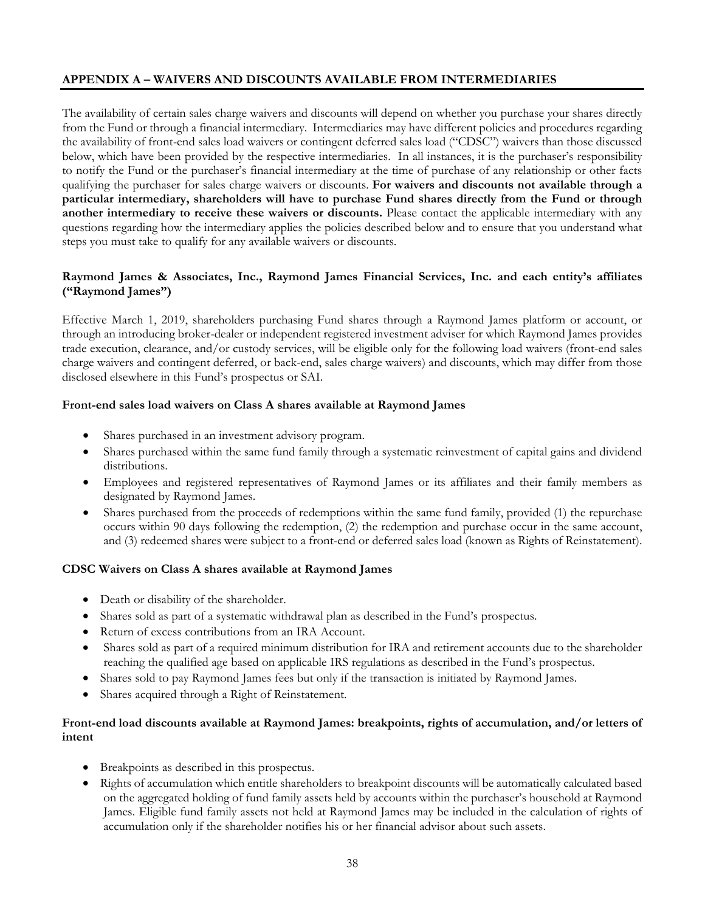## APPENDIX A – WAIVERS AND DISCOUNTS AVAILABLE FROM INTERMEDIARIES

The availability of certain sales charge waivers and discounts will depend on whether you purchase your shares directly from the Fund or through a financial intermediary. Intermediaries may have different policies and procedures regarding the availability of front-end sales load waivers or contingent deferred sales load ("CDSC") waivers than those discussed below, which have been provided by the respective intermediaries. In all instances, it is the purchaser's responsibility to notify the Fund or the purchaser's financial intermediary at the time of purchase of any relationship or other facts qualifying the purchaser for sales charge waivers or discounts. **For waivers and discounts not available through a particular intermediary, shareholders will have to purchase Fund shares directly from the Fund or through another intermediary to receive these waivers or discounts.** Please contact the applicable intermediary with any questions regarding how the intermediary applies the policies described below and to ensure that you understand what steps you must take to qualify for any available waivers or discounts.

### Raymond James & Associates, Inc., Raymond James Financial Services, Inc. and each entity's affiliates ("Raymond James")

Effective March 1, 2019, shareholders purchasing Fund shares through a Raymond James platform or account, or through an introducing broker-dealer or independent registered investment adviser for which Raymond James provides trade execution, clearance, and/or custody services, will be eligible only for the following load waivers (front-end sales charge waivers and contingent deferred, or back-end, sales charge waivers) and discounts, which may differ from those disclosed elsewhere in this Fund's prospectus or SAI.

#### Front-end sales load waivers on Class A shares available at Raymond James

- Shares purchased in an investment advisory program.
- Shares purchased within the same fund family through a systematic reinvestment of capital gains and dividend distributions.
- Employees and registered representatives of Raymond James or its affiliates and their family members as designated by Raymond James.
- Shares purchased from the proceeds of redemptions within the same fund family, provided (1) the repurchase occurs within 90 days following the redemption, (2) the redemption and purchase occur in the same account, and (3) redeemed shares were subject to a front-end or deferred sales load (known as Rights of Reinstatement).

#### CDSC Waivers on Class A shares available at Raymond James

- Death or disability of the shareholder.
- Shares sold as part of a systematic withdrawal plan as described in the Fund's prospectus.
- Return of excess contributions from an IRA Account.
- Shares sold as part of a required minimum distribution for IRA and retirement accounts due to the shareholder reaching the qualified age based on applicable IRS regulations as described in the Fund's prospectus.
- Shares sold to pay Raymond James fees but only if the transaction is initiated by Raymond James.
- Shares acquired through a Right of Reinstatement.

#### Front-end load discounts available at Raymond James: breakpoints, rights of accumulation, and/or letters of intent

- Breakpoints as described in this prospectus.
- Rights of accumulation which entitle shareholders to breakpoint discounts will be automatically calculated based on the aggregated holding of fund family assets held by accounts within the purchaser's household at Raymond James. Eligible fund family assets not held at Raymond James may be included in the calculation of rights of accumulation only if the shareholder notifies his or her financial advisor about such assets.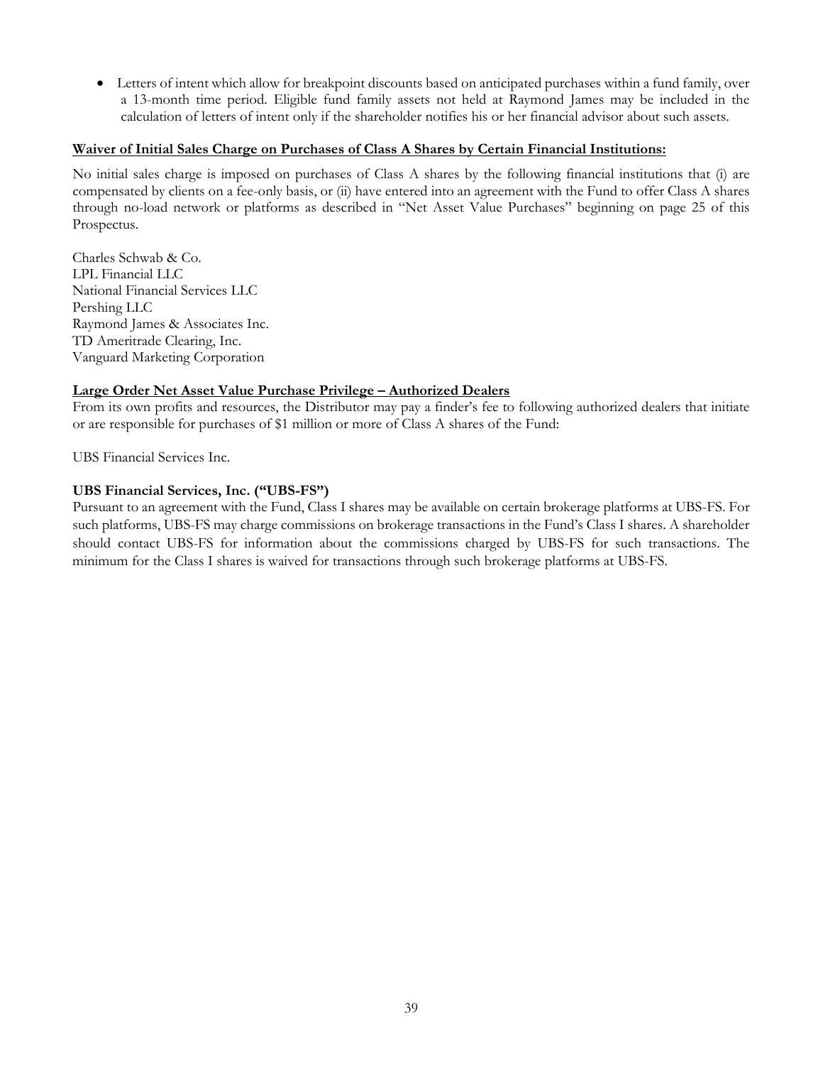- Letters of intent which allow for breakpoint discounts based on anticipated purchases within a fund family, over a 13-month time period. Eligible fund family assets not held at Raymond James may be included in the calculation of letters of intent only if the shareholder notifies his or her financial advisor about such assets.

**Waiver of Initial Sales Charge on Purchases of Class A Shares by Certain Financial Institutions:**

No initial sales charge is imposed on purchases of Class A shares by the following financial institutions that (i) are compensated by clients on a fee-only basis, or (ii) have entered into an agreement with the Fund to offer Class A shares through no-load network or platforms as described in "Net Asset Value Purchases" beginning on page 25 of this Prospectus.

Charles Schwab & Co.
LPL Financial LLC
National Financial Services LLC
Pershing LLC
Raymond James & Associates Inc.
TD Ameritrade Clearing, Inc.
Vanguard Marketing Corporation

**Large Order Net Asset Value Purchase Privilege – Authorized Dealers**

From its own profits and resources, the Distributor may pay a finder's fee to following authorized dealers that initiate or are responsible for purchases of $1 million or more of Class A shares of the Fund:

UBS Financial Services Inc.

**UBS Financial Services, Inc. ("UBS-FS")**

Pursuant to an agreement with the Fund, Class I shares may be available on certain brokerage platforms at UBS-FS. For such platforms, UBS-FS may charge commissions on brokerage transactions in the Fund's Class I shares. A shareholder should contact UBS-FS for information about the commissions charged by UBS-FS for such transactions. The minimum for the Class I shares is waived for transactions through such brokerage platforms at UBS-FS.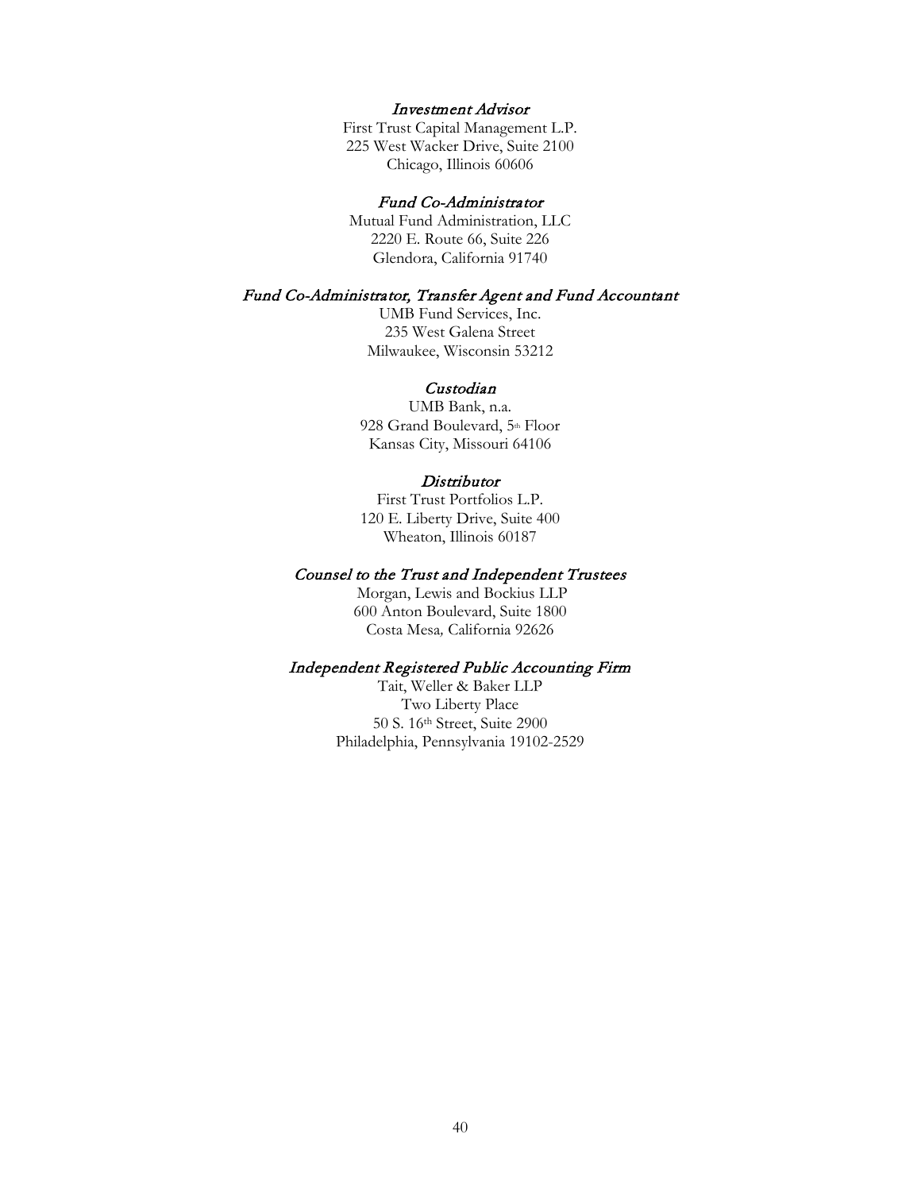*Investment Advisor*

First Trust Capital Management L.P.
225 West Wacker Drive, Suite 2100
Chicago, Illinois 60606

*Fund Co-Administrator*

Mutual Fund Administration, LLC
2220 E. Route 66, Suite 226
Glendora, California 91740

*Fund Co-Administrator, Transfer Agent and Fund Accountant*

UMB Fund Services, Inc.
235 West Galena Street
Milwaukee, Wisconsin 53212

*Custodian*

UMB Bank, n.a.
928 Grand Boulevard, 5th Floor
Kansas City, Missouri 64106

*Distributor*

First Trust Portfolios L.P.
120 E. Liberty Drive, Suite 400
Wheaton, Illinois 60187

*Counsel to the Trust and Independent Trustees*

Morgan, Lewis and Bockius LLP
600 Anton Boulevard, Suite 1800
Costa Mesa, California 92626

*Independent Registered Public Accounting Firm*

Tait, Weller & Baker LLP
Two Liberty Place
50 S. 16th Street, Suite 2900
Philadelphia, Pennsylvania 19102-2529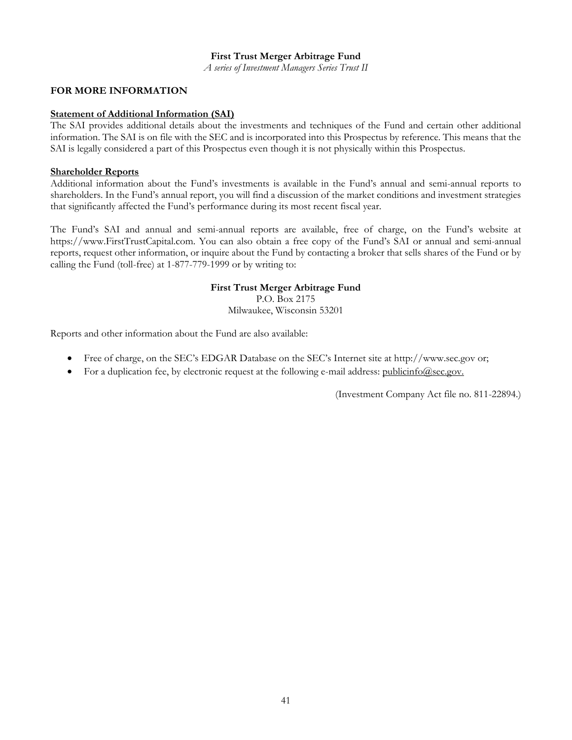**First Trust Merger Arbitrage Fund**

*A series of Investment Managers Series Trust II*

## FOR MORE INFORMATION

### Statement of Additional Information (SAI)

The SAI provides additional details about the investments and techniques of the Fund and certain other additional information. The SAI is on file with the SEC and is incorporated into this Prospectus by reference. This means that the SAI is legally considered a part of this Prospectus even though it is not physically within this Prospectus.

### Shareholder Reports

Additional information about the Fund's investments is available in the Fund's annual and semi-annual reports to shareholders. In the Fund's annual report, you will find a discussion of the market conditions and investment strategies that significantly affected the Fund's performance during its most recent fiscal year.

The Fund's SAI and annual and semi-annual reports are available, free of charge, on the Fund's website at https://www.FirstTrustCapital.com. You can also obtain a free copy of the Fund's SAI or annual and semi-annual reports, request other information, or inquire about the Fund by contacting a broker that sells shares of the Fund or by calling the Fund (toll-free) at 1-877-779-1999 or by writing to:

**First Trust Merger Arbitrage Fund**
P.O. Box 2175
Milwaukee, Wisconsin 53201

Reports and other information about the Fund are also available:

- Free of charge, on the SEC's EDGAR Database on the SEC's Internet site at http://www.sec.gov or;
- For a duplication fee, by electronic request at the following e-mail address: publicinfo@sec.gov.

(Investment Company Act file no. 811-22894.)